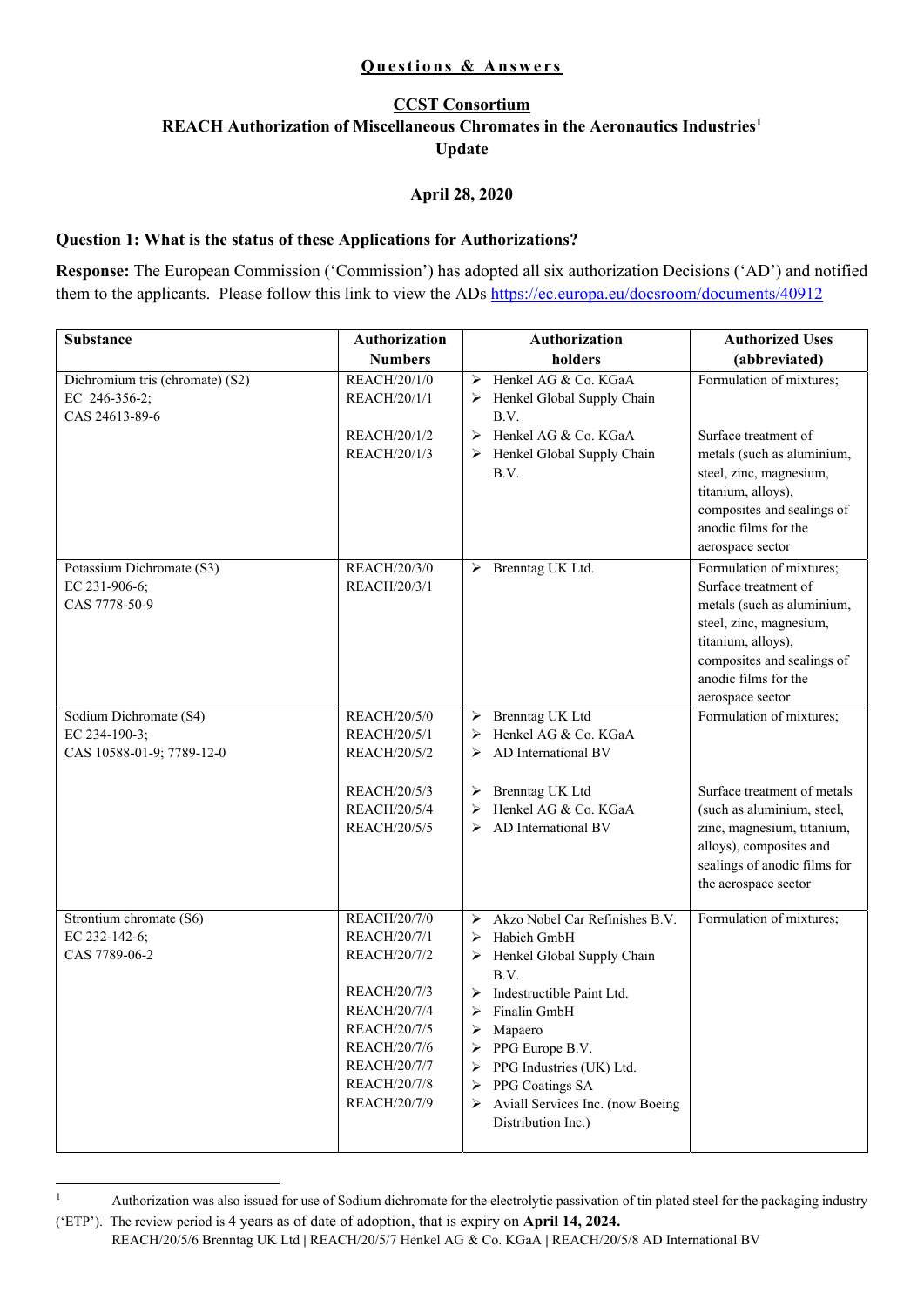# Questions & Answers

## CCST Consortium

## REACH Authorization of Miscellaneous Chromates in the Aeronautics Industries[1]

## Update

**April 28, 2020**

**Question 1: What is the status of these Applications for Authorizations?**

**Response:** The European Commission ('Commission') has adopted all six authorization Decisions ('AD') and notified them to the applicants. Please follow this link to view the ADs https://ec.europa.eu/docsroom/documents/40912

| Substance | Authorization Numbers | Authorization holders | Authorized Uses (abbreviated) |
|---|---|---|---|
| Dichromium tris (chromate) (S2)<br>EC 246-356-2;<br>CAS 24613-89-6 | REACH/20/1/0<br>REACH/20/1/1 | ➢ Henkel AG & Co. KGaA<br>➢ Henkel Global Supply Chain B.V. | Formulation of mixtures; |
| | REACH/20/1/2<br>REACH/20/1/3 | ➢ Henkel AG & Co. KGaA<br>➢ Henkel Global Supply Chain B.V. | Surface treatment of metals (such as aluminium, steel, zinc, magnesium, titanium, alloys), composites and sealings of anodic films for the aerospace sector |
| Potassium Dichromate (S3)<br>EC 231-906-6;<br>CAS 7778-50-9 | REACH/20/3/0<br>REACH/20/3/1 | ➢ Brenntag UK Ltd. | Formulation of mixtures; Surface treatment of metals (such as aluminium, steel, zinc, magnesium, titanium, alloys), composites and sealings of anodic films for the aerospace sector |
| Sodium Dichromate (S4)<br>EC 234-190-3;<br>CAS 10588-01-9; 7789-12-0 | REACH/20/5/0<br>REACH/20/5/1<br>REACH/20/5/2 | ➢ Brenntag UK Ltd<br>➢ Henkel AG & Co. KGaA<br>➢ AD International BV | Formulation of mixtures; |
| | REACH/20/5/3<br>REACH/20/5/4<br>REACH/20/5/5 | ➢ Brenntag UK Ltd<br>➢ Henkel AG & Co. KGaA<br>➢ AD International BV | Surface treatment of metals (such as aluminium, steel, zinc, magnesium, titanium, alloys), composites and sealings of anodic films for the aerospace sector |
| Strontium chromate (S6)<br>EC 232-142-6;<br>CAS 7789-06-2 | REACH/20/7/0<br>REACH/20/7/1<br>REACH/20/7/2<br>REACH/20/7/3<br>REACH/20/7/4<br>REACH/20/7/5<br>REACH/20/7/6<br>REACH/20/7/7<br>REACH/20/7/8<br>REACH/20/7/9 | ➢ Akzo Nobel Car Refinishes B.V.<br>➢ Habich GmbH<br>➢ Henkel Global Supply Chain B.V.<br>➢ Indestructible Paint Ltd.<br>➢ Finalin GmbH<br>➢ Mapaero<br>➢ PPG Europe B.V.<br>➢ PPG Industries (UK) Ltd.<br>➢ PPG Coatings SA<br>➢ Aviall Services Inc. (now Boeing Distribution Inc.) | Formulation of mixtures; |

[1] Authorization was also issued for use of Sodium dichromate for the electrolytic passivation of tin plated steel for the packaging industry ('ETP'). The review period is 4 years as of date of adoption, that is expiry on **April 14, 2024.**
REACH/20/5/6 Brenntag UK Ltd | REACH/20/5/7 Henkel AG & Co. KGaA | REACH/20/5/8 AD International BV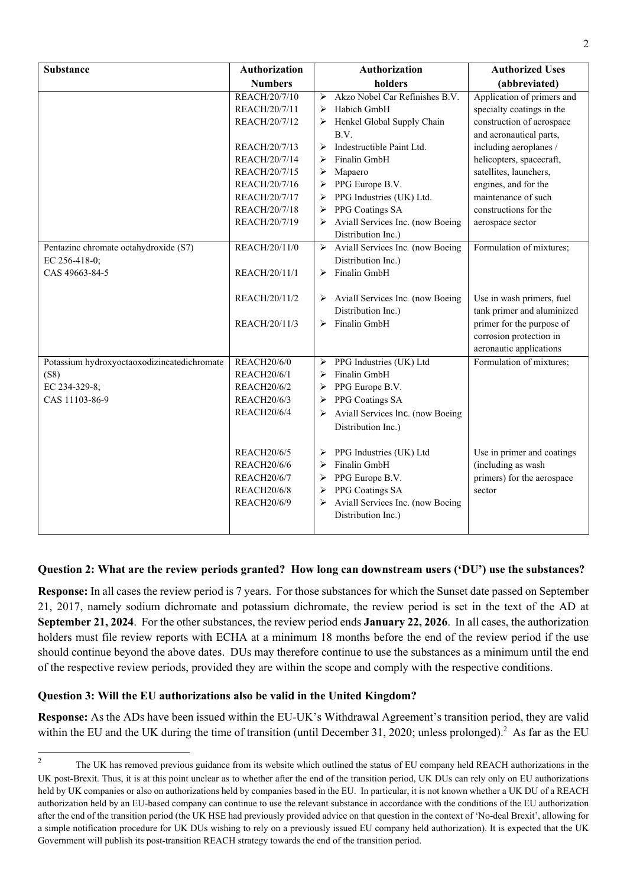| Substance | Authorization Numbers | Authorization holders | Authorized Uses (abbreviated) |
|---|---|---|---|
| | REACH/20/7/10<br>REACH/20/7/11<br>REACH/20/7/12<br><br>REACH/20/7/13<br>REACH/20/7/14<br>REACH/20/7/15<br>REACH/20/7/16<br>REACH/20/7/17<br>REACH/20/7/18<br>REACH/20/7/19 | ➢ Akzo Nobel Car Refinishes B.V.<br>➢ Habich GmbH<br>➢ Henkel Global Supply Chain B.V.<br>➢ Indestructible Paint Ltd.<br>➢ Finalin GmbH<br>➢ Mapaero<br>➢ PPG Europe B.V.<br>➢ PPG Industries (UK) Ltd.<br>➢ PPG Coatings SA<br>➢ Aviall Services Inc. (now Boeing Distribution Inc.) | Application of primers and specialty coatings in the construction of aerospace and aeronautical parts, including aeroplanes / helicopters, spacecraft, satellites, launchers, engines, and for the maintenance of such constructions for the aerospace sector |
| Pentazinc chromate octahydroxide (S7)<br>EC 256-418-0;<br>CAS 49663-84-5 | REACH/20/11/0<br><br>REACH/20/11/1 | ➢ Aviall Services Inc. (now Boeing Distribution Inc.)<br>➢ Finalin GmbH | Formulation of mixtures; |
| | REACH/20/11/2<br><br>REACH/20/11/3 | ➢ Aviall Services Inc. (now Boeing Distribution Inc.)<br>➢ Finalin GmbH | Use in wash primers, fuel tank primer and aluminized primer for the purpose of corrosion protection in aeronautic applications |
| Potassium hydroxyoctaoxodizincatedichromate (S8)<br>EC 234-329-8;<br>CAS 11103-86-9 | REACH20/6/0<br>REACH20/6/1<br>REACH20/6/2<br>REACH20/6/3<br>REACH20/6/4 | ➢ PPG Industries (UK) Ltd<br>➢ Finalin GmbH<br>➢ PPG Europe B.V.<br>➢ PPG Coatings SA<br>➢ Aviall Services Inc. (now Boeing Distribution Inc.) | Formulation of mixtures; |
| | REACH20/6/5<br>REACH20/6/6<br>REACH20/6/7<br>REACH20/6/8<br>REACH20/6/9 | ➢ PPG Industries (UK) Ltd<br>➢ Finalin GmbH<br>➢ PPG Europe B.V.<br>➢ PPG Coatings SA<br>➢ Aviall Services Inc. (now Boeing Distribution Inc.) | Use in primer and coatings (including as wash primers) for the aerospace sector |

**Question 2: What are the review periods granted? How long can downstream users ('DU') use the substances?**

**Response:** In all cases the review period is 7 years. For those substances for which the Sunset date passed on September 21, 2017, namely sodium dichromate and potassium dichromate, the review period is set in the text of the AD at **September 21, 2024**. For the other substances, the review period ends **January 22, 2026**. In all cases, the authorization holders must file review reports with ECHA at a minimum 18 months before the end of the review period if the use should continue beyond the above dates. DUs may therefore continue to use the substances as a minimum until the end of the respective review periods, provided they are within the scope and comply with the respective conditions.

**Question 3: Will the EU authorizations also be valid in the United Kingdom?**

**Response:** As the ADs have been issued within the EU-UK's Withdrawal Agreement's transition period, they are valid within the EU and the UK during the time of transition (until December 31, 2020; unless prolonged).[2] As far as the EU

[2] The UK has removed previous guidance from its website which outlined the status of EU company held REACH authorizations in the UK post-Brexit. Thus, it is at this point unclear as to whether after the end of the transition period, UK DUs can rely only on EU authorizations held by UK companies or also on authorizations held by companies based in the EU. In particular, it is not known whether a UK DU of a REACH authorization held by an EU-based company can continue to use the relevant substance in accordance with the conditions of the EU authorization after the end of the transition period (the UK HSE had previously provided advice on that question in the context of 'No-deal Brexit', allowing for a simple notification procedure for UK DUs wishing to rely on a previously issued EU company held authorization). It is expected that the UK Government will publish its post-transition REACH strategy towards the end of the transition period.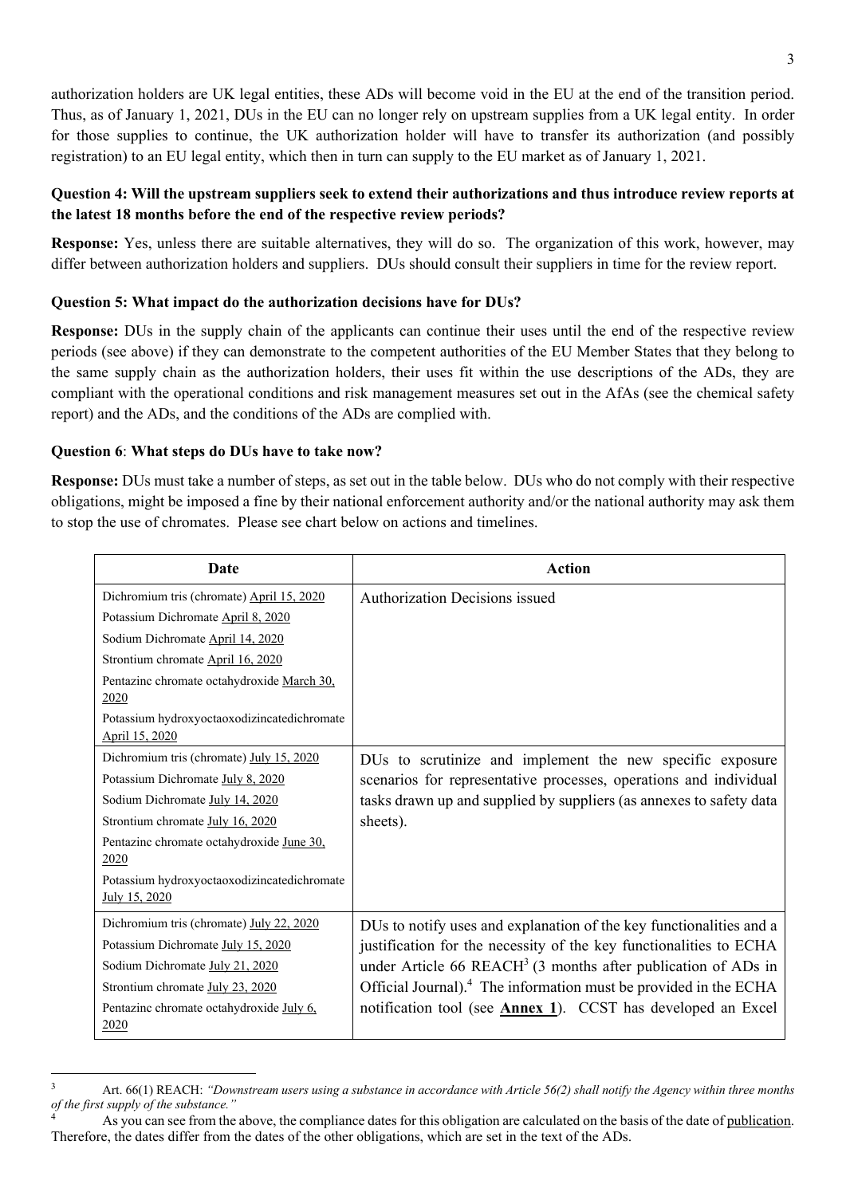authorization holders are UK legal entities, these ADs will become void in the EU at the end of the transition period. Thus, as of January 1, 2021, DUs in the EU can no longer rely on upstream supplies from a UK legal entity. In order for those supplies to continue, the UK authorization holder will have to transfer its authorization (and possibly registration) to an EU legal entity, which then in turn can supply to the EU market as of January 1, 2021.

**Question 4: Will the upstream suppliers seek to extend their authorizations and thus introduce review reports at the latest 18 months before the end of the respective review periods?**

**Response:** Yes, unless there are suitable alternatives, they will do so. The organization of this work, however, may differ between authorization holders and suppliers. DUs should consult their suppliers in time for the review report.

**Question 5: What impact do the authorization decisions have for DUs?**

**Response:** DUs in the supply chain of the applicants can continue their uses until the end of the respective review periods (see above) if they can demonstrate to the competent authorities of the EU Member States that they belong to the same supply chain as the authorization holders, their uses fit within the use descriptions of the ADs, they are compliant with the operational conditions and risk management measures set out in the AfAs (see the chemical safety report) and the ADs, and the conditions of the ADs are complied with.

**Question 6**: **What steps do DUs have to take now?**

**Response:** DUs must take a number of steps, as set out in the table below. DUs who do not comply with their respective obligations, might be imposed a fine by their national enforcement authority and/or the national authority may ask them to stop the use of chromates. Please see chart below on actions and timelines.

| Date | Action |
|---|---|
| Dichromium tris (chromate) April 15, 2020<br>Potassium Dichromate April 8, 2020<br>Sodium Dichromate April 14, 2020<br>Strontium chromate April 16, 2020<br>Pentazinc chromate octahydroxide March 30, 2020<br>Potassium hydroxyoctaoxodizincatedichromate April 15, 2020 | Authorization Decisions issued |
| Dichromium tris (chromate) July 15, 2020<br>Potassium Dichromate July 8, 2020<br>Sodium Dichromate July 14, 2020<br>Strontium chromate July 16, 2020<br>Pentazinc chromate octahydroxide June 30, 2020<br>Potassium hydroxyoctaoxodizincatedichromate July 15, 2020 | DUs to scrutinize and implement the new specific exposure scenarios for representative processes, operations and individual tasks drawn up and supplied by suppliers (as annexes to safety data sheets). |
| Dichromium tris (chromate) July 22, 2020<br>Potassium Dichromate July 15, 2020<br>Sodium Dichromate July 21, 2020<br>Strontium chromate July 23, 2020<br>Pentazinc chromate octahydroxide July 6, 2020 | DUs to notify uses and explanation of the key functionalities and a justification for the necessity of the key functionalities to ECHA under Article 66 REACH[3] (3 months after publication of ADs in Official Journal).[4] The information must be provided in the ECHA notification tool (see **Annex 1**). CCST has developed an Excel |

[3] Art. 66(1) REACH: *"Downstream users using a substance in accordance with Article 56(2) shall notify the Agency within three months of the first supply of the substance."*

[4] As you can see from the above, the compliance dates for this obligation are calculated on the basis of the date of publication. Therefore, the dates differ from the dates of the other obligations, which are set in the text of the ADs.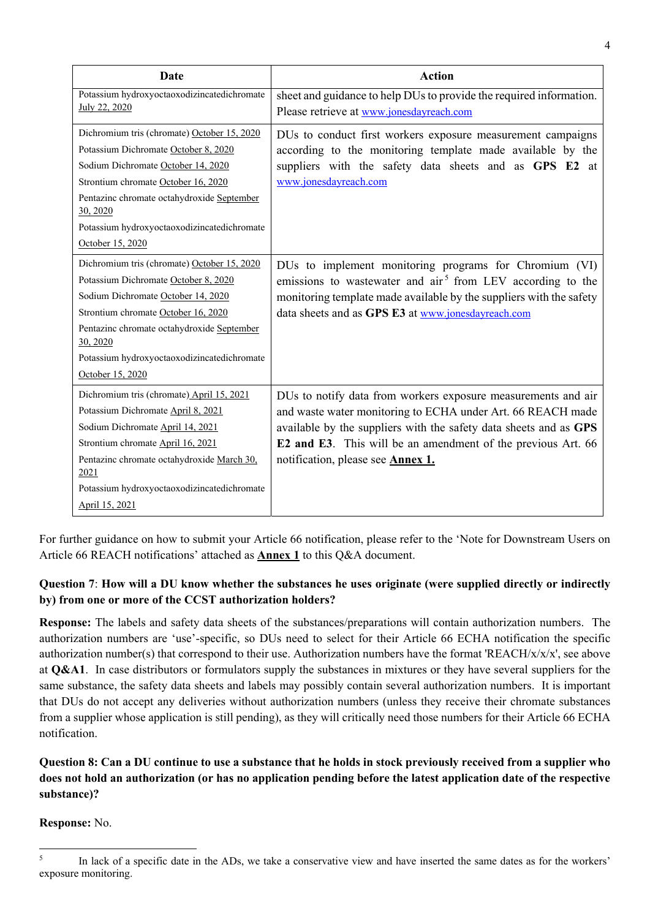| Date | Action |
| --- | --- |
| Potassium hydroxyoctaoxodizincatedichromate July 22, 2020 | sheet and guidance to help DUs to provide the required information. Please retrieve at www.jonesdayreach.com |
| Dichromium tris (chromate) October 15, 2020<br>Potassium Dichromate October 8, 2020<br>Sodium Dichromate October 14, 2020<br>Strontium chromate October 16, 2020<br>Pentazinc chromate octahydroxide September 30, 2020<br>Potassium hydroxyoctaoxodizincatedichromate October 15, 2020 | DUs to conduct first workers exposure measurement campaigns according to the monitoring template made available by the suppliers with the safety data sheets and as **GPS E2** at www.jonesdayreach.com |
| Dichromium tris (chromate) October 15, 2020<br>Potassium Dichromate October 8, 2020<br>Sodium Dichromate October 14, 2020<br>Strontium chromate October 16, 2020<br>Pentazinc chromate octahydroxide September 30, 2020<br>Potassium hydroxyoctaoxodizincatedichromate October 15, 2020 | DUs to implement monitoring programs for Chromium (VI) emissions to wastewater and air[5] from LEV according to the monitoring template made available by the suppliers with the safety data sheets and as **GPS E3** at www.jonesdayreach.com |
| Dichromium tris (chromate) April 15, 2021<br>Potassium Dichromate April 8, 2021<br>Sodium Dichromate April 14, 2021<br>Strontium chromate April 16, 2021<br>Pentazinc chromate octahydroxide March 30, 2021<br>Potassium hydroxyoctaoxodizincatedichromate April 15, 2021 | DUs to notify data from workers exposure measurements and air and waste water monitoring to ECHA under Art. 66 REACH made available by the suppliers with the safety data sheets and as **GPS E2 and E3**. This will be an amendment of the previous Art. 66 notification, please see **Annex 1.** |

For further guidance on how to submit your Article 66 notification, please refer to the 'Note for Downstream Users on Article 66 REACH notifications' attached as **Annex 1** to this Q&A document.

**Question 7**: **How will a DU know whether the substances he uses originate (were supplied directly or indirectly by) from one or more of the CCST authorization holders?**

**Response:** The labels and safety data sheets of the substances/preparations will contain authorization numbers. The authorization numbers are 'use'-specific, so DUs need to select for their Article 66 ECHA notification the specific authorization number(s) that correspond to their use. Authorization numbers have the format 'REACH/x/x/x', see above at **Q&A1**. In case distributors or formulators supply the substances in mixtures or they have several suppliers for the same substance, the safety data sheets and labels may possibly contain several authorization numbers. It is important that DUs do not accept any deliveries without authorization numbers (unless they receive their chromate substances from a supplier whose application is still pending), as they will critically need those numbers for their Article 66 ECHA notification.

**Question 8: Can a DU continue to use a substance that he holds in stock previously received from a supplier who does not hold an authorization (or has no application pending before the latest application date of the respective substance)?**

**Response:** No.

[5] In lack of a specific date in the ADs, we take a conservative view and have inserted the same dates as for the workers' exposure monitoring.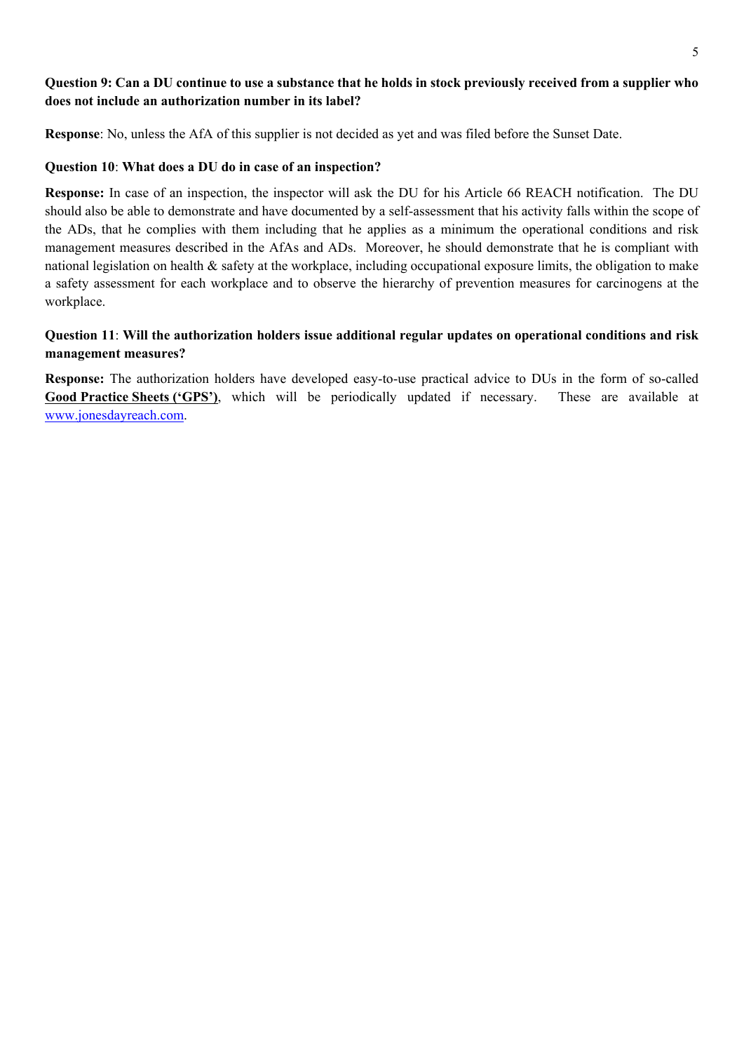**Question 9: Can a DU continue to use a substance that he holds in stock previously received from a supplier who does not include an authorization number in its label?**

**Response**: No, unless the AfA of this supplier is not decided as yet and was filed before the Sunset Date.

**Question 10**: **What does a DU do in case of an inspection?**

**Response:** In case of an inspection, the inspector will ask the DU for his Article 66 REACH notification. The DU should also be able to demonstrate and have documented by a self-assessment that his activity falls within the scope of the ADs, that he complies with them including that he applies as a minimum the operational conditions and risk management measures described in the AfAs and ADs. Moreover, he should demonstrate that he is compliant with national legislation on health & safety at the workplace, including occupational exposure limits, the obligation to make a safety assessment for each workplace and to observe the hierarchy of prevention measures for carcinogens at the workplace.

**Question 11**: **Will the authorization holders issue additional regular updates on operational conditions and risk management measures?**

**Response:** The authorization holders have developed easy-to-use practical advice to DUs in the form of so-called **Good Practice Sheets ('GPS')**, which will be periodically updated if necessary. These are available at www.jonesdayreach.com.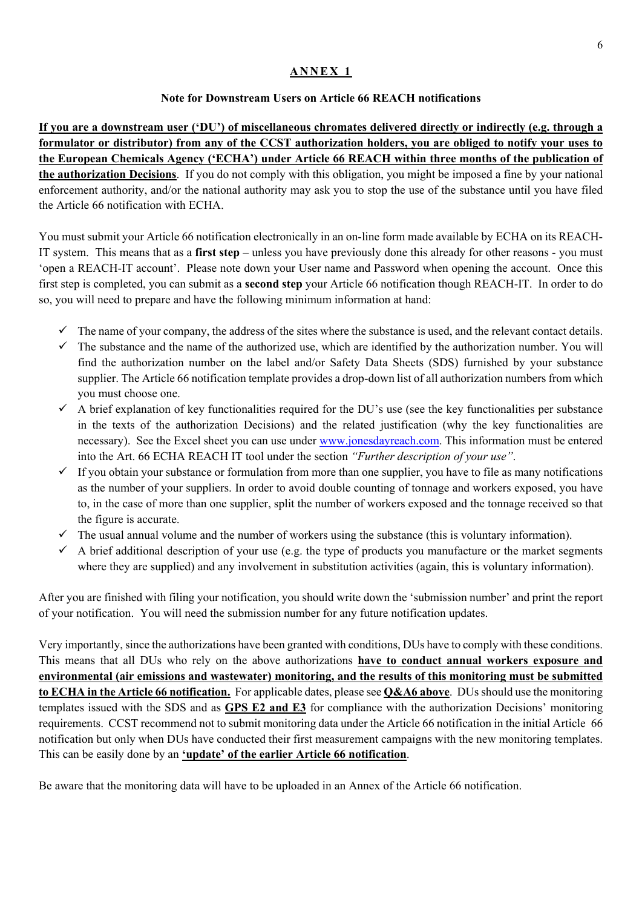# ANNEX 1

## Note for Downstream Users on Article 66 REACH notifications

**<u>If you are a downstream user ('DU') of miscellaneous chromates delivered directly or indirectly (e.g. through a formulator or distributor) from any of the CCST authorization holders, you are obliged to notify your uses to the European Chemicals Agency ('ECHA') under Article 66 REACH within three months of the publication of the authorization Decisions</u>**. If you do not comply with this obligation, you might be imposed a fine by your national enforcement authority, and/or the national authority may ask you to stop the use of the substance until you have filed the Article 66 notification with ECHA.

You must submit your Article 66 notification electronically in an on-line form made available by ECHA on its REACH-IT system. This means that as a **first step** – unless you have previously done this already for other reasons - you must 'open a REACH-IT account'. Please note down your User name and Password when opening the account. Once this first step is completed, you can submit as a **second step** your Article 66 notification though REACH-IT. In order to do so, you will need to prepare and have the following minimum information at hand:

- ✓ The name of your company, the address of the sites where the substance is used, and the relevant contact details.
- ✓ The substance and the name of the authorized use, which are identified by the authorization number. You will find the authorization number on the label and/or Safety Data Sheets (SDS) furnished by your substance supplier. The Article 66 notification template provides a drop-down list of all authorization numbers from which you must choose one.
- ✓ A brief explanation of key functionalities required for the DU's use (see the key functionalities per substance in the texts of the authorization Decisions) and the related justification (why the key functionalities are necessary). See the Excel sheet you can use under www.jonesdayreach.com. This information must be entered into the Art. 66 ECHA REACH IT tool under the section *"Further description of your use"*.
- ✓ If you obtain your substance or formulation from more than one supplier, you have to file as many notifications as the number of your suppliers. In order to avoid double counting of tonnage and workers exposed, you have to, in the case of more than one supplier, split the number of workers exposed and the tonnage received so that the figure is accurate.
- ✓ The usual annual volume and the number of workers using the substance (this is voluntary information).
- ✓ A brief additional description of your use (e.g. the type of products you manufacture or the market segments where they are supplied) and any involvement in substitution activities (again, this is voluntary information).

After you are finished with filing your notification, you should write down the 'submission number' and print the report of your notification. You will need the submission number for any future notification updates.

Very importantly, since the authorizations have been granted with conditions, DUs have to comply with these conditions. This means that all DUs who rely on the above authorizations **<u>have to conduct annual workers exposure and environmental (air emissions and wastewater) monitoring, and the results of this monitoring must be submitted to ECHA in the Article 66 notification.</u>** For applicable dates, please see **<u>Q&A6 above</u>**. DUs should use the monitoring templates issued with the SDS and as **<u>GPS E2 and E3</u>** for compliance with the authorization Decisions' monitoring requirements. CCST recommend not to submit monitoring data under the Article 66 notification in the initial Article 66 notification but only when DUs have conducted their first measurement campaigns with the new monitoring templates. This can be easily done by an **<u>'update' of the earlier Article 66 notification</u>**.

Be aware that the monitoring data will have to be uploaded in an Annex of the Article 66 notification.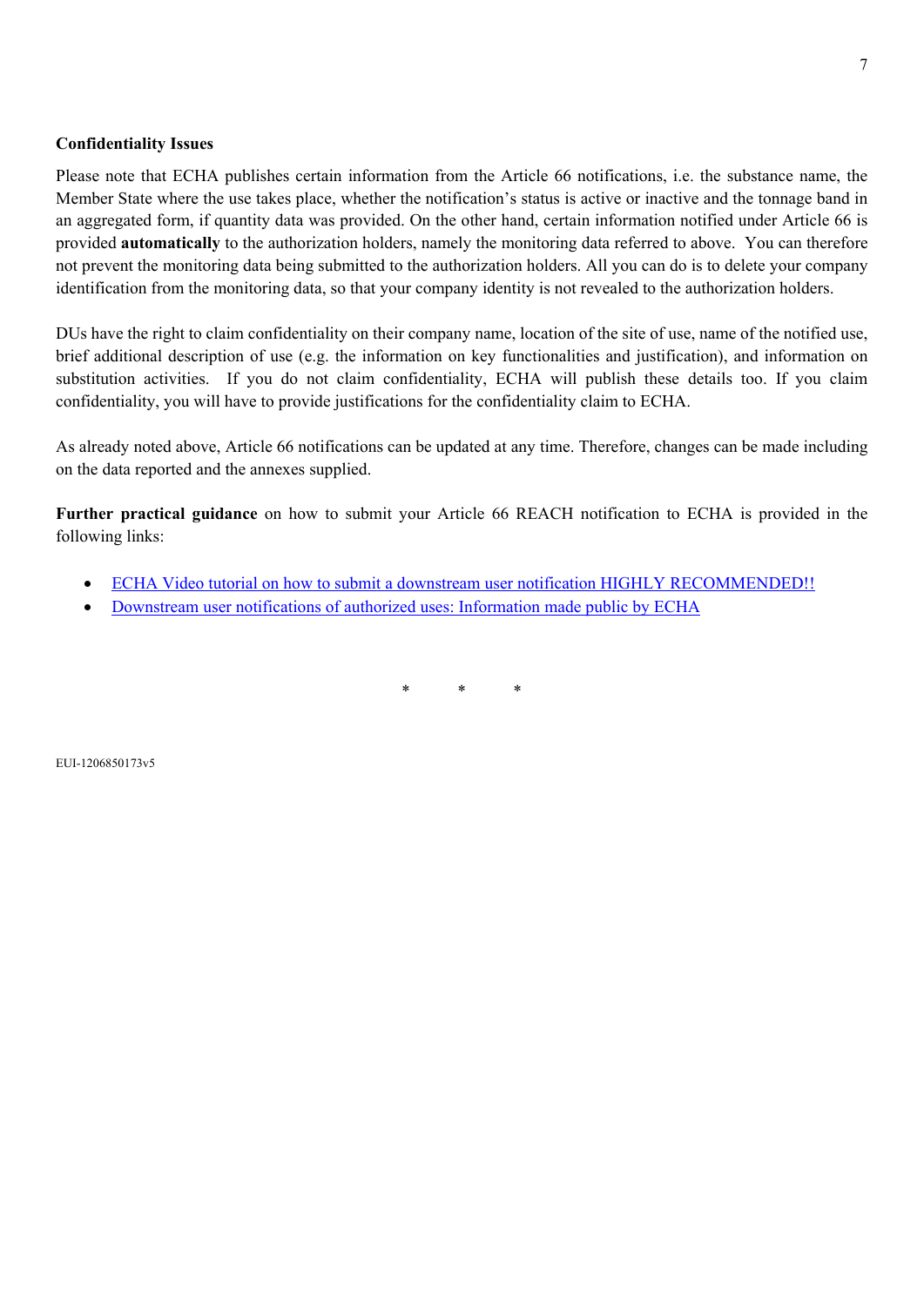**Confidentiality Issues**

Please note that ECHA publishes certain information from the Article 66 notifications, i.e. the substance name, the Member State where the use takes place, whether the notification's status is active or inactive and the tonnage band in an aggregated form, if quantity data was provided. On the other hand, certain information notified under Article 66 is provided **automatically** to the authorization holders, namely the monitoring data referred to above. You can therefore not prevent the monitoring data being submitted to the authorization holders. All you can do is to delete your company identification from the monitoring data, so that your company identity is not revealed to the authorization holders.

DUs have the right to claim confidentiality on their company name, location of the site of use, name of the notified use, brief additional description of use (e.g. the information on key functionalities and justification), and information on substitution activities. If you do not claim confidentiality, ECHA will publish these details too. If you claim confidentiality, you will have to provide justifications for the confidentiality claim to ECHA.

As already noted above, Article 66 notifications can be updated at any time. Therefore, changes can be made including on the data reported and the annexes supplied.

**Further practical guidance** on how to submit your Article 66 REACH notification to ECHA is provided in the following links:

- ECHA Video tutorial on how to submit a downstream user notification HIGHLY RECOMMENDED!!
- Downstream user notifications of authorized uses: Information made public by ECHA

\* \* \*

EUI-1206850173v5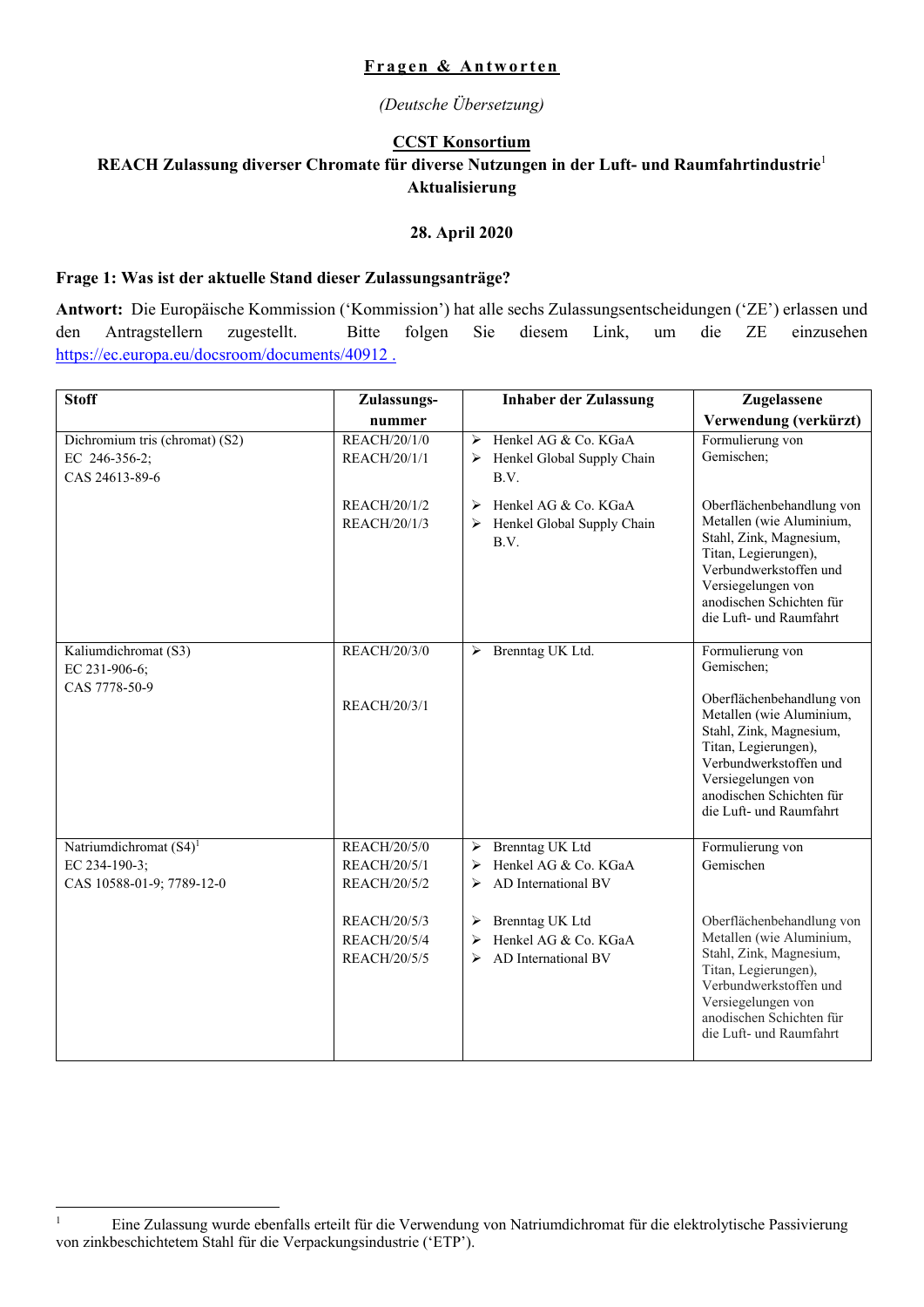**Fragen & Antworten**

*(Deutsche Übersetzung)*

**CCST Konsortium**

**REACH Zulassung diverser Chromate für diverse Nutzungen in der Luft- und Raumfahrtindustrie[1] Aktualisierung**

**28. April 2020**

**Frage 1: Was ist der aktuelle Stand dieser Zulassungsanträge?**

**Antwort:** Die Europäische Kommission ('Kommission') hat alle sechs Zulassungsentscheidungen ('ZE') erlassen und den Antragstellern zugestellt. Bitte folgen Sie diesem Link, um die ZE einzusehen https://ec.europa.eu/docsroom/documents/40912 .

| Stoff | Zulassungs-nummer | Inhaber der Zulassung | Zugelassene Verwendung (verkürzt) |
|---|---|---|---|
| Dichromium tris (chromat) (S2) EC 246-356-2; CAS 24613-89-6 | REACH/20/1/0 REACH/20/1/1 | ➢ Henkel AG & Co. KGaA ➢ Henkel Global Supply Chain B.V. | Formulierung von Gemischen; |
| | REACH/20/1/2 REACH/20/1/3 | ➢ Henkel AG & Co. KGaA ➢ Henkel Global Supply Chain B.V. | Oberflächenbehandlung von Metallen (wie Aluminium, Stahl, Zink, Magnesium, Titan, Legierungen), Verbundwerkstoffen und Versiegelungen von anodischen Schichten für die Luft- und Raumfahrt |
| Kaliumdichromat (S3) EC 231-906-6; CAS 7778-50-9 | REACH/20/3/0 | ➢ Brenntag UK Ltd. | Formulierung von Gemischen; |
| | REACH/20/3/1 | | Oberflächenbehandlung von Metallen (wie Aluminium, Stahl, Zink, Magnesium, Titan, Legierungen), Verbundwerkstoffen und Versiegelungen von anodischen Schichten für die Luft- und Raumfahrt |
| Natriumdichromat (S4)[1] EC 234-190-3; CAS 10588-01-9; 7789-12-0 | REACH/20/5/0 REACH/20/5/1 REACH/20/5/2 | ➢ Brenntag UK Ltd ➢ Henkel AG & Co. KGaA ➢ AD International BV | Formulierung von Gemischen |
| | REACH/20/5/3 REACH/20/5/4 REACH/20/5/5 | ➢ Brenntag UK Ltd ➢ Henkel AG & Co. KGaA ➢ AD International BV | Oberflächenbehandlung von Metallen (wie Aluminium, Stahl, Zink, Magnesium, Titan, Legierungen), Verbundwerkstoffen und Versiegelungen von anodischen Schichten für die Luft- und Raumfahrt |

[1] Eine Zulassung wurde ebenfalls erteilt für die Verwendung von Natriumdichromat für die elektrolytische Passivierung von zinkbeschichtetem Stahl für die Verpackungsindustrie ('ETP').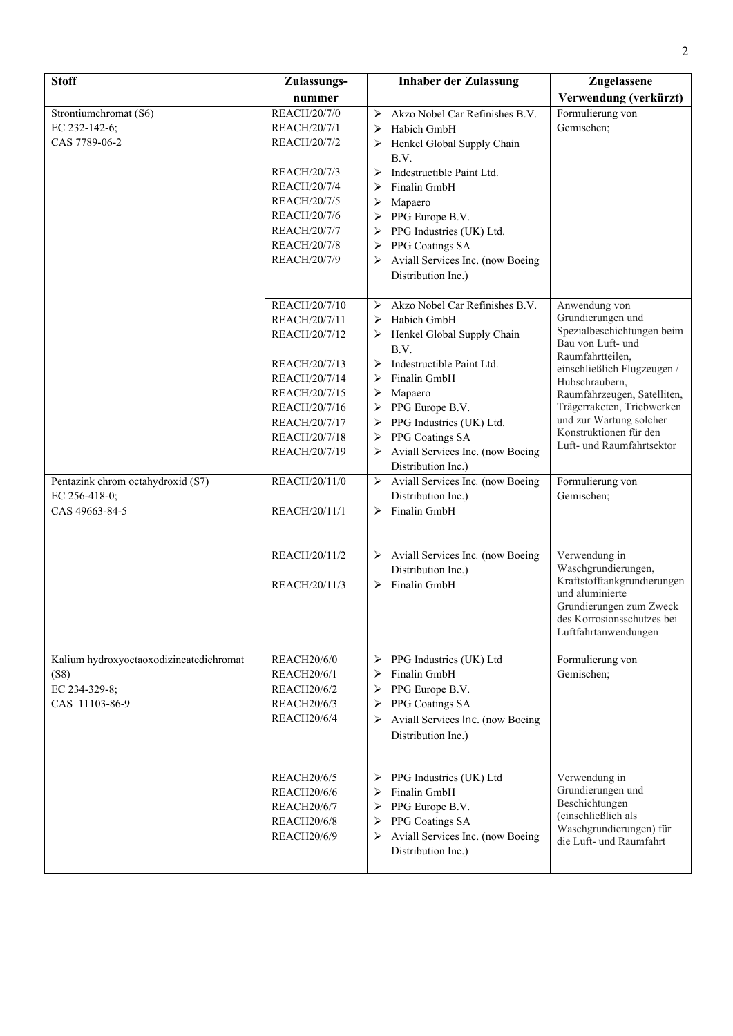| Stoff | Zulassungs-nummer | Inhaber der Zulassung | Zugelassene Verwendung (verkürzt) |
|---|---|---|---|
| Strontiumchromat (S6)<br>EC 232-142-6;<br>CAS 7789-06-2 | REACH/20/7/0<br>REACH/20/7/1<br>REACH/20/7/2<br>REACH/20/7/3<br>REACH/20/7/4<br>REACH/20/7/5<br>REACH/20/7/6<br>REACH/20/7/7<br>REACH/20/7/8<br>REACH/20/7/9 | ➢ Akzo Nobel Car Refinishes B.V.<br>➢ Habich GmbH<br>➢ Henkel Global Supply Chain B.V.<br>➢ Indestructible Paint Ltd.<br>➢ Finalin GmbH<br>➢ Mapaero<br>➢ PPG Europe B.V.<br>➢ PPG Industries (UK) Ltd.<br>➢ PPG Coatings SA<br>➢ Aviall Services Inc. (now Boeing Distribution Inc.) | Formulierung von Gemischen; |
| | REACH/20/7/10<br>REACH/20/7/11<br>REACH/20/7/12<br>REACH/20/7/13<br>REACH/20/7/14<br>REACH/20/7/15<br>REACH/20/7/16<br>REACH/20/7/17<br>REACH/20/7/18<br>REACH/20/7/19 | ➢ Akzo Nobel Car Refinishes B.V.<br>➢ Habich GmbH<br>➢ Henkel Global Supply Chain B.V.<br>➢ Indestructible Paint Ltd.<br>➢ Finalin GmbH<br>➢ Mapaero<br>➢ PPG Europe B.V.<br>➢ PPG Industries (UK) Ltd.<br>➢ PPG Coatings SA<br>➢ Aviall Services Inc. (now Boeing Distribution Inc.) | Anwendung von Grundierungen und Spezialbeschichtungen beim Bau von Luft- und Raumfahrtteilen, einschließlich Flugzeugen / Hubschraubern, Raumfahrzeugen, Satelliten, Trägerraketen, Triebwerken und zur Wartung solcher Konstruktionen für den Luft- und Raumfahrtsektor |
| Pentazink chrom octahydroxid (S7)<br>EC 256-418-0;<br>CAS 49663-84-5 | REACH/20/11/0<br>REACH/20/11/1 | ➢ Aviall Services Inc. (now Boeing Distribution Inc.)<br>➢ Finalin GmbH | Formulierung von Gemischen; |
| | REACH/20/11/2<br>REACH/20/11/3 | ➢ Aviall Services Inc. (now Boeing Distribution Inc.)<br>➢ Finalin GmbH | Verwendung in Waschgrundierungen, Kraftstofftankgrundierungen und aluminierte Grundierungen zum Zweck des Korrosionsschutzes bei Luftfahrtanwendungen |
| Kalium hydroxyoctaoxodizincatedichromat (S8)<br>EC 234-329-8;<br>CAS 11103-86-9 | REACH20/6/0<br>REACH20/6/1<br>REACH20/6/2<br>REACH20/6/3<br>REACH20/6/4 | ➢ PPG Industries (UK) Ltd<br>➢ Finalin GmbH<br>➢ PPG Europe B.V.<br>➢ PPG Coatings SA<br>➢ Aviall Services Inc. (now Boeing Distribution Inc.) | Formulierung von Gemischen; |
| | REACH20/6/5<br>REACH20/6/6<br>REACH20/6/7<br>REACH20/6/8<br>REACH20/6/9 | ➢ PPG Industries (UK) Ltd<br>➢ Finalin GmbH<br>➢ PPG Europe B.V.<br>➢ PPG Coatings SA<br>➢ Aviall Services Inc. (now Boeing Distribution Inc.) | Verwendung in Grundierungen und Beschichtungen (einschließlich als Waschgrundierungen) für die Luft- und Raumfahrt |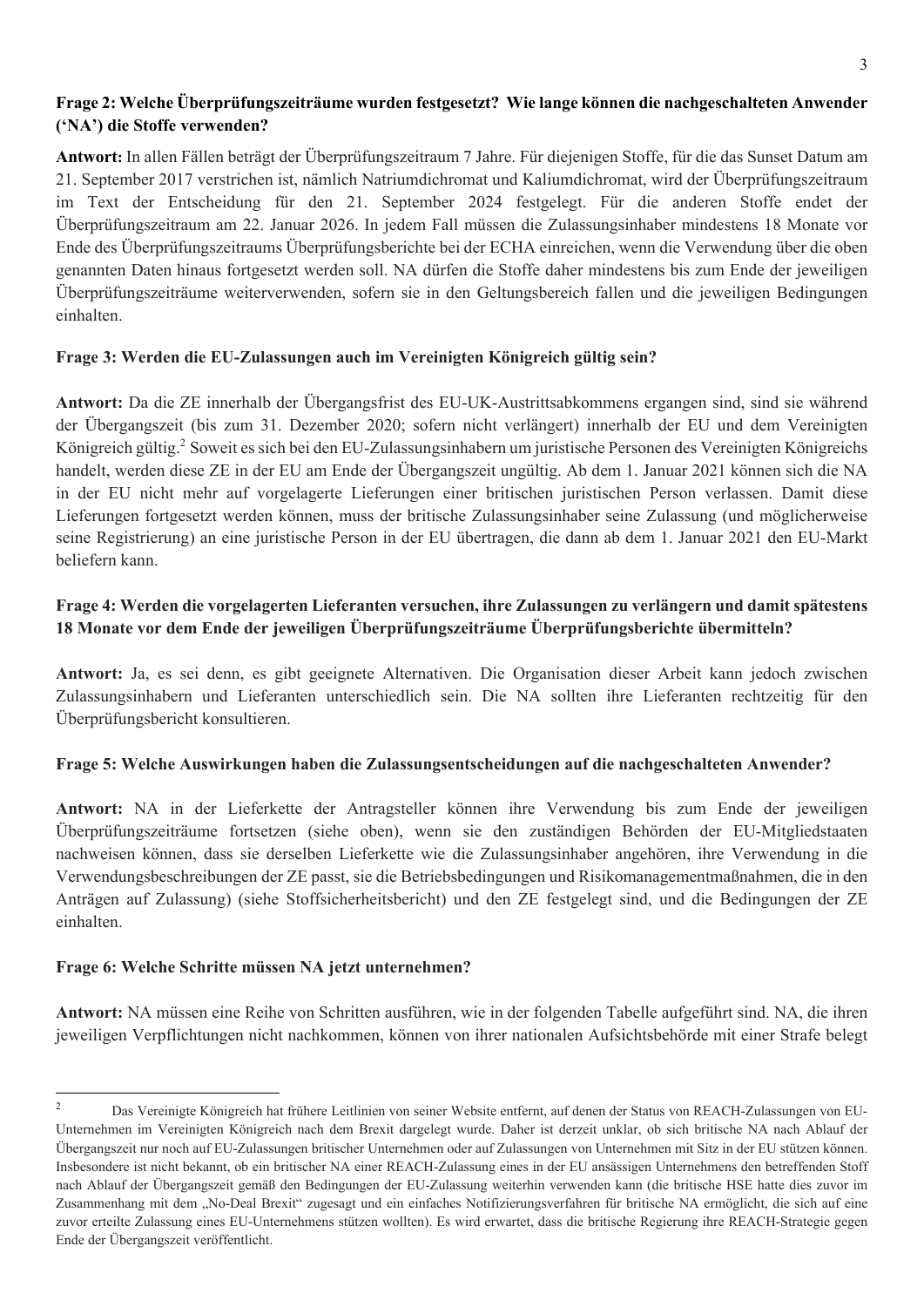**Frage 2: Welche Überprüfungszeiträume wurden festgesetzt? Wie lange können die nachgeschalteten Anwender ('NA') die Stoffe verwenden?**

**Antwort:** In allen Fällen beträgt der Überprüfungszeitraum 7 Jahre. Für diejenigen Stoffe, für die das Sunset Datum am 21. September 2017 verstrichen ist, nämlich Natriumdichromat und Kaliumdichromat, wird der Überprüfungszeitraum im Text der Entscheidung für den 21. September 2024 festgelegt. Für die anderen Stoffe endet der Überprüfungszeitraum am 22. Januar 2026. In jedem Fall müssen die Zulassungsinhaber mindestens 18 Monate vor Ende des Überprüfungszeitraums Überprüfungsberichte bei der ECHA einreichen, wenn die Verwendung über die oben genannten Daten hinaus fortgesetzt werden soll. NA dürfen die Stoffe daher mindestens bis zum Ende der jeweiligen Überprüfungszeiträume weiterverwenden, sofern sie in den Geltungsbereich fallen und die jeweiligen Bedingungen einhalten.

**Frage 3: Werden die EU-Zulassungen auch im Vereinigten Königreich gültig sein?**

**Antwort:** Da die ZE innerhalb der Übergangsfrist des EU-UK-Austrittsabkommens ergangen sind, sind sie während der Übergangszeit (bis zum 31. Dezember 2020; sofern nicht verlängert) innerhalb der EU und dem Vereinigten Königreich gültig.[2] Soweit es sich bei den EU-Zulassungsinhabern um juristische Personen des Vereinigten Königreichs handelt, werden diese ZE in der EU am Ende der Übergangszeit ungültig. Ab dem 1. Januar 2021 können sich die NA in der EU nicht mehr auf vorgelagerte Lieferungen einer britischen juristischen Person verlassen. Damit diese Lieferungen fortgesetzt werden können, muss der britische Zulassungsinhaber seine Zulassung (und möglicherweise seine Registrierung) an eine juristische Person in der EU übertragen, die dann ab dem 1. Januar 2021 den EU-Markt beliefern kann.

**Frage 4: Werden die vorgelagerten Lieferanten versuchen, ihre Zulassungen zu verlängern und damit spätestens 18 Monate vor dem Ende der jeweiligen Überprüfungszeiträume Überprüfungsberichte übermitteln?**

**Antwort:** Ja, es sei denn, es gibt geeignete Alternativen. Die Organisation dieser Arbeit kann jedoch zwischen Zulassungsinhabern und Lieferanten unterschiedlich sein. Die NA sollten ihre Lieferanten rechtzeitig für den Überprüfungsbericht konsultieren.

**Frage 5: Welche Auswirkungen haben die Zulassungsentscheidungen auf die nachgeschalteten Anwender?**

**Antwort:** NA in der Lieferkette der Antragsteller können ihre Verwendung bis zum Ende der jeweiligen Überprüfungszeiträume fortsetzen (siehe oben), wenn sie den zuständigen Behörden der EU-Mitgliedstaaten nachweisen können, dass sie derselben Lieferkette wie die Zulassungsinhaber angehören, ihre Verwendung in die Verwendungsbeschreibungen der ZE passt, sie die Betriebsbedingungen und Risikomanagementmaßnahmen, die in den Anträgen auf Zulassung) (siehe Stoffsicherheitsbericht) und den ZE festgelegt sind, und die Bedingungen der ZE einhalten.

**Frage 6: Welche Schritte müssen NA jetzt unternehmen?**

**Antwort:** NA müssen eine Reihe von Schritten ausführen, wie in der folgenden Tabelle aufgeführt sind. NA, die ihren jeweiligen Verpflichtungen nicht nachkommen, können von ihrer nationalen Aufsichtsbehörde mit einer Strafe belegt

---

[2] Das Vereinigte Königreich hat frühere Leitlinien von seiner Website entfernt, auf denen der Status von REACH-Zulassungen von EU-Unternehmen im Vereinigten Königreich nach dem Brexit dargelegt wurde. Daher ist derzeit unklar, ob sich britische NA nach Ablauf der Übergangszeit nur noch auf EU-Zulassungen britischer Unternehmen oder auf Zulassungen von Unternehmen mit Sitz in der EU stützen können. Insbesondere ist nicht bekannt, ob ein britischer NA einer REACH-Zulassung eines in der EU ansässigen Unternehmens den betreffenden Stoff nach Ablauf der Übergangszeit gemäß den Bedingungen der EU-Zulassung weiterhin verwenden kann (die britische HSE hatte dies zuvor im Zusammenhang mit dem „No-Deal Brexit" zugesagt und ein einfaches Notifizierungsverfahren für britische NA ermöglicht, die sich auf eine zuvor erteilte Zulassung eines EU-Unternehmens stützen wollten). Es wird erwartet, dass die britische Regierung ihre REACH-Strategie gegen Ende der Übergangszeit veröffentlicht.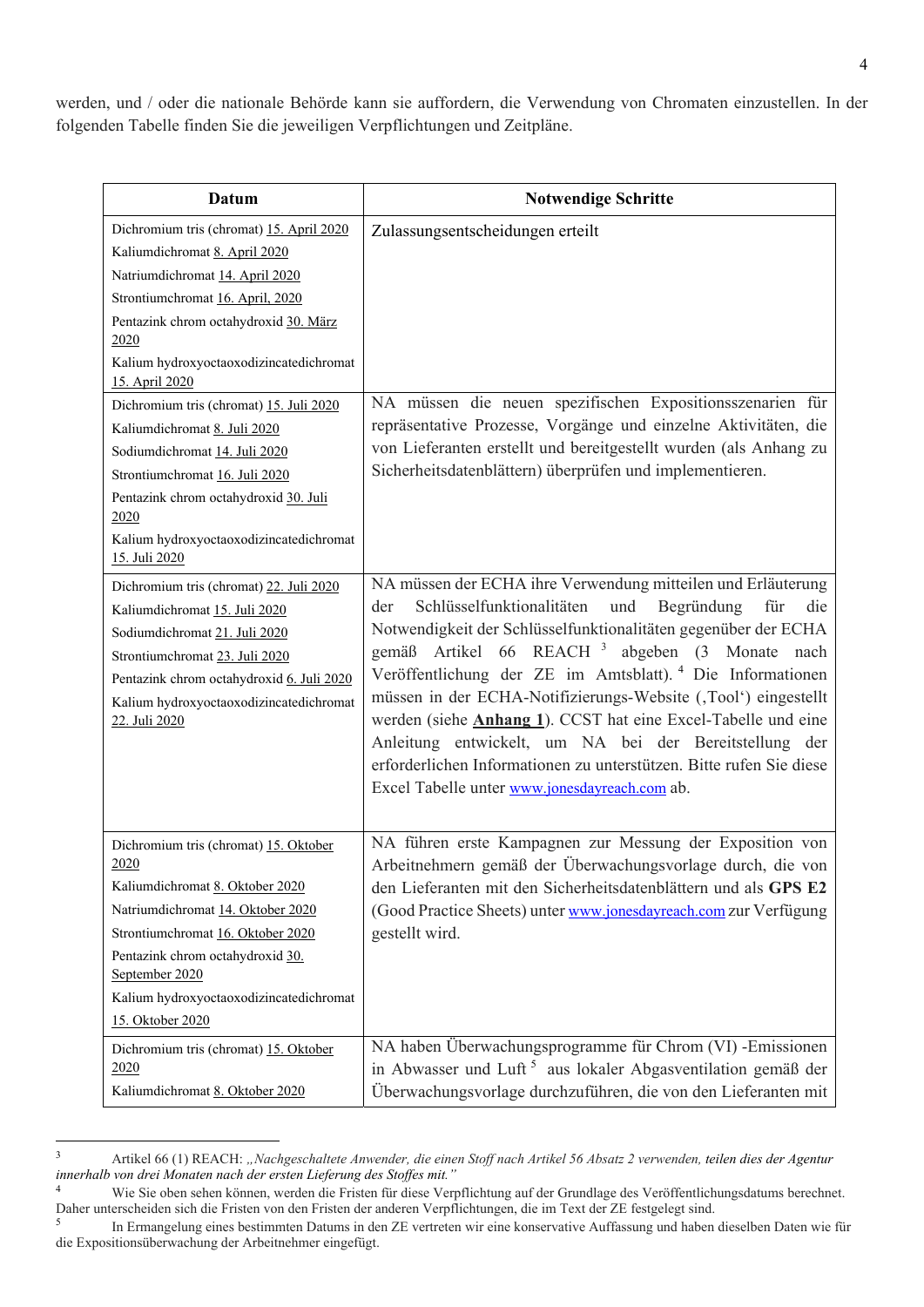werden, und / oder die nationale Behörde kann sie auffordern, die Verwendung von Chromaten einzustellen. In der folgenden Tabelle finden Sie die jeweiligen Verpflichtungen und Zeitpläne.

| Datum | Notwendige Schritte |
|---|---|
| Dichromium tris (chromat) 15. April 2020<br>Kaliumdichromat 8. April 2020<br>Natriumdichromat 14. April 2020<br>Strontiumchromat 16. April, 2020<br>Pentazink chrom octahydroxid 30. März 2020<br>Kalium hydroxyoctaoxodizincatedichromat 15. April 2020 | Zulassungsentscheidungen erteilt |
| Dichromium tris (chromat) 15. Juli 2020<br>Kaliumdichromat 8. Juli 2020<br>Sodiumdichromat 14. Juli 2020<br>Strontiumchromat 16. Juli 2020<br>Pentazink chrom octahydroxid 30. Juli 2020<br>Kalium hydroxyoctaoxodizincatedichromat 15. Juli 2020 | NA müssen die neuen spezifischen Expositionsszenarien für repräsentative Prozesse, Vorgänge und einzelne Aktivitäten, die von Lieferanten erstellt und bereitgestellt wurden (als Anhang zu Sicherheitsdatenblättern) überprüfen und implementieren. |
| Dichromium tris (chromat) 22. Juli 2020<br>Kaliumdichromat 15. Juli 2020<br>Sodiumdichromat 21. Juli 2020<br>Strontiumchromat 23. Juli 2020<br>Pentazink chrom octahydroxid 6. Juli 2020<br>Kalium hydroxyoctaoxodizincatedichromat 22. Juli 2020 | NA müssen der ECHA ihre Verwendung mitteilen und Erläuterung der Schlüsselfunktionalitäten und Begründung für die Notwendigkeit der Schlüsselfunktionalitäten gegenüber der ECHA gemäß Artikel 66 REACH [3] abgeben (3 Monate nach Veröffentlichung der ZE im Amtsblatt). [4] Die Informationen müssen in der ECHA-Notifizierungs-Website (‚Tool') eingestellt werden (siehe **Anhang 1**). CCST hat eine Excel-Tabelle und eine Anleitung entwickelt, um NA bei der Bereitstellung der erforderlichen Informationen zu unterstützen. Bitte rufen Sie diese Excel Tabelle unter www.jonesdayreach.com ab. |
| Dichromium tris (chromat) 15. Oktober 2020<br>Kaliumdichromat 8. Oktober 2020<br>Natriumdichromat 14. Oktober 2020<br>Strontiumchromat 16. Oktober 2020<br>Pentazink chrom octahydroxid 30. September 2020<br>Kalium hydroxyoctaoxodizincatedichromat 15. Oktober 2020 | NA führen erste Kampagnen zur Messung der Exposition von Arbeitnehmern gemäß der Überwachungsvorlage durch, die von den Lieferanten mit den Sicherheitsdatenblättern und als **GPS E2** (Good Practice Sheets) unter www.jonesdayreach.com zur Verfügung gestellt wird. |
| Dichromium tris (chromat) 15. Oktober 2020<br>Kaliumdichromat 8. Oktober 2020 | NA haben Überwachungsprogramme für Chrom (VI) -Emissionen in Abwasser und Luft [5] aus lokaler Abgasventilation gemäß der Überwachungsvorlage durchzuführen, die von den Lieferanten mit |

[3] Artikel 66 (1) REACH: *„Nachgeschaltete Anwender, die einen Stoff nach Artikel 56 Absatz 2 verwenden, teilen dies der Agentur innerhalb von drei Monaten nach der ersten Lieferung des Stoffes mit."*

[4] Wie Sie oben sehen können, werden die Fristen für diese Verpflichtung auf der Grundlage des Veröffentlichungsdatums berechnet. Daher unterscheiden sich die Fristen von den Fristen der anderen Verpflichtungen, die im Text der ZE festgelegt sind.

[5] In Ermangelung eines bestimmten Datums in den ZE vertreten wir eine konservative Auffassung und haben dieselben Daten wie für die Expositionsüberwachung der Arbeitnehmer eingefügt.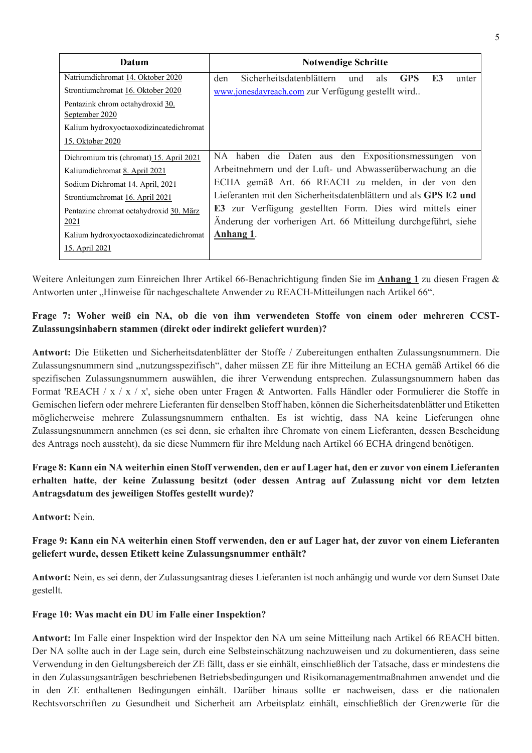| Datum | Notwendige Schritte |
|---|---|
| Natriumdichromat 14. Oktober 2020<br>Strontiumchromat 16. Oktober 2020<br>Pentazink chrom octahydroxid 30. September 2020<br>Kalium hydroxyoctaoxodizincatedichromat<br>15. Oktober 2020 | den Sicherheitsdatenblättern und als **GPS E3** unter www.jonesdayreach.com zur Verfügung gestellt wird.. |
| Dichromium tris (chromat) 15. April 2021<br>Kaliumdichromat 8. April 2021<br>Sodium Dichromat 14. April, 2021<br>Strontiumchromat 16. April 2021<br>Pentazinc chromat octahydroxid 30. März 2021<br>Kalium hydroxyoctaoxodizincatedichromat<br>15. April 2021 | NA haben die Daten aus den Expositionsmessungen von Arbeitnehmern und der Luft- und Abwasserüberwachung an die ECHA gemäß Art. 66 REACH zu melden, in der von den Lieferanten mit den Sicherheitsdatenblättern und als **GPS E2 und E3** zur Verfügung gestellten Form. Dies wird mittels einer Änderung der vorherigen Art. 66 Mitteilung durchgeführt, siehe **Anhang 1**. |

Weitere Anleitungen zum Einreichen Ihrer Artikel 66-Benachrichtigung finden Sie im **Anhang 1** zu diesen Fragen & Antworten unter „Hinweise für nachgeschaltete Anwender zu REACH-Mitteilungen nach Artikel 66".

**Frage 7: Woher weiß ein NA, ob die von ihm verwendeten Stoffe von einem oder mehreren CCST-Zulassungsinhabern stammen (direkt oder indirekt geliefert wurden)?**

**Antwort:** Die Etiketten und Sicherheitsdatenblätter der Stoffe / Zubereitungen enthalten Zulassungsnummern. Die Zulassungsnummern sind „nutzungsspezifisch", daher müssen ZE für ihre Mitteilung an ECHA gemäß Artikel 66 die spezifischen Zulassungsnummern auswählen, die ihrer Verwendung entsprechen. Zulassungsnummern haben das Format 'REACH / x / x / x', siehe oben unter Fragen & Antworten. Falls Händler oder Formulierer die Stoffe in Gemischen liefern oder mehrere Lieferanten für denselben Stoff haben, können die Sicherheitsdatenblätter und Etiketten möglicherweise mehrere Zulassungsnummern enthalten. Es ist wichtig, dass NA keine Lieferungen ohne Zulassungsnummern annehmen (es sei denn, sie erhalten ihre Chromate von einem Lieferanten, dessen Bescheidung des Antrags noch aussteht), da sie diese Nummern für ihre Meldung nach Artikel 66 ECHA dringend benötigen.

**Frage 8: Kann ein NA weiterhin einen Stoff verwenden, den er auf Lager hat, den er zuvor von einem Lieferanten erhalten hatte, der keine Zulassung besitzt (oder dessen Antrag auf Zulassung nicht vor dem letzten Antragsdatum des jeweiligen Stoffes gestellt wurde)?**

**Antwort:** Nein.

**Frage 9: Kann ein NA weiterhin einen Stoff verwenden, den er auf Lager hat, der zuvor von einem Lieferanten geliefert wurde, dessen Etikett keine Zulassungsnummer enthält?**

**Antwort:** Nein, es sei denn, der Zulassungsantrag dieses Lieferanten ist noch anhängig und wurde vor dem Sunset Date gestellt.

**Frage 10: Was macht ein DU im Falle einer Inspektion?**

**Antwort:** Im Falle einer Inspektion wird der Inspektor den NA um seine Mitteilung nach Artikel 66 REACH bitten. Der NA sollte auch in der Lage sein, durch eine Selbsteinschätzung nachzuweisen und zu dokumentieren, dass seine Verwendung in den Geltungsbereich der ZE fällt, dass er sie einhält, einschließlich der Tatsache, dass er mindestens die in den Zulassungsanträgen beschriebenen Betriebsbedingungen und Risikomanagementmaßnahmen anwendet und die in den ZE enthaltenen Bedingungen einhält. Darüber hinaus sollte er nachweisen, dass er die nationalen Rechtsvorschriften zu Gesundheit und Sicherheit am Arbeitsplatz einhält, einschließlich der Grenzwerte für die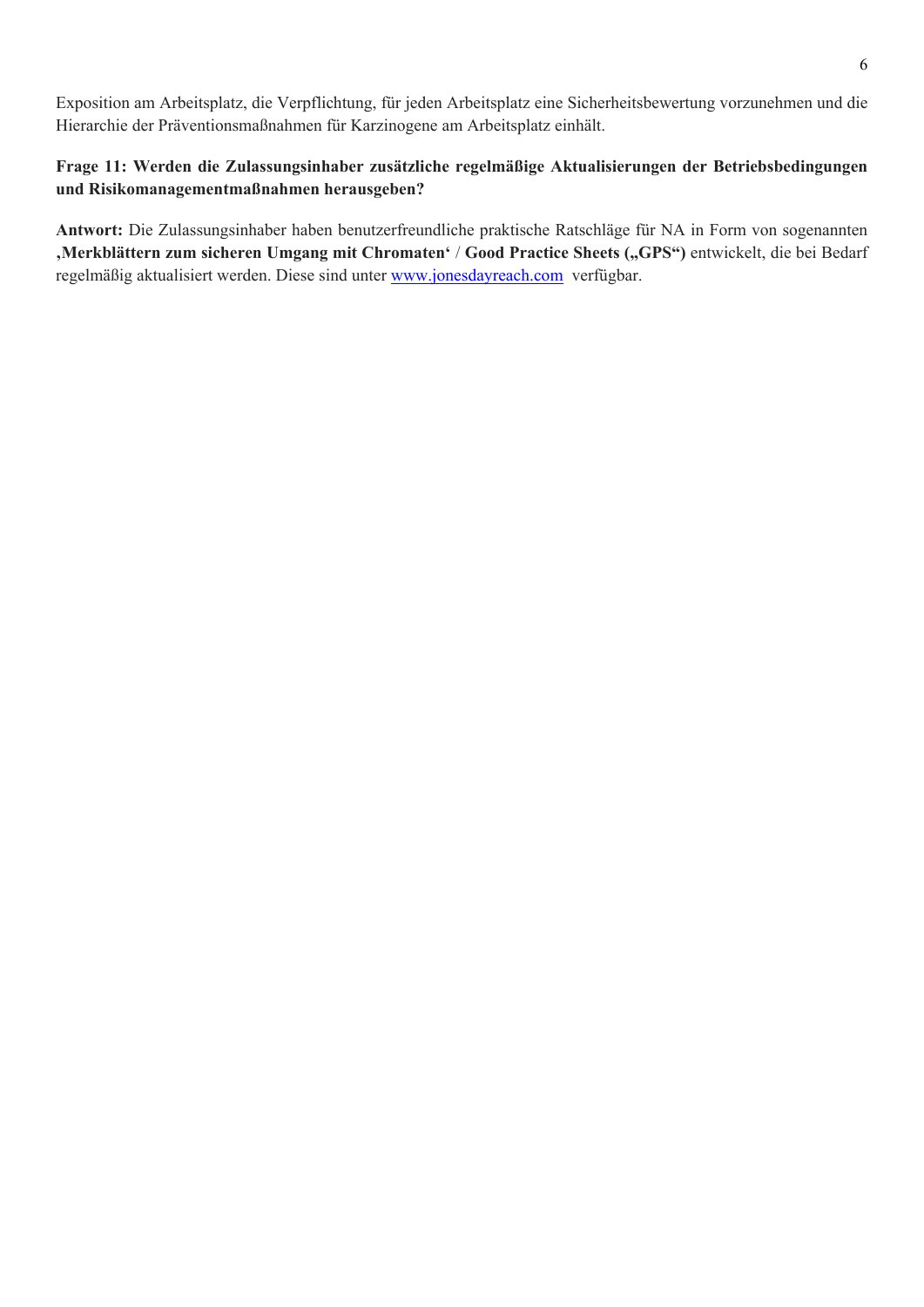Exposition am Arbeitsplatz, die Verpflichtung, für jeden Arbeitsplatz eine Sicherheitsbewertung vorzunehmen und die Hierarchie der Präventionsmaßnahmen für Karzinogene am Arbeitsplatz einhält.

**Frage 11: Werden die Zulassungsinhaber zusätzliche regelmäßige Aktualisierungen der Betriebsbedingungen und Risikomanagementmaßnahmen herausgeben?**

**Antwort:** Die Zulassungsinhaber haben benutzerfreundliche praktische Ratschläge für NA in Form von sogenannten **'Merkblättern zum sicheren Umgang mit Chromaten'** / **Good Practice Sheets („GPS")** entwickelt, die bei Bedarf regelmäßig aktualisiert werden. Diese sind unter [www.jonesdayreach.com](http://www.jonesdayreach.com) verfügbar.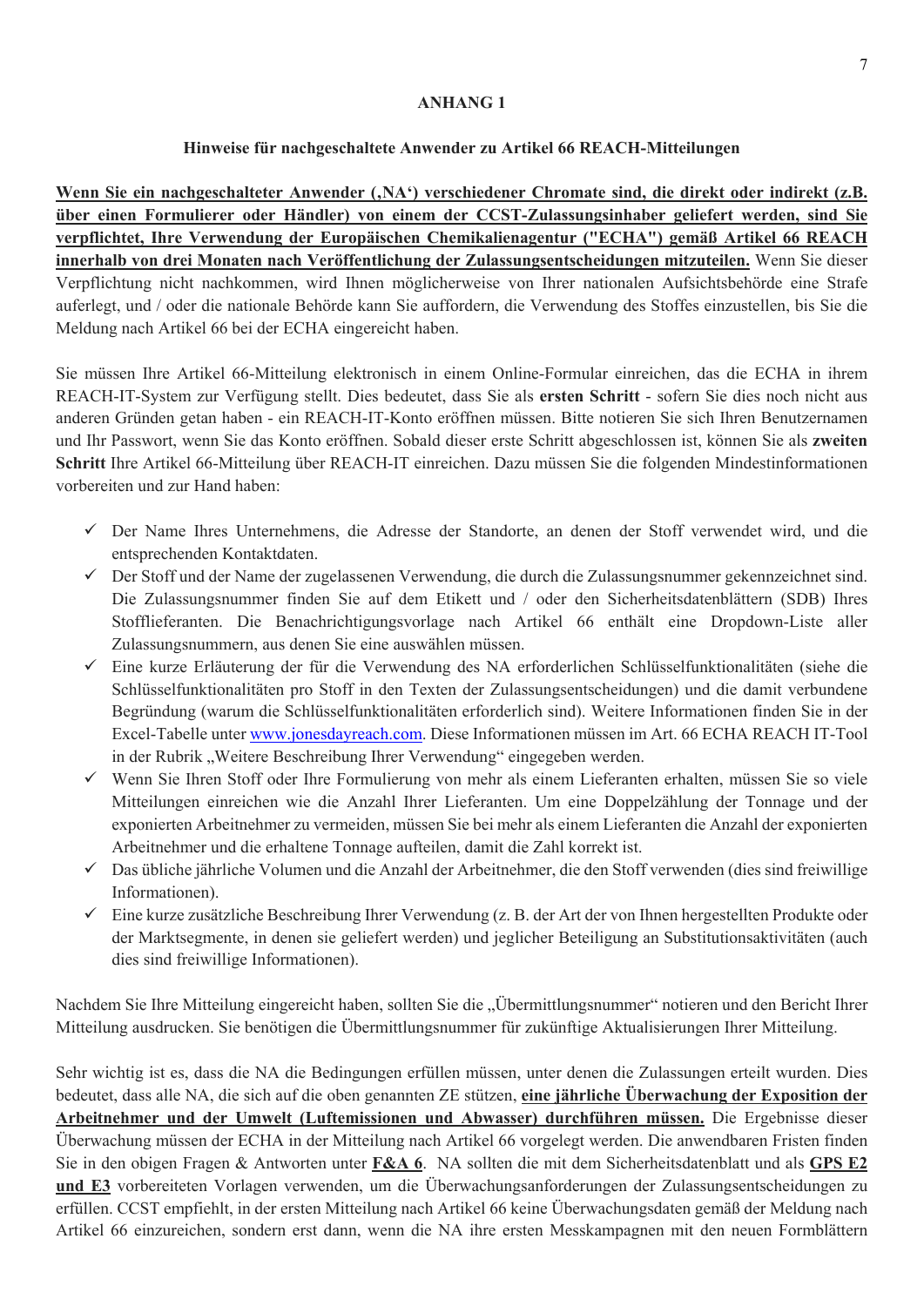## ANHANG 1

### Hinweise für nachgeschaltete Anwender zu Artikel 66 REACH-Mitteilungen

**Wenn Sie ein nachgeschalteter Anwender (‚NA') verschiedener Chromate sind, die direkt oder indirekt (z.B. über einen Formulierer oder Händler) von einem der CCST-Zulassungsinhaber geliefert werden, sind Sie verpflichtet, Ihre Verwendung der Europäischen Chemikalienagentur ("ECHA") gemäß Artikel 66 REACH innerhalb von drei Monaten nach Veröffentlichung der Zulassungsentscheidungen mitzuteilen.** Wenn Sie dieser Verpflichtung nicht nachkommen, wird Ihnen möglicherweise von Ihrer nationalen Aufsichtsbehörde eine Strafe auferlegt, und / oder die nationale Behörde kann Sie auffordern, die Verwendung des Stoffes einzustellen, bis Sie die Meldung nach Artikel 66 bei der ECHA eingereicht haben.

Sie müssen Ihre Artikel 66-Mitteilung elektronisch in einem Online-Formular einreichen, das die ECHA in ihrem REACH-IT-System zur Verfügung stellt. Dies bedeutet, dass Sie als **ersten Schritt** - sofern Sie dies noch nicht aus anderen Gründen getan haben - ein REACH-IT-Konto eröffnen müssen. Bitte notieren Sie sich Ihren Benutzernamen und Ihr Passwort, wenn Sie das Konto eröffnen. Sobald dieser erste Schritt abgeschlossen ist, können Sie als **zweiten Schritt** Ihre Artikel 66-Mitteilung über REACH-IT einreichen. Dazu müssen Sie die folgenden Mindestinformationen vorbereiten und zur Hand haben:

- ✓ Der Name Ihres Unternehmens, die Adresse der Standorte, an denen der Stoff verwendet wird, und die entsprechenden Kontaktdaten.
- ✓ Der Stoff und der Name der zugelassenen Verwendung, die durch die Zulassungsnummer gekennzeichnet sind. Die Zulassungsnummer finden Sie auf dem Etikett und / oder den Sicherheitsdatenblättern (SDB) Ihres Stofflieferanten. Die Benachrichtigungsvorlage nach Artikel 66 enthält eine Dropdown-Liste aller Zulassungsnummern, aus denen Sie eine auswählen müssen.
- ✓ Eine kurze Erläuterung der für die Verwendung des NA erforderlichen Schlüsselfunktionalitäten (siehe die Schlüsselfunktionalitäten pro Stoff in den Texten der Zulassungsentscheidungen) und die damit verbundene Begründung (warum die Schlüsselfunktionalitäten erforderlich sind). Weitere Informationen finden Sie in der Excel-Tabelle unter www.jonesdayreach.com. Diese Informationen müssen im Art. 66 ECHA REACH IT-Tool in der Rubrik „Weitere Beschreibung Ihrer Verwendung" eingegeben werden.
- ✓ Wenn Sie Ihren Stoff oder Ihre Formulierung von mehr als einem Lieferanten erhalten, müssen Sie so viele Mitteilungen einreichen wie die Anzahl Ihrer Lieferanten. Um eine Doppelzählung der Tonnage und der exponierten Arbeitnehmer zu vermeiden, müssen Sie bei mehr als einem Lieferanten die Anzahl der exponierten Arbeitnehmer und die erhaltene Tonnage aufteilen, damit die Zahl korrekt ist.
- ✓ Das übliche jährliche Volumen und die Anzahl der Arbeitnehmer, die den Stoff verwenden (dies sind freiwillige Informationen).
- ✓ Eine kurze zusätzliche Beschreibung Ihrer Verwendung (z. B. der Art der von Ihnen hergestellten Produkte oder der Marktsegmente, in denen sie geliefert werden) und jeglicher Beteiligung an Substitutionsaktivitäten (auch dies sind freiwillige Informationen).

Nachdem Sie Ihre Mitteilung eingereicht haben, sollten Sie die „Übermittlungsnummer" notieren und den Bericht Ihrer Mitteilung ausdrucken. Sie benötigen die Übermittlungsnummer für zukünftige Aktualisierungen Ihrer Mitteilung.

Sehr wichtig ist es, dass die NA die Bedingungen erfüllen müssen, unter denen die Zulassungen erteilt wurden. Dies bedeutet, dass alle NA, die sich auf die oben genannten ZE stützen, **eine jährliche Überwachung der Exposition der Arbeitnehmer und der Umwelt (Luftemissionen und Abwasser) durchführen müssen.** Die Ergebnisse dieser Überwachung müssen der ECHA in der Mitteilung nach Artikel 66 vorgelegt werden. Die anwendbaren Fristen finden Sie in den obigen Fragen & Antworten unter **F&A 6**. NA sollten die mit dem Sicherheitsdatenblatt und als **GPS E2 und E3** vorbereiteten Vorlagen verwenden, um die Überwachungsanforderungen der Zulassungsentscheidungen zu erfüllen. CCST empfiehlt, in der ersten Mitteilung nach Artikel 66 keine Überwachungsdaten gemäß der Meldung nach Artikel 66 einzureichen, sondern erst dann, wenn die NA ihre ersten Messkampagnen mit den neuen Formblättern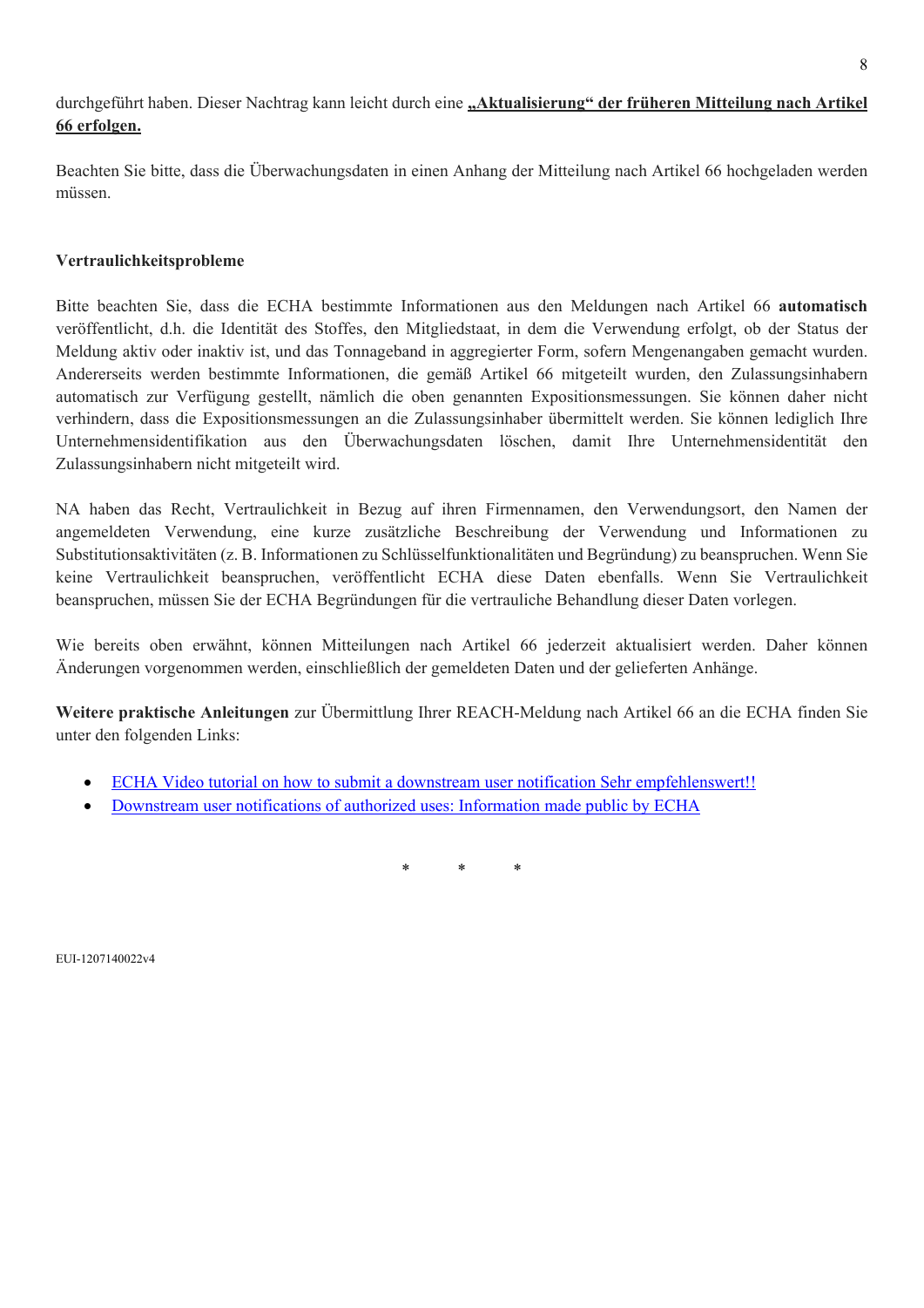durchgeführt haben. Dieser Nachtrag kann leicht durch eine **<u>„Aktualisierung“ der früheren Mitteilung nach Artikel 66 erfolgen.</u>**

Beachten Sie bitte, dass die Überwachungsdaten in einen Anhang der Mitteilung nach Artikel 66 hochgeladen werden müssen.

**Vertraulichkeitsprobleme**

Bitte beachten Sie, dass die ECHA bestimmte Informationen aus den Meldungen nach Artikel 66 **automatisch** veröffentlicht, d.h. die Identität des Stoffes, den Mitgliedstaat, in dem die Verwendung erfolgt, ob der Status der Meldung aktiv oder inaktiv ist, und das Tonnageband in aggregierter Form, sofern Mengenangaben gemacht wurden. Andererseits werden bestimmte Informationen, die gemäß Artikel 66 mitgeteilt wurden, den Zulassungsinhabern automatisch zur Verfügung gestellt, nämlich die oben genannten Expositionsmessungen. Sie können daher nicht verhindern, dass die Expositionsmessungen an die Zulassungsinhaber übermittelt werden. Sie können lediglich Ihre Unternehmensidentifikation aus den Überwachungsdaten löschen, damit Ihre Unternehmensidentität den Zulassungsinhabern nicht mitgeteilt wird.

NA haben das Recht, Vertraulichkeit in Bezug auf ihren Firmennamen, den Verwendungsort, den Namen der angemeldeten Verwendung, eine kurze zusätzliche Beschreibung der Verwendung und Informationen zu Substitutionsaktivitäten (z. B. Informationen zu Schlüsselfunktionalitäten und Begründung) zu beanspruchen. Wenn Sie keine Vertraulichkeit beanspruchen, veröffentlicht ECHA diese Daten ebenfalls. Wenn Sie Vertraulichkeit beanspruchen, müssen Sie der ECHA Begründungen für die vertrauliche Behandlung dieser Daten vorlegen.

Wie bereits oben erwähnt, können Mitteilungen nach Artikel 66 jederzeit aktualisiert werden. Daher können Änderungen vorgenommen werden, einschließlich der gemeldeten Daten und der gelieferten Anhänge.

**Weitere praktische Anleitungen** zur Übermittlung Ihrer REACH-Meldung nach Artikel 66 an die ECHA finden Sie unter den folgenden Links:

- ECHA Video tutorial on how to submit a downstream user notification Sehr empfehlenswert!!
- Downstream user notifications of authorized uses: Information made public by ECHA

\* \* \*

EUI-1207140022v4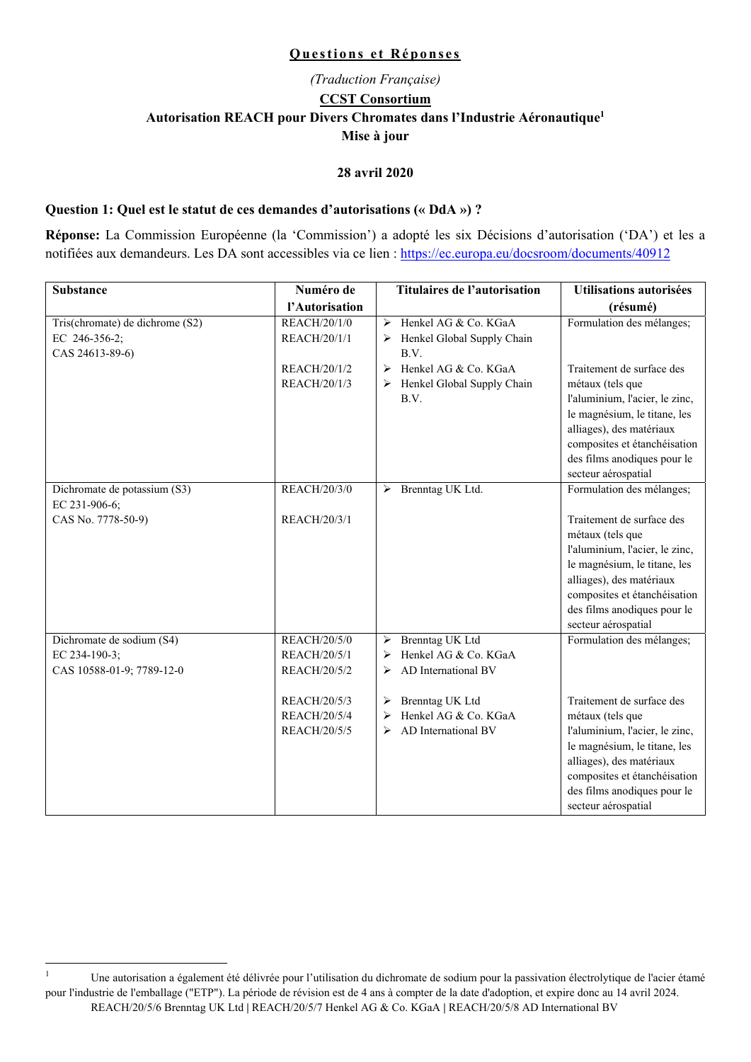**Questions et Réponses**

*(Traduction Française)*

**CCST Consortium**

**Autorisation REACH pour Divers Chromates dans l'Industrie Aéronautique[1]**

**Mise à jour**

**28 avril 2020**

**Question 1: Quel est le statut de ces demandes d'autorisations (« DdA ») ?**

**Réponse:** La Commission Européenne (la 'Commission') a adopté les six Décisions d'autorisation ('DA') et les a notifiées aux demandeurs. Les DA sont accessibles via ce lien : https://ec.europa.eu/docsroom/documents/40912

| Substance | Numéro de l'Autorisation | Titulaires de l'autorisation | Utilisations autorisées (résumé) |
|---|---|---|---|
| Tris(chromate) de dichrome (S2)<br>EC 246-356-2;<br>CAS 24613-89-6) | REACH/20/1/0<br>REACH/20/1/1 | ➢ Henkel AG & Co. KGaA<br>➢ Henkel Global Supply Chain B.V. | Formulation des mélanges; |
| | REACH/20/1/2<br>REACH/20/1/3 | ➢ Henkel AG & Co. KGaA<br>➢ Henkel Global Supply Chain B.V. | Traitement de surface des métaux (tels que l'aluminium, l'acier, le zinc, le magnésium, le titane, les alliages), des matériaux composites et étanchéisation des films anodiques pour le secteur aérospatial |
| Dichromate de potassium (S3)<br>EC 231-906-6;<br>CAS No. 7778-50-9) | REACH/20/3/0 | ➢ Brenntag UK Ltd. | Formulation des mélanges; |
| | REACH/20/3/1 | | Traitement de surface des métaux (tels que l'aluminium, l'acier, le zinc, le magnésium, le titane, les alliages), des matériaux composites et étanchéisation des films anodiques pour le secteur aérospatial |
| Dichromate de sodium (S4)<br>EC 234-190-3;<br>CAS 10588-01-9; 7789-12-0 | REACH/20/5/0<br>REACH/20/5/1<br>REACH/20/5/2 | ➢ Brenntag UK Ltd<br>➢ Henkel AG & Co. KGaA<br>➢ AD International BV | Formulation des mélanges; |
| | REACH/20/5/3<br>REACH/20/5/4<br>REACH/20/5/5 | ➢ Brenntag UK Ltd<br>➢ Henkel AG & Co. KGaA<br>➢ AD International BV | Traitement de surface des métaux (tels que l'aluminium, l'acier, le zinc, le magnésium, le titane, les alliages), des matériaux composites et étanchéisation des films anodiques pour le secteur aérospatial |

[1] Une autorisation a également été délivrée pour l'utilisation du dichromate de sodium pour la passivation électrolytique de l'acier étamé pour l'industrie de l'emballage ("ETP"). La période de révision est de 4 ans à compter de la date d'adoption, et expire donc au 14 avril 2024. REACH/20/5/6 Brenntag UK Ltd | REACH/20/5/7 Henkel AG & Co. KGaA | REACH/20/5/8 AD International BV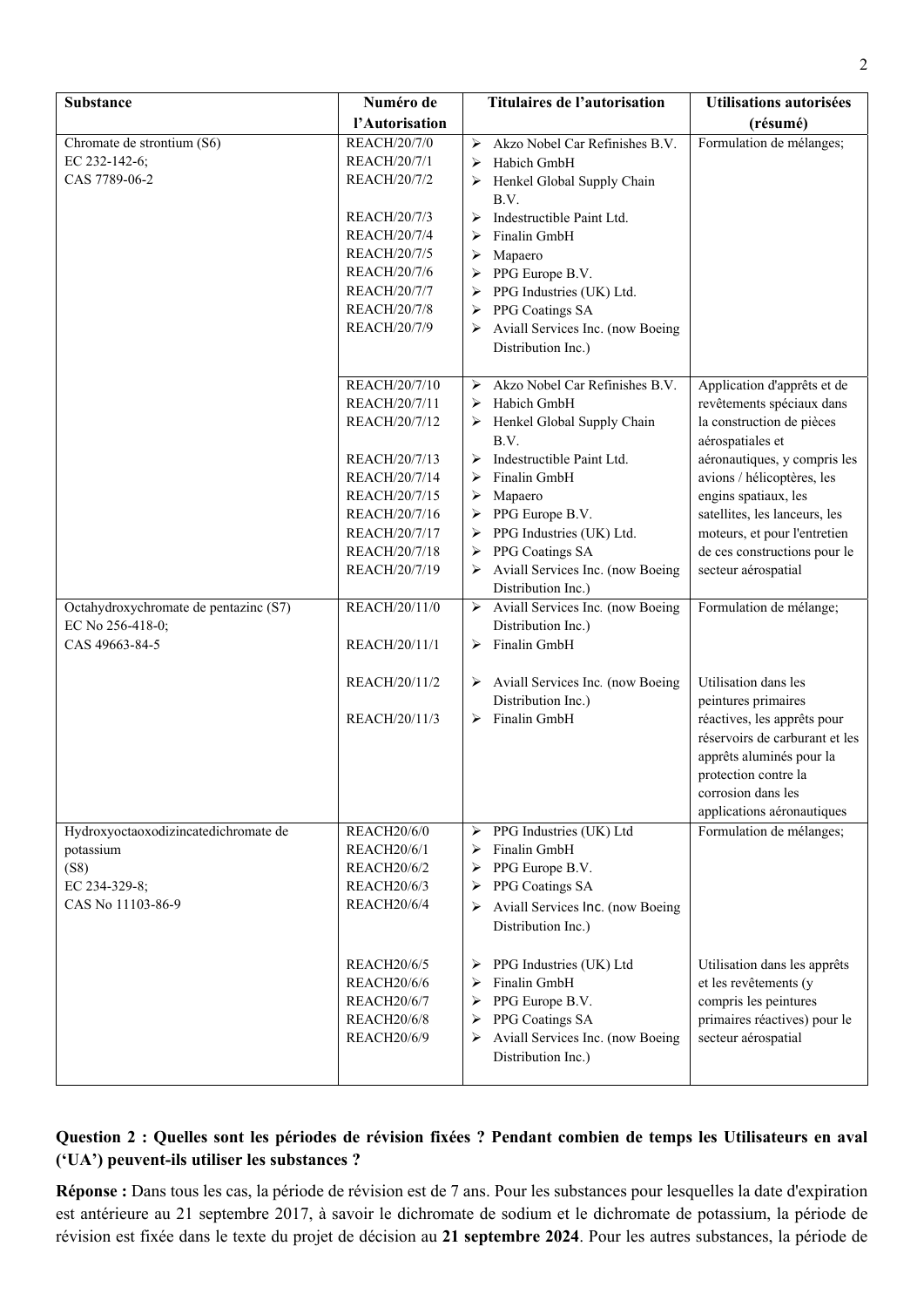| Substance | Numéro de l'Autorisation | Titulaires de l'autorisation | Utilisations autorisées (résumé) |
|---|---|---|---|
| Chromate de strontium (S6)<br>EC 232-142-6;<br>CAS 7789-06-2 | REACH/20/7/0<br>REACH/20/7/1<br>REACH/20/7/2<br><br>REACH/20/7/3<br>REACH/20/7/4<br>REACH/20/7/5<br>REACH/20/7/6<br>REACH/20/7/7<br>REACH/20/7/8<br>REACH/20/7/9 | ➢ Akzo Nobel Car Refinishes B.V.<br>➢ Habich GmbH<br>➢ Henkel Global Supply Chain B.V.<br>➢ Indestructible Paint Ltd.<br>➢ Finalin GmbH<br>➢ Mapaero<br>➢ PPG Europe B.V.<br>➢ PPG Industries (UK) Ltd.<br>➢ PPG Coatings SA<br>➢ Aviall Services Inc. (now Boeing Distribution Inc.) | Formulation de mélanges; |
| | REACH/20/7/10<br>REACH/20/7/11<br>REACH/20/7/12<br><br>REACH/20/7/13<br>REACH/20/7/14<br>REACH/20/7/15<br>REACH/20/7/16<br>REACH/20/7/17<br>REACH/20/7/18<br>REACH/20/7/19 | ➢ Akzo Nobel Car Refinishes B.V.<br>➢ Habich GmbH<br>➢ Henkel Global Supply Chain B.V.<br>➢ Indestructible Paint Ltd.<br>➢ Finalin GmbH<br>➢ Mapaero<br>➢ PPG Europe B.V.<br>➢ PPG Industries (UK) Ltd.<br>➢ PPG Coatings SA<br>➢ Aviall Services Inc. (now Boeing Distribution Inc.) | Application d'apprêts et de revêtements spéciaux dans la construction de pièces aérospatiales et aéronautiques, y compris les avions / hélicoptères, les engins spatiaux, les satellites, les lanceurs, les moteurs, et pour l'entretien de ces constructions pour le secteur aérospatial |
| Octahydroxychromate de pentazinc (S7)<br>EC No 256-418-0;<br>CAS 49663-84-5 | REACH/20/11/0<br><br>REACH/20/11/1 | ➢ Aviall Services Inc. (now Boeing Distribution Inc.)<br>➢ Finalin GmbH | Formulation de mélange; |
| | REACH/20/11/2<br><br>REACH/20/11/3 | ➢ Aviall Services Inc. (now Boeing Distribution Inc.)<br>➢ Finalin GmbH | Utilisation dans les peintures primaires réactives, les apprêts pour réservoirs de carburant et les apprêts aluminés pour la protection contre la corrosion dans les applications aéronautiques |
| Hydroxyoctaoxodizincatedichromate de potassium<br>(S8)<br>EC 234-329-8;<br>CAS No 11103-86-9 | REACH20/6/0<br>REACH20/6/1<br>REACH20/6/2<br>REACH20/6/3<br>REACH20/6/4 | ➢ PPG Industries (UK) Ltd<br>➢ Finalin GmbH<br>➢ PPG Europe B.V.<br>➢ PPG Coatings SA<br>➢ Aviall Services Inc. (now Boeing Distribution Inc.) | Formulation de mélanges; |
| | REACH20/6/5<br>REACH20/6/6<br>REACH20/6/7<br>REACH20/6/8<br>REACH20/6/9 | ➢ PPG Industries (UK) Ltd<br>➢ Finalin GmbH<br>➢ PPG Europe B.V.<br>➢ PPG Coatings SA<br>➢ Aviall Services Inc. (now Boeing Distribution Inc.) | Utilisation dans les apprêts et les revêtements (y compris les peintures primaires réactives) pour le secteur aérospatial |

**Question 2 : Quelles sont les périodes de révision fixées ? Pendant combien de temps les Utilisateurs en aval ('UA') peuvent-ils utiliser les substances ?**

**Réponse :** Dans tous les cas, la période de révision est de 7 ans. Pour les substances pour lesquelles la date d'expiration est antérieure au 21 septembre 2017, à savoir le dichromate de sodium et le dichromate de potassium, la période de révision est fixée dans le texte du projet de décision au **21 septembre 2024**. Pour les autres substances, la période de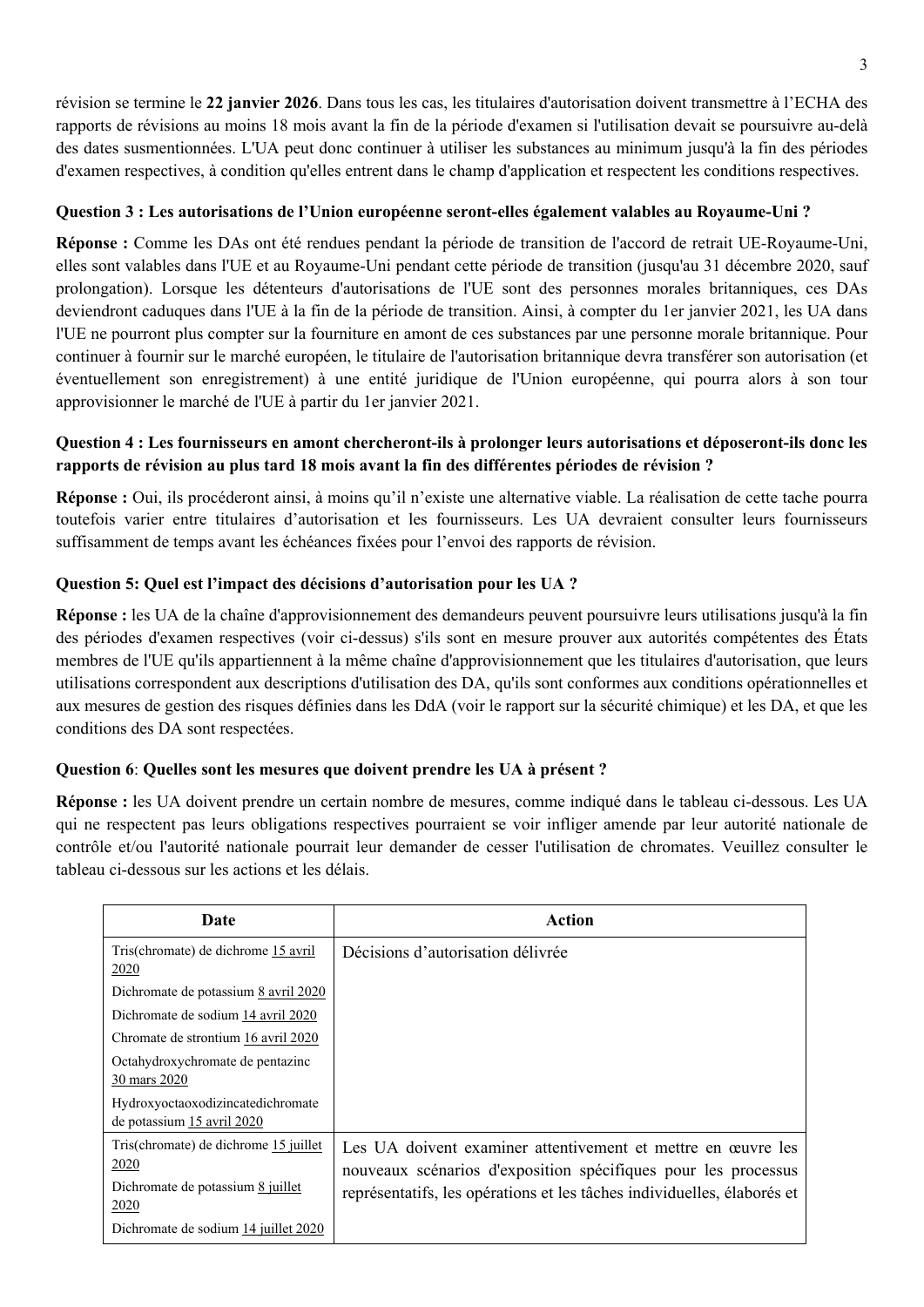révision se termine le **22 janvier 2026**. Dans tous les cas, les titulaires d'autorisation doivent transmettre à l'ECHA des rapports de révisions au moins 18 mois avant la fin de la période d'examen si l'utilisation devait se poursuivre au-delà des dates susmentionnées. L'UA peut donc continuer à utiliser les substances au minimum jusqu'à la fin des périodes d'examen respectives, à condition qu'elles entrent dans le champ d'application et respectent les conditions respectives.

**Question 3 : Les autorisations de l'Union européenne seront-elles également valables au Royaume-Uni ?**

**Réponse :** Comme les DAs ont été rendues pendant la période de transition de l'accord de retrait UE-Royaume-Uni, elles sont valables dans l'UE et au Royaume-Uni pendant cette période de transition (jusqu'au 31 décembre 2020, sauf prolongation). Lorsque les détenteurs d'autorisations de l'UE sont des personnes morales britanniques, ces DAs deviendront caduques dans l'UE à la fin de la période de transition. Ainsi, à compter du 1er janvier 2021, les UA dans l'UE ne pourront plus compter sur la fourniture en amont de ces substances par une personne morale britannique. Pour continuer à fournir sur le marché européen, le titulaire de l'autorisation britannique devra transférer son autorisation (et éventuellement son enregistrement) à une entité juridique de l'Union européenne, qui pourra alors à son tour approvisionner le marché de l'UE à partir du 1er janvier 2021.

**Question 4 : Les fournisseurs en amont chercheront-ils à prolonger leurs autorisations et déposeront-ils donc les rapports de révision au plus tard 18 mois avant la fin des différentes périodes de révision ?**

**Réponse :** Oui, ils procéderont ainsi, à moins qu'il n'existe une alternative viable. La réalisation de cette tache pourra toutefois varier entre titulaires d'autorisation et les fournisseurs. Les UA devraient consulter leurs fournisseurs suffisamment de temps avant les échéances fixées pour l'envoi des rapports de révision.

**Question 5: Quel est l'impact des décisions d'autorisation pour les UA ?**

**Réponse :** les UA de la chaîne d'approvisionnement des demandeurs peuvent poursuivre leurs utilisations jusqu'à la fin des périodes d'examen respectives (voir ci-dessus) s'ils sont en mesure prouver aux autorités compétentes des États membres de l'UE qu'ils appartiennent à la même chaîne d'approvisionnement que les titulaires d'autorisation, que leurs utilisations correspondent aux descriptions d'utilisation des DA, qu'ils sont conformes aux conditions opérationnelles et aux mesures de gestion des risques définies dans les DdA (voir le rapport sur la sécurité chimique) et les DA, et que les conditions des DA sont respectées.

**Question 6**: **Quelles sont les mesures que doivent prendre les UA à présent ?**

**Réponse :** les UA doivent prendre un certain nombre de mesures, comme indiqué dans le tableau ci-dessous. Les UA qui ne respectent pas leurs obligations respectives pourraient se voir infliger amende par leur autorité nationale de contrôle et/ou l'autorité nationale pourrait leur demander de cesser l'utilisation de chromates. Veuillez consulter le tableau ci-dessous sur les actions et les délais.

| Date | Action |
|---|---|
| Tris(chromate) de dichrome 15 avril 2020<br>Dichromate de potassium 8 avril 2020<br>Dichromate de sodium 14 avril 2020<br>Chromate de strontium 16 avril 2020<br>Octahydroxychromate de pentazinc 30 mars 2020<br>Hydroxyoctaoxodizincatedichromate de potassium 15 avril 2020 | Décisions d'autorisation délivrée |
| Tris(chromate) de dichrome 15 juillet 2020<br>Dichromate de potassium 8 juillet 2020<br>Dichromate de sodium 14 juillet 2020 | Les UA doivent examiner attentivement et mettre en œuvre les nouveaux scénarios d'exposition spécifiques pour les processus représentatifs, les opérations et les tâches individuelles, élaborés et |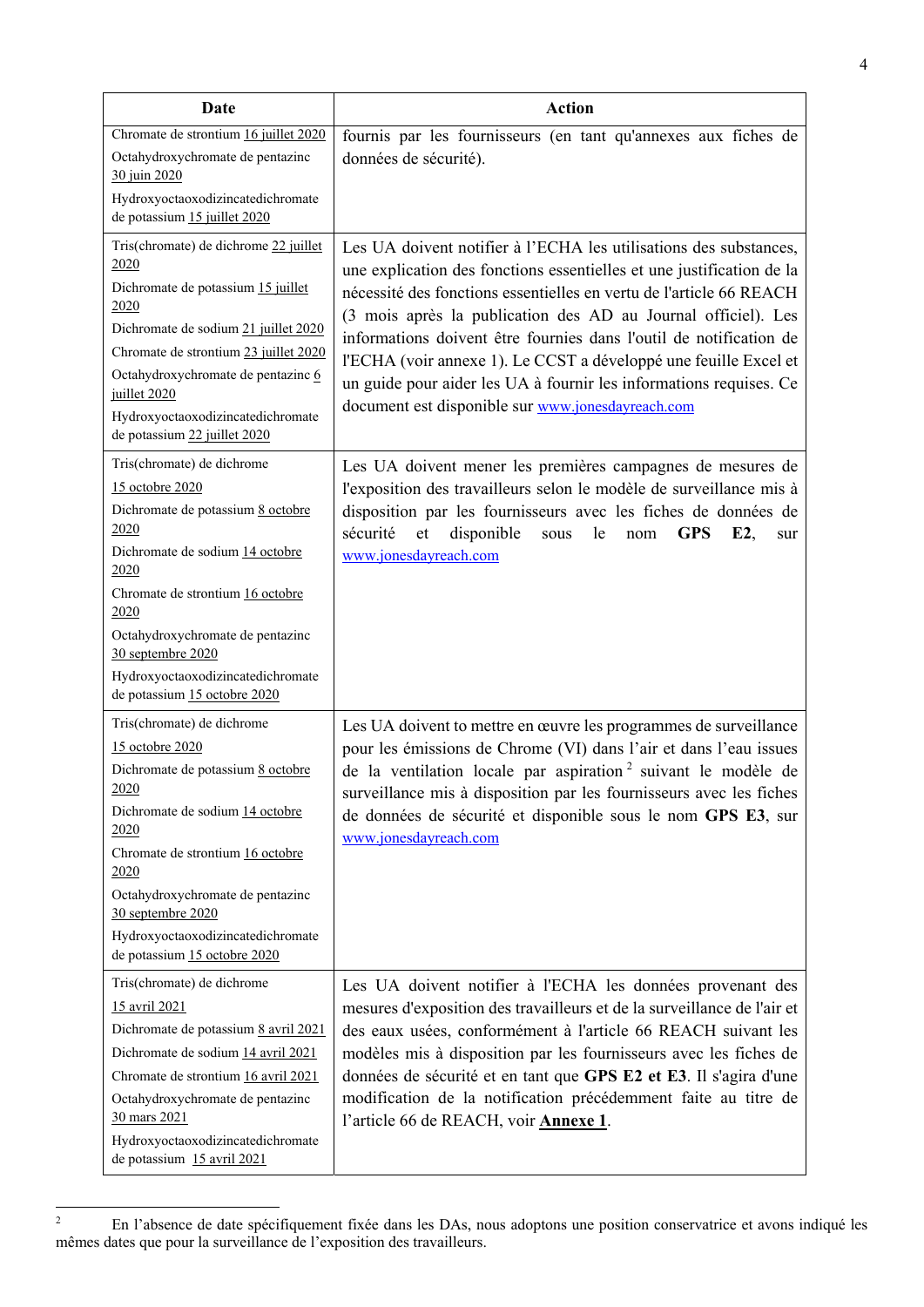| Date | Action |
| --- | --- |
| Chromate de strontium 16 juillet 2020<br>Octahydroxychromate de pentazinc 30 juin 2020<br>Hydroxyoctaoxodizincatedichromate de potassium 15 juillet 2020 | fournis par les fournisseurs (en tant qu'annexes aux fiches de données de sécurité). |
| Tris(chromate) de dichrome 22 juillet 2020<br>Dichromate de potassium 15 juillet 2020<br>Dichromate de sodium 21 juillet 2020<br>Chromate de strontium 23 juillet 2020<br>Octahydroxychromate de pentazinc 6 juillet 2020<br>Hydroxyoctaoxodizincatedichromate de potassium 22 juillet 2020 | Les UA doivent notifier à l'ECHA les utilisations des substances, une explication des fonctions essentielles et une justification de la nécessité des fonctions essentielles en vertu de l'article 66 REACH (3 mois après la publication des AD au Journal officiel). Les informations doivent être fournies dans l'outil de notification de l'ECHA (voir annexe 1). Le CCST a développé une feuille Excel et un guide pour aider les UA à fournir les informations requises. Ce document est disponible sur www.jonesdayreach.com |
| Tris(chromate) de dichrome 15 octobre 2020<br>Dichromate de potassium 8 octobre 2020<br>Dichromate de sodium 14 octobre 2020<br>Chromate de strontium 16 octobre 2020<br>Octahydroxychromate de pentazinc 30 septembre 2020<br>Hydroxyoctaoxodizincatedichromate de potassium 15 octobre 2020 | Les UA doivent mener les premières campagnes de mesures de l'exposition des travailleurs selon le modèle de surveillance mis à disposition par les fournisseurs avec les fiches de données de sécurité et disponible sous le nom **GPS E2**, sur www.jonesdayreach.com |
| Tris(chromate) de dichrome 15 octobre 2020<br>Dichromate de potassium 8 octobre 2020<br>Dichromate de sodium 14 octobre 2020<br>Chromate de strontium 16 octobre 2020<br>Octahydroxychromate de pentazinc 30 septembre 2020<br>Hydroxyoctaoxodizincatedichromate de potassium 15 octobre 2020 | Les UA doivent to mettre en œuvre les programmes de surveillance pour les émissions de Chrome (VI) dans l'air et dans l'eau issues de la ventilation locale par aspiration [2] suivant le modèle de surveillance mis à disposition par les fournisseurs avec les fiches de données de sécurité et disponible sous le nom **GPS E3**, sur www.jonesdayreach.com |
| Tris(chromate) de dichrome 15 avril 2021<br>Dichromate de potassium 8 avril 2021<br>Dichromate de sodium 14 avril 2021<br>Chromate de strontium 16 avril 2021<br>Octahydroxychromate de pentazinc 30 mars 2021<br>Hydroxyoctaoxodizincatedichromate de potassium 15 avril 2021 | Les UA doivent notifier à l'ECHA les données provenant des mesures d'exposition des travailleurs et de la surveillance de l'air et des eaux usées, conformément à l'article 66 REACH suivant les modèles mis à disposition par les fournisseurs avec les fiches de données de sécurité et en tant que **GPS E2 et E3**. Il s'agira d'une modification de la notification précédemment faite au titre de l'article 66 de REACH, voir **Annexe 1**. |

[2] En l'absence de date spécifiquement fixée dans les DAs, nous adoptons une position conservatrice et avons indiqué les mêmes dates que pour la surveillance de l'exposition des travailleurs.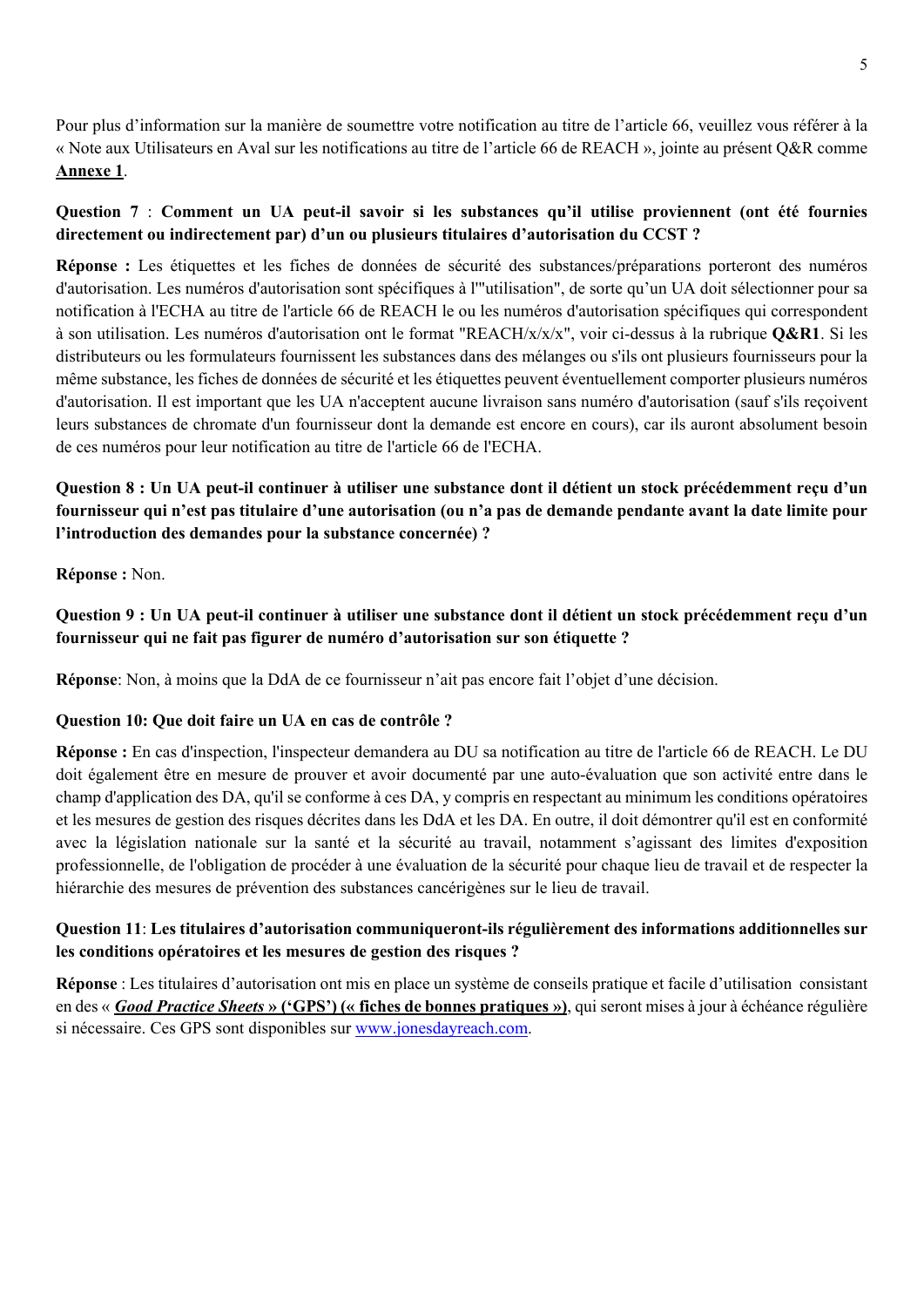Pour plus d'information sur la manière de soumettre votre notification au titre de l'article 66, veuillez vous référer à la « Note aux Utilisateurs en Aval sur les notifications au titre de l'article 66 de REACH », jointe au présent Q&R comme **Annexe 1**.

**Question 7** : **Comment un UA peut-il savoir si les substances qu'il utilise proviennent (ont été fournies directement ou indirectement par) d'un ou plusieurs titulaires d'autorisation du CCST ?**

**Réponse :** Les étiquettes et les fiches de données de sécurité des substances/préparations porteront des numéros d'autorisation. Les numéros d'autorisation sont spécifiques à l'"utilisation", de sorte qu'un UA doit sélectionner pour sa notification à l'ECHA au titre de l'article 66 de REACH le ou les numéros d'autorisation spécifiques qui correspondent à son utilisation. Les numéros d'autorisation ont le format "REACH/x/x/x", voir ci-dessus à la rubrique **Q&R1**. Si les distributeurs ou les formulateurs fournissent les substances dans des mélanges ou s'ils ont plusieurs fournisseurs pour la même substance, les fiches de données de sécurité et les étiquettes peuvent éventuellement comporter plusieurs numéros d'autorisation. Il est important que les UA n'acceptent aucune livraison sans numéro d'autorisation (sauf s'ils reçoivent leurs substances de chromate d'un fournisseur dont la demande est encore en cours), car ils auront absolument besoin de ces numéros pour leur notification au titre de l'article 66 de l'ECHA.

**Question 8 : Un UA peut-il continuer à utiliser une substance dont il détient un stock précédemment reçu d'un fournisseur qui n'est pas titulaire d'une autorisation (ou n'a pas de demande pendante avant la date limite pour l'introduction des demandes pour la substance concernée) ?**

**Réponse :** Non.

**Question 9 : Un UA peut-il continuer à utiliser une substance dont il détient un stock précédemment reçu d'un fournisseur qui ne fait pas figurer de numéro d'autorisation sur son étiquette ?**

**Réponse**: Non, à moins que la DdA de ce fournisseur n'ait pas encore fait l'objet d'une décision.

**Question 10: Que doit faire un UA en cas de contrôle ?**

**Réponse :** En cas d'inspection, l'inspecteur demandera au DU sa notification au titre de l'article 66 de REACH. Le DU doit également être en mesure de prouver et avoir documenté par une auto-évaluation que son activité entre dans le champ d'application des DA, qu'il se conforme à ces DA, y compris en respectant au minimum les conditions opératoires et les mesures de gestion des risques décrites dans les DdA et les DA. En outre, il doit démontrer qu'il est en conformité avec la législation nationale sur la santé et la sécurité au travail, notamment s'agissant des limites d'exposition professionnelle, de l'obligation de procéder à une évaluation de la sécurité pour chaque lieu de travail et de respecter la hiérarchie des mesures de prévention des substances cancérigènes sur le lieu de travail.

**Question 11**: **Les titulaires d'autorisation communiqueront-ils régulièrement des informations additionnelles sur les conditions opératoires et les mesures de gestion des risques ?**

**Réponse** : Les titulaires d'autorisation ont mis en place un système de conseils pratique et facile d'utilisation consistant en des « ***Good Practice Sheets*** **» ('GPS') (« fiches de bonnes pratiques »)**, qui seront mises à jour à échéance régulière si nécessaire. Ces GPS sont disponibles sur www.jonesdayreach.com.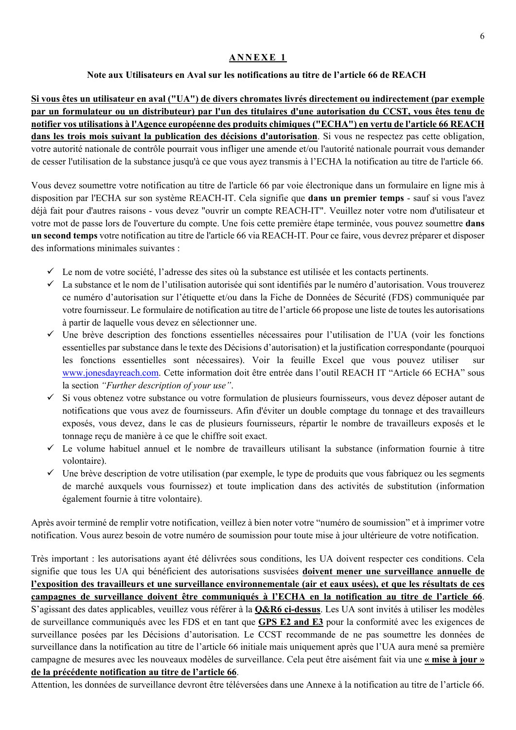# ANNEXE 1

## Note aux Utilisateurs en Aval sur les notifications au titre de l'article 66 de REACH

**Si vous êtes un utilisateur en aval ("UA") de divers chromates livrés directement ou indirectement (par exemple par un formulateur ou un distributeur) par l'un des titulaires d'une autorisation du CCST, vous êtes tenu de notifier vos utilisations à l'Agence européenne des produits chimiques ("ECHA") en vertu de l'article 66 REACH dans les trois mois suivant la publication des décisions d'autorisation**. Si vous ne respectez pas cette obligation, votre autorité nationale de contrôle pourrait vous infliger une amende et/ou l'autorité nationale pourrait vous demander de cesser l'utilisation de la substance jusqu'à ce que vous ayez transmis à l'ECHA la notification au titre de l'article 66.

Vous devez soumettre votre notification au titre de l'article 66 par voie électronique dans un formulaire en ligne mis à disposition par l'ECHA sur son système REACH-IT. Cela signifie que **dans un premier temps** - sauf si vous l'avez déjà fait pour d'autres raisons - vous devez "ouvrir un compte REACH-IT". Veuillez noter votre nom d'utilisateur et votre mot de passe lors de l'ouverture du compte. Une fois cette première étape terminée, vous pouvez soumettre **dans un second temps** votre notification au titre de l'article 66 via REACH-IT. Pour ce faire, vous devrez préparer et disposer des informations minimales suivantes :

- ✓ Le nom de votre société, l'adresse des sites où la substance est utilisée et les contacts pertinents.
- ✓ La substance et le nom de l'utilisation autorisée qui sont identifiés par le numéro d'autorisation. Vous trouverez ce numéro d'autorisation sur l'étiquette et/ou dans la Fiche de Données de Sécurité (FDS) communiquée par votre fournisseur. Le formulaire de notification au titre de l'article 66 propose une liste de toutes les autorisations à partir de laquelle vous devez en sélectionner une.
- ✓ Une brève description des fonctions essentielles nécessaires pour l'utilisation de l'UA (voir les fonctions essentielles par substance dans le texte des Décisions d'autorisation) et la justification correspondante (pourquoi les fonctions essentielles sont nécessaires). Voir la feuille Excel que vous pouvez utiliser sur www.jonesdayreach.com. Cette information doit être entrée dans l'outil REACH IT "Article 66 ECHA" sous la section *"Further description of your use"*.
- ✓ Si vous obtenez votre substance ou votre formulation de plusieurs fournisseurs, vous devez déposer autant de notifications que vous avez de fournisseurs. Afin d'éviter un double comptage du tonnage et des travailleurs exposés, vous devez, dans le cas de plusieurs fournisseurs, répartir le nombre de travailleurs exposés et le tonnage reçu de manière à ce que le chiffre soit exact.
- ✓ Le volume habituel annuel et le nombre de travailleurs utilisant la substance (information fournie à titre volontaire).
- ✓ Une brève description de votre utilisation (par exemple, le type de produits que vous fabriquez ou les segments de marché auxquels vous fournissez) et toute implication dans des activités de substitution (information également fournie à titre volontaire).

Après avoir terminé de remplir votre notification, veillez à bien noter votre "numéro de soumission" et à imprimer votre notification. Vous aurez besoin de votre numéro de soumission pour toute mise à jour ultérieure de votre notification.

Très important : les autorisations ayant été délivrées sous conditions, les UA doivent respecter ces conditions. Cela signifie que tous les UA qui bénéficient des autorisations susvisées **doivent mener une surveillance annuelle de l'exposition des travailleurs et une surveillance environnementale (air et eaux usées), et que les résultats de ces campagnes de surveillance doivent être communiqués à l'ECHA en la notification au titre de l'article 66**. S'agissant des dates applicables, veuillez vous référer à la **Q&R6 ci-dessus**. Les UA sont invités à utiliser les modèles de surveillance communiqués avec les FDS et en tant que **GPS E2 and E3** pour la conformité avec les exigences de surveillance posées par les Décisions d'autorisation. Le CCST recommande de ne pas soumettre les données de surveillance dans la notification au titre de l'article 66 initiale mais uniquement après que l'UA aura mené sa première campagne de mesures avec les nouveaux modèles de surveillance. Cela peut être aisément fait via une **« mise à jour » de la précédente notification au titre de l'article 66**.

Attention, les données de surveillance devront être téléversées dans une Annexe à la notification au titre de l'article 66.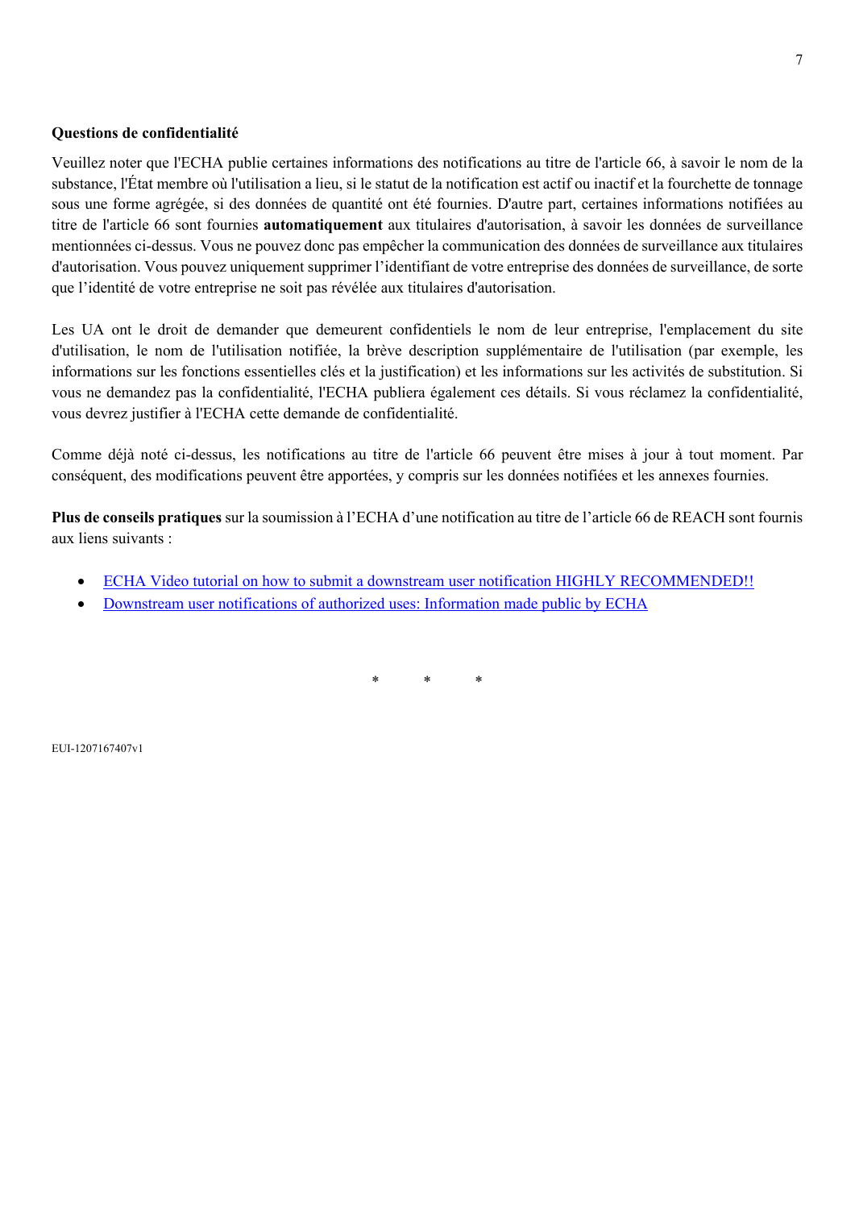**Questions de confidentialité**

Veuillez noter que l'ECHA publie certaines informations des notifications au titre de l'article 66, à savoir le nom de la substance, l'État membre où l'utilisation a lieu, si le statut de la notification est actif ou inactif et la fourchette de tonnage sous une forme agrégée, si des données de quantité ont été fournies. D'autre part, certaines informations notifiées au titre de l'article 66 sont fournies **automatiquement** aux titulaires d'autorisation, à savoir les données de surveillance mentionnées ci-dessus. Vous ne pouvez donc pas empêcher la communication des données de surveillance aux titulaires d'autorisation. Vous pouvez uniquement supprimer l'identifiant de votre entreprise des données de surveillance, de sorte que l'identité de votre entreprise ne soit pas révélée aux titulaires d'autorisation.

Les UA ont le droit de demander que demeurent confidentiels le nom de leur entreprise, l'emplacement du site d'utilisation, le nom de l'utilisation notifiée, la brève description supplémentaire de l'utilisation (par exemple, les informations sur les fonctions essentielles clés et la justification) et les informations sur les activités de substitution. Si vous ne demandez pas la confidentialité, l'ECHA publiera également ces détails. Si vous réclamez la confidentialité, vous devrez justifier à l'ECHA cette demande de confidentialité.

Comme déjà noté ci-dessus, les notifications au titre de l'article 66 peuvent être mises à jour à tout moment. Par conséquent, des modifications peuvent être apportées, y compris sur les données notifiées et les annexes fournies.

**Plus de conseils pratiques** sur la soumission à l'ECHA d'une notification au titre de l'article 66 de REACH sont fournis aux liens suivants :

- ECHA Video tutorial on how to submit a downstream user notification HIGHLY RECOMMENDED!!
- Downstream user notifications of authorized uses: Information made public by ECHA

\* \* \*

EUI-1207167407v1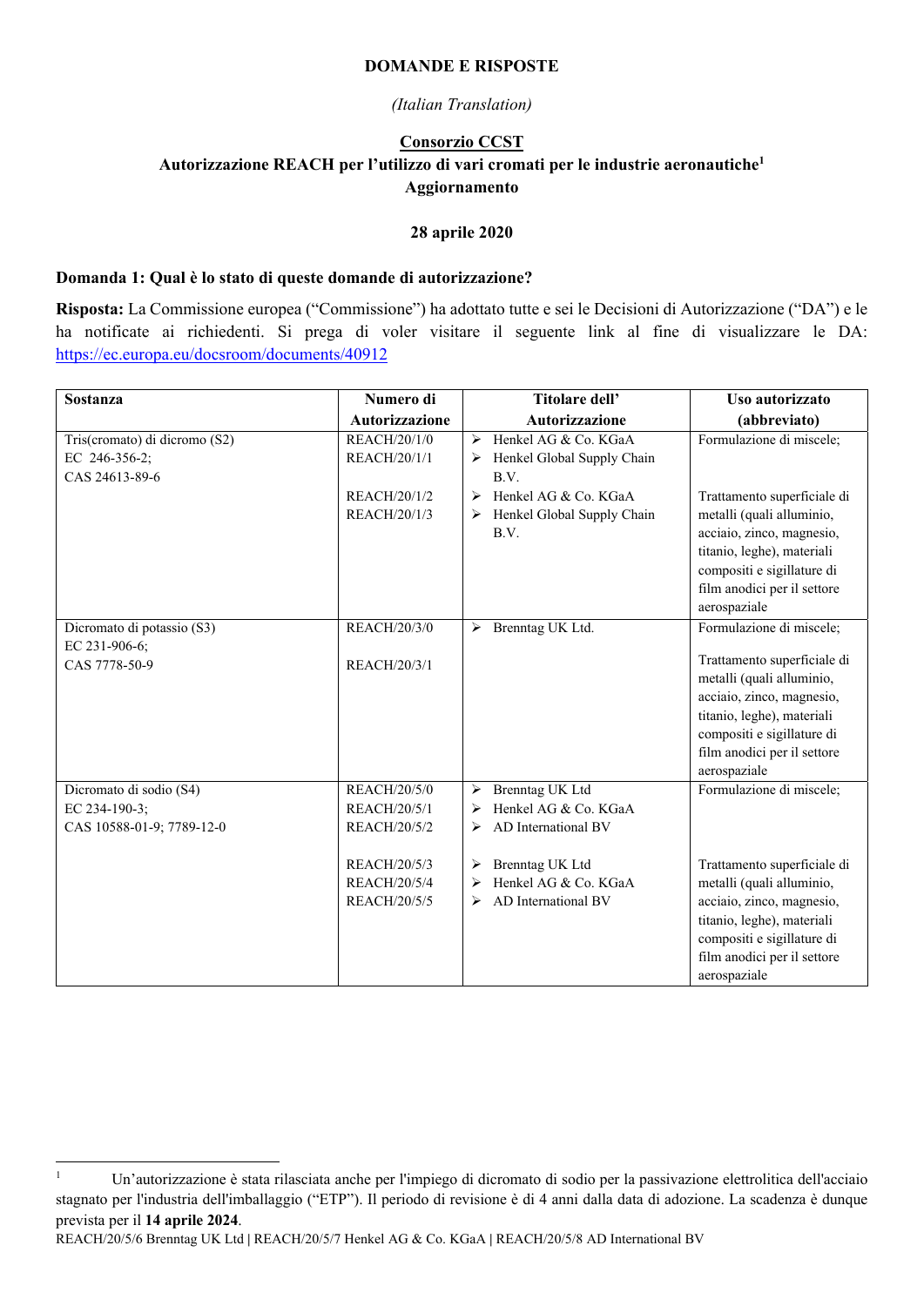**DOMANDE E RISPOSTE**

*(Italian Translation)*

**Consorzio CCST**
**Autorizzazione REACH per l'utilizzo di vari cromati per le industrie aeronautiche**[1]
**Aggiornamento**

**28 aprile 2020**

**Domanda 1: Qual è lo stato di queste domande di autorizzazione?**

**Risposta:** La Commissione europea ("Commissione") ha adottato tutte e sei le Decisioni di Autorizzazione ("DA") e le ha notificate ai richiedenti. Si prega di voler visitare il seguente link al fine di visualizzare le DA: https://ec.europa.eu/docsroom/documents/40912

| Sostanza | Numero di Autorizzazione | Titolare dell' Autorizzazione | Uso autorizzato (abbreviato) |
|---|---|---|---|
| Tris(cromato) di dicromo (S2)<br>EC 246-356-2;<br>CAS 24613-89-6 | REACH/20/1/0<br>REACH/20/1/1 | ➢ Henkel AG & Co. KGaA<br>➢ Henkel Global Supply Chain B.V. | Formulazione di miscele; |
| | REACH/20/1/2<br>REACH/20/1/3 | ➢ Henkel AG & Co. KGaA<br>➢ Henkel Global Supply Chain B.V. | Trattamento superficiale di metalli (quali alluminio, acciaio, zinco, magnesio, titanio, leghe), materiali compositi e sigillature di film anodici per il settore aerospaziale |
| Dicromato di potassio (S3)<br>EC 231-906-6;<br>CAS 7778-50-9 | REACH/20/3/0 | ➢ Brenntag UK Ltd. | Formulazione di miscele; |
| | REACH/20/3/1 | | Trattamento superficiale di metalli (quali alluminio, acciaio, zinco, magnesio, titanio, leghe), materiali compositi e sigillature di film anodici per il settore aerospaziale |
| Dicromato di sodio (S4)<br>EC 234-190-3;<br>CAS 10588-01-9; 7789-12-0 | REACH/20/5/0<br>REACH/20/5/1<br>REACH/20/5/2 | ➢ Brenntag UK Ltd<br>➢ Henkel AG & Co. KGaA<br>➢ AD International BV | Formulazione di miscele; |
| | REACH/20/5/3<br>REACH/20/5/4<br>REACH/20/5/5 | ➢ Brenntag UK Ltd<br>➢ Henkel AG & Co. KGaA<br>➢ AD International BV | Trattamento superficiale di metalli (quali alluminio, acciaio, zinco, magnesio, titanio, leghe), materiali compositi e sigillature di film anodici per il settore aerospaziale |

[1] Un'autorizzazione è stata rilasciata anche per l'impiego di dicromato di sodio per la passivazione elettrolitica dell'acciaio stagnato per l'industria dell'imballaggio ("ETP"). Il periodo di revisione è di 4 anni dalla data di adozione. La scadenza è dunque prevista per il **14 aprile 2024**.
REACH/20/5/6 Brenntag UK Ltd | REACH/20/5/7 Henkel AG & Co. KGaA | REACH/20/5/8 AD International BV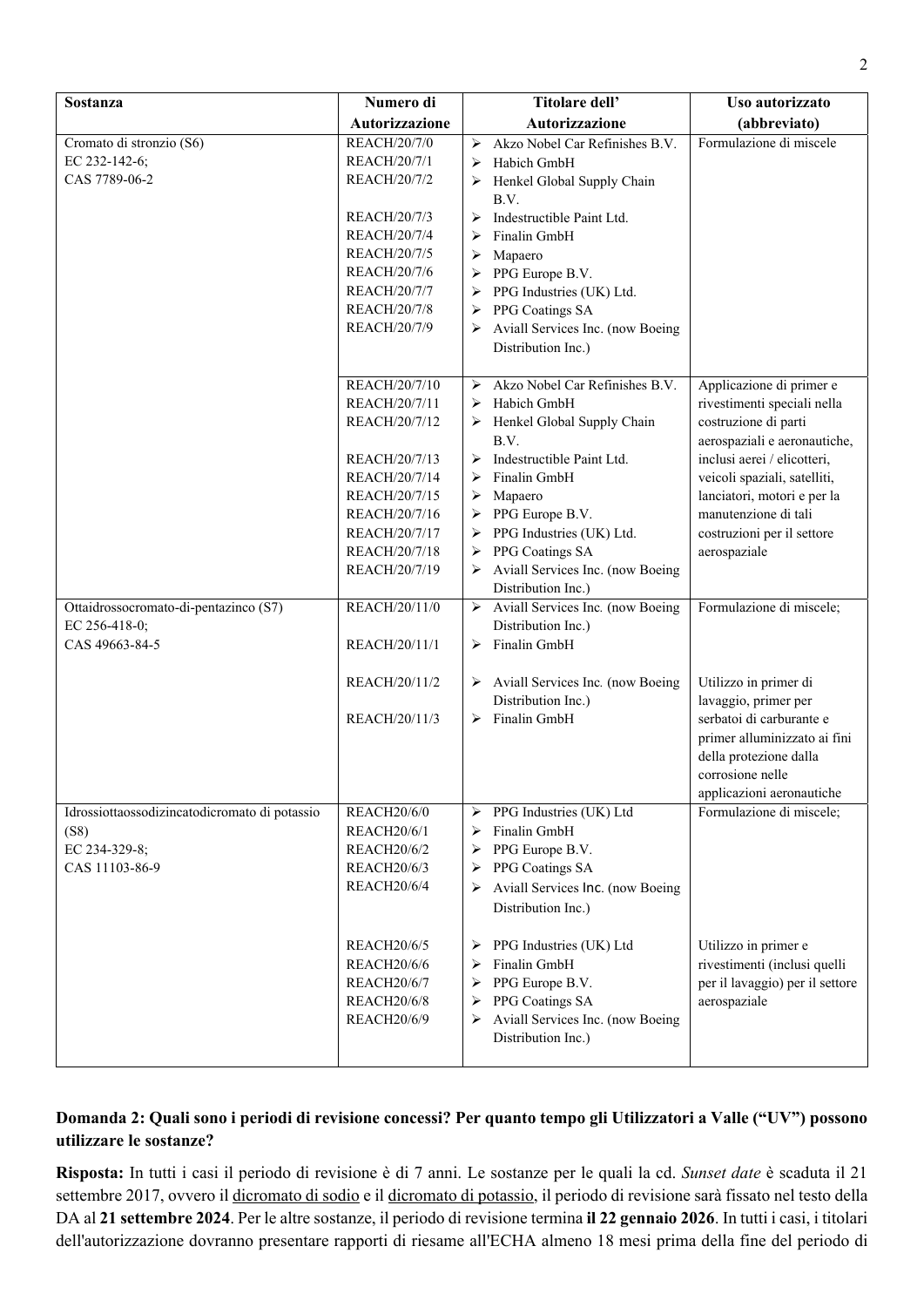| Sostanza | Numero di Autorizzazione | Titolare dell' Autorizzazione | Uso autorizzato (abbreviato) |
|---|---|---|---|
| Cromato di stronzio (S6)<br>EC 232-142-6;<br>CAS 7789-06-2 | REACH/20/7/0<br>REACH/20/7/1<br>REACH/20/7/2<br><br>REACH/20/7/3<br>REACH/20/7/4<br>REACH/20/7/5<br>REACH/20/7/6<br>REACH/20/7/7<br>REACH/20/7/8<br>REACH/20/7/9 | ➢ Akzo Nobel Car Refinishes B.V.<br>➢ Habich GmbH<br>➢ Henkel Global Supply Chain B.V.<br>➢ Indestructible Paint Ltd.<br>➢ Finalin GmbH<br>➢ Mapaero<br>➢ PPG Europe B.V.<br>➢ PPG Industries (UK) Ltd.<br>➢ PPG Coatings SA<br>➢ Aviall Services Inc. (now Boeing Distribution Inc.) | Formulazione di miscele |
| | REACH/20/7/10<br>REACH/20/7/11<br>REACH/20/7/12<br><br>REACH/20/7/13<br>REACH/20/7/14<br>REACH/20/7/15<br>REACH/20/7/16<br>REACH/20/7/17<br>REACH/20/7/18<br>REACH/20/7/19 | ➢ Akzo Nobel Car Refinishes B.V.<br>➢ Habich GmbH<br>➢ Henkel Global Supply Chain B.V.<br>➢ Indestructible Paint Ltd.<br>➢ Finalin GmbH<br>➢ Mapaero<br>➢ PPG Europe B.V.<br>➢ PPG Industries (UK) Ltd.<br>➢ PPG Coatings SA<br>➢ Aviall Services Inc. (now Boeing Distribution Inc.) | Applicazione di primer e rivestimenti speciali nella costruzione di parti aerospaziali e aeronautiche, inclusi aerei / elicotteri, veicoli spaziali, satelliti, lanciatori, motori e per la manutenzione di tali costruzioni per il settore aerospaziale |
| Ottaidrossocromato-di-pentazinco (S7)<br>EC 256-418-0;<br>CAS 49663-84-5 | REACH/20/11/0<br><br>REACH/20/11/1 | ➢ Aviall Services Inc. (now Boeing Distribution Inc.)<br>➢ Finalin GmbH | Formulazione di miscele; |
| | REACH/20/11/2<br><br>REACH/20/11/3 | ➢ Aviall Services Inc. (now Boeing Distribution Inc.)<br>➢ Finalin GmbH | Utilizzo in primer di lavaggio, primer per serbatoi di carburante e primer alluminizzato ai fini della protezione dalla corrosione nelle applicazioni aeronautiche |
| Idrossiottaossodizincatodicromato di potassio (S8)<br>EC 234-329-8;<br>CAS 11103-86-9 | REACH20/6/0<br>REACH20/6/1<br>REACH20/6/2<br>REACH20/6/3<br>REACH20/6/4 | ➢ PPG Industries (UK) Ltd<br>➢ Finalin GmbH<br>➢ PPG Europe B.V.<br>➢ PPG Coatings SA<br>➢ Aviall Services Inc. (now Boeing Distribution Inc.) | Formulazione di miscele; |
| | REACH20/6/5<br>REACH20/6/6<br>REACH20/6/7<br>REACH20/6/8<br>REACH20/6/9 | ➢ PPG Industries (UK) Ltd<br>➢ Finalin GmbH<br>➢ PPG Europe B.V.<br>➢ PPG Coatings SA<br>➢ Aviall Services Inc. (now Boeing Distribution Inc.) | Utilizzo in primer e rivestimenti (inclusi quelli per il lavaggio) per il settore aerospaziale |

**Domanda 2: Quali sono i periodi di revisione concessi? Per quanto tempo gli Utilizzatori a Valle ("UV") possono utilizzare le sostanze?**

**Risposta:** In tutti i casi il periodo di revisione è di 7 anni. Le sostanze per le quali la cd. *Sunset date* è scaduta il 21 settembre 2017, ovvero il dicromato di sodio e il dicromato di potassio, il periodo di revisione sarà fissato nel testo della DA al **21 settembre 2024**. Per le altre sostanze, il periodo di revisione termina **il 22 gennaio 2026**. In tutti i casi, i titolari dell'autorizzazione dovranno presentare rapporti di riesame all'ECHA almeno 18 mesi prima della fine del periodo di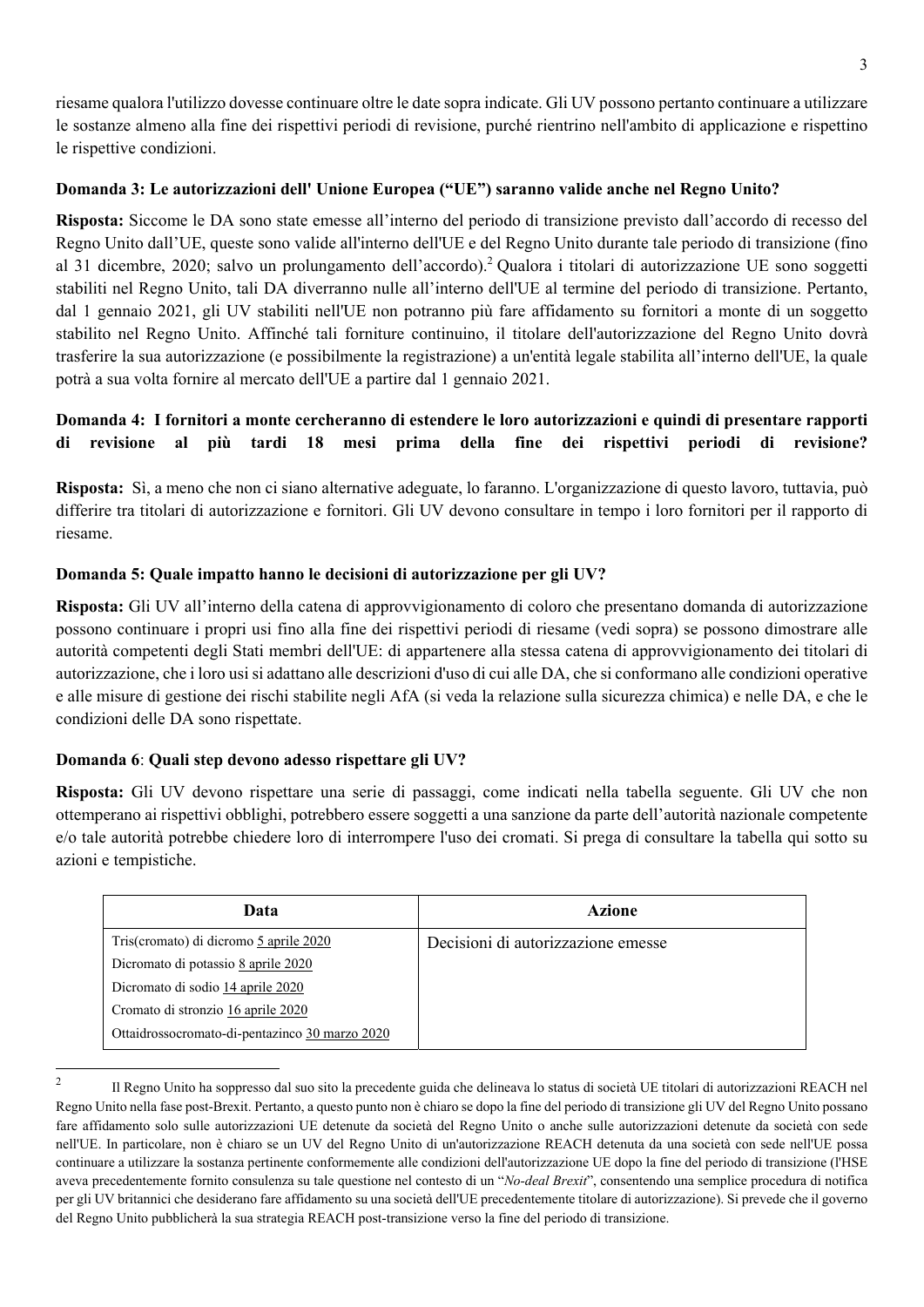riesame qualora l'utilizzo dovesse continuare oltre le date sopra indicate. Gli UV possono pertanto continuare a utilizzare le sostanze almeno alla fine dei rispettivi periodi di revisione, purché rientrino nell'ambito di applicazione e rispettino le rispettive condizioni.

**Domanda 3: Le autorizzazioni dell' Unione Europea ("UE") saranno valide anche nel Regno Unito?**

**Risposta:** Siccome le DA sono state emesse all'interno del periodo di transizione previsto dall'accordo di recesso del Regno Unito dall'UE, queste sono valide all'interno dell'UE e del Regno Unito durante tale periodo di transizione (fino al 31 dicembre, 2020; salvo un prolungamento dell'accordo).[2] Qualora i titolari di autorizzazione UE sono soggetti stabiliti nel Regno Unito, tali DA diverranno nulle all'interno dell'UE al termine del periodo di transizione. Pertanto, dal 1 gennaio 2021, gli UV stabiliti nell'UE non potranno più fare affidamento su fornitori a monte di un soggetto stabilito nel Regno Unito. Affinché tali forniture continuino, il titolare dell'autorizzazione del Regno Unito dovrà trasferire la sua autorizzazione (e possibilmente la registrazione) a un'entità legale stabilita all'interno dell'UE, la quale potrà a sua volta fornire al mercato dell'UE a partire dal 1 gennaio 2021.

**Domanda 4: I fornitori a monte cercheranno di estendere le loro autorizzazioni e quindi di presentare rapporti di revisione al più tardi 18 mesi prima della fine dei rispettivi periodi di revisione?**

**Risposta:** Sì, a meno che non ci siano alternative adeguate, lo faranno. L'organizzazione di questo lavoro, tuttavia, può differire tra titolari di autorizzazione e fornitori. Gli UV devono consultare in tempo i loro fornitori per il rapporto di riesame.

**Domanda 5: Quale impatto hanno le decisioni di autorizzazione per gli UV?**

**Risposta:** Gli UV all'interno della catena di approvvigionamento di coloro che presentano domanda di autorizzazione possono continuare i propri usi fino alla fine dei rispettivi periodi di riesame (vedi sopra) se possono dimostrare alle autorità competenti degli Stati membri dell'UE: di appartenere alla stessa catena di approvvigionamento dei titolari di autorizzazione, che i loro usi si adattano alle descrizioni d'uso di cui alle DA, che si conformano alle condizioni operative e alle misure di gestione dei rischi stabilite negli AfA (si veda la relazione sulla sicurezza chimica) e nelle DA, e che le condizioni delle DA sono rispettate.

**Domanda 6**: **Quali step devono adesso rispettare gli UV?**

**Risposta:** Gli UV devono rispettare una serie di passaggi, come indicati nella tabella seguente. Gli UV che non ottemperano ai rispettivi obblighi, potrebbero essere soggetti a una sanzione da parte dell'autorità nazionale competente e/o tale autorità potrebbe chiedere loro di interrompere l'uso dei cromati. Si prega di consultare la tabella qui sotto su azioni e tempistiche.

| Data | Azione |
|---|---|
| Tris(cromato) di dicromo 5 aprile 2020<br>Dicromato di potassio 8 aprile 2020<br>Dicromato di sodio 14 aprile 2020<br>Cromato di stronzio 16 aprile 2020<br>Ottaidrossocromato-di-pentazinco 30 marzo 2020 | Decisioni di autorizzazione emesse |

[2] Il Regno Unito ha soppresso dal suo sito la precedente guida che delineava lo status di società UE titolari di autorizzazioni REACH nel Regno Unito nella fase post-Brexit. Pertanto, a questo punto non è chiaro se dopo la fine del periodo di transizione gli UV del Regno Unito possano fare affidamento solo sulle autorizzazioni UE detenute da società del Regno Unito o anche sulle autorizzazioni detenute da società con sede nell'UE. In particolare, non è chiaro se un UV del Regno Unito di un'autorizzazione REACH detenuta da una società con sede nell'UE possa continuare a utilizzare la sostanza pertinente conformemente alle condizioni dell'autorizzazione UE dopo la fine del periodo di transizione (l'HSE aveva precedentemente fornito consulenza su tale questione nel contesto di un "*No-deal Brexit*", consentendo una semplice procedura di notifica per gli UV britannici che desiderano fare affidamento su una società dell'UE precedentemente titolare di autorizzazione). Si prevede che il governo del Regno Unito pubblicherà la sua strategia REACH post-transizione verso la fine del periodo di transizione.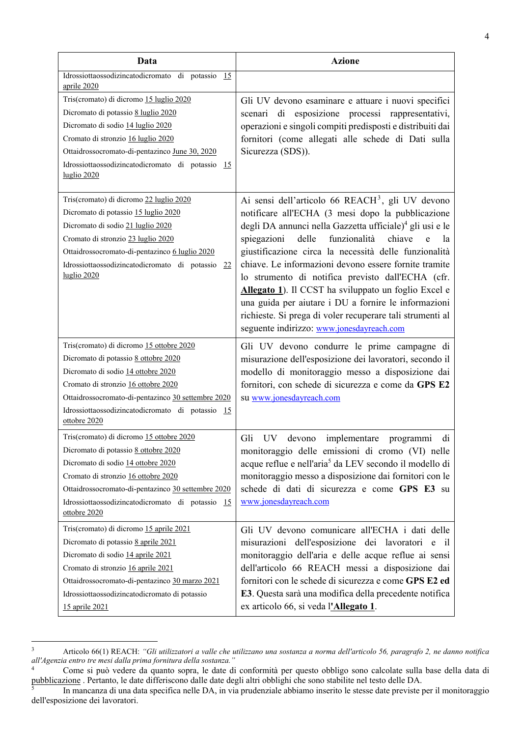| Data | Azione |
|---|---|
| Idrossiottaossodizincatodicromato di potassio 15 aprile 2020 | |
| Tris(cromato) di dicromo 15 luglio 2020<br>Dicromato di potassio 8 luglio 2020<br>Dicromato di sodio 14 luglio 2020<br>Cromato di stronzio 16 luglio 2020<br>Ottaidrossocromato-di-pentazinco June 30, 2020<br>Idrossiottaossodizincatodicromato di potassio 15 luglio 2020 | Gli UV devono esaminare e attuare i nuovi specifici scenari di esposizione processi rappresentativi, operazioni e singoli compiti predisposti e distribuiti dai fornitori (come allegati alle schede di Dati sulla Sicurezza (SDS)). |
| Tris(cromato) di dicromo 22 luglio 2020<br>Dicromato di potassio 15 luglio 2020<br>Dicromato di sodio 21 luglio 2020<br>Cromato di stronzio 23 luglio 2020<br>Ottaidrossocromato-di-pentazinco 6 luglio 2020<br>Idrossiottaossodizincatodicromato di potassio 22 luglio 2020 | Ai sensi dell'articolo 66 REACH[3], gli UV devono notificare all'ECHA (3 mesi dopo la pubblicazione degli DA annunci nella Gazzetta ufficiale)[4] gli usi e le spiegazioni delle funzionalità chiave e la giustificazione circa la necessità delle funzionalità chiave. Le informazioni devono essere fornite tramite lo strumento di notifica previsto dall'ECHA (cfr. **Allegato 1**). Il CCST ha sviluppato un foglio Excel e una guida per aiutare i DU a fornire le informazioni richieste. Si prega di voler recuperare tali strumenti al seguente indirizzo: www.jonesdayreach.com |
| Tris(cromato) di dicromo 15 ottobre 2020<br>Dicromato di potassio 8 ottobre 2020<br>Dicromato di sodio 14 ottobre 2020<br>Cromato di stronzio 16 ottobre 2020<br>Ottaidrossocromato-di-pentazinco 30 settembre 2020<br>Idrossiottaossodizincatodicromato di potassio 15 ottobre 2020 | Gli UV devono condurre le prime campagne di misurazione dell'esposizione dei lavoratori, secondo il modello di monitoraggio messo a disposizione dai fornitori, con schede di sicurezza e come da **GPS E2** su www.jonesdayreach.com |
| Tris(cromato) di dicromo 15 ottobre 2020<br>Dicromato di potassio 8 ottobre 2020<br>Dicromato di sodio 14 ottobre 2020<br>Cromato di stronzio 16 ottobre 2020<br>Ottaidrossocromato-di-pentazinco 30 settembre 2020<br>Idrossiottaossodizincatodicromato di potassio 15 ottobre 2020 | Gli UV devono implementare programmi di monitoraggio delle emissioni di cromo (VI) nelle acque reflue e nell'aria[5] da LEV secondo il modello di monitoraggio messo a disposizione dai fornitori con le schede di dati di sicurezza e come **GPS E3** su www.jonesdayreach.com |
| Tris(cromato) di dicromo 15 aprile 2021<br>Dicromato di potassio 8 aprile 2021<br>Dicromato di sodio 14 aprile 2021<br>Cromato di stronzio 16 aprile 2021<br>Ottaidrossocromato-di-pentazinco 30 marzo 2021<br>Idrossiottaossodizincatodicromato di potassio 15 aprile 2021 | Gli UV devono comunicare all'ECHA i dati delle misurazioni dell'esposizione dei lavoratori e il monitoraggio dell'aria e delle acque reflue ai sensi dell'articolo 66 messi a disposizione dai fornitori con le schede di sicurezza e come **GPS E2 ed E3**. Questa sarà una modifica della precedente notifica ex articolo 66, si veda l'**Allegato 1**. |

---

[3] Articolo 66(1) REACH: *"Gli utilizzatori a valle che utilizzano una sostanza a norma dell'articolo 56, paragrafo 2, ne danno notifica all'Agenzia entro tre mesi dalla prima fornitura della sostanza."*

[4] Come si può vedere da quanto sopra, le date di conformità per questo obbligo sono calcolate sulla base della data di pubblicazione . Pertanto, le date differiscono dalle date degli altri obblighi che sono stabilite nel testo delle DA.

[5] In mancanza di una data specifica nelle DA, in via prudenziale abbiamo inserito le stesse date previste per il monitoraggio dell'esposizione dei lavoratori.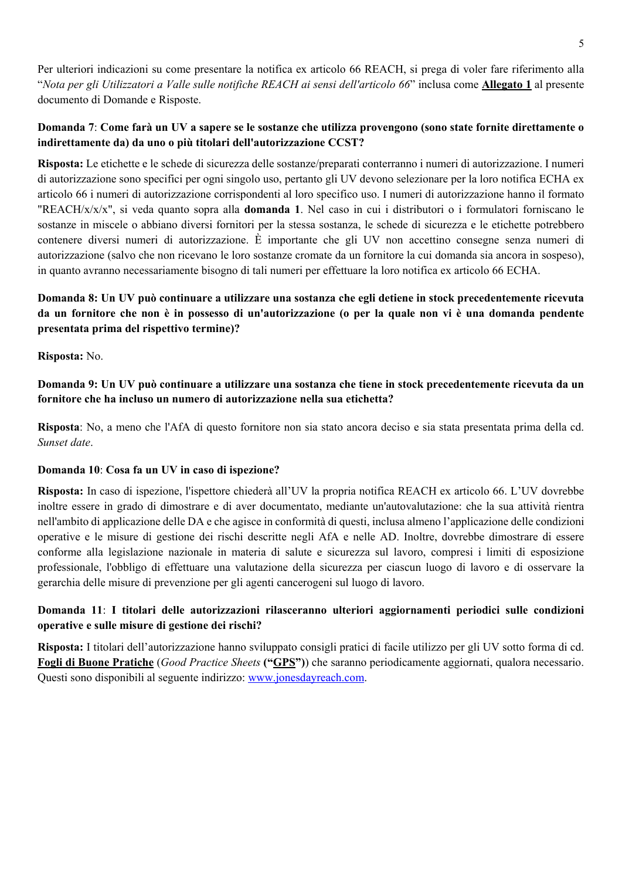Per ulteriori indicazioni su come presentare la notifica ex articolo 66 REACH, si prega di voler fare riferimento alla "*Nota per gli Utilizzatori a Valle sulle notifiche REACH ai sensi dell'articolo 66*" inclusa come **Allegato 1** al presente documento di Domande e Risposte.

**Domanda 7**: **Come farà un UV a sapere se le sostanze che utilizza provengono (sono state fornite direttamente o indirettamente da) da uno o più titolari dell'autorizzazione CCST?**

**Risposta:** Le etichette e le schede di sicurezza delle sostanze/preparati conterranno i numeri di autorizzazione. I numeri di autorizzazione sono specifici per ogni singolo uso, pertanto gli UV devono selezionare per la loro notifica ECHA ex articolo 66 i numeri di autorizzazione corrispondenti al loro specifico uso. I numeri di autorizzazione hanno il formato "REACH/x/x/x", si veda quanto sopra alla **domanda 1**. Nel caso in cui i distributori o i formulatori forniscano le sostanze in miscele o abbiano diversi fornitori per la stessa sostanza, le schede di sicurezza e le etichette potrebbero contenere diversi numeri di autorizzazione. È importante che gli UV non accettino consegne senza numeri di autorizzazione (salvo che non ricevano le loro sostanze cromate da un fornitore la cui domanda sia ancora in sospeso), in quanto avranno necessariamente bisogno di tali numeri per effettuare la loro notifica ex articolo 66 ECHA.

**Domanda 8: Un UV può continuare a utilizzare una sostanza che egli detiene in stock precedentemente ricevuta da un fornitore che non è in possesso di un'autorizzazione (o per la quale non vi è una domanda pendente presentata prima del rispettivo termine)?**

**Risposta:** No.

**Domanda 9: Un UV può continuare a utilizzare una sostanza che tiene in stock precedentemente ricevuta da un fornitore che ha incluso un numero di autorizzazione nella sua etichetta?**

**Risposta**: No, a meno che l'AfA di questo fornitore non sia stato ancora deciso e sia stata presentata prima della cd. *Sunset date*.

**Domanda 10**: **Cosa fa un UV in caso di ispezione?**

**Risposta:** In caso di ispezione, l'ispettore chiederà all'UV la propria notifica REACH ex articolo 66. L'UV dovrebbe inoltre essere in grado di dimostrare e di aver documentato, mediante un'autovalutazione: che la sua attività rientra nell'ambito di applicazione delle DA e che agisce in conformità di questi, inclusa almeno l'applicazione delle condizioni operative e le misure di gestione dei rischi descritte negli AfA e nelle AD. Inoltre, dovrebbe dimostrare di essere conforme alla legislazione nazionale in materia di salute e sicurezza sul lavoro, compresi i limiti di esposizione professionale, l'obbligo di effettuare una valutazione della sicurezza per ciascun luogo di lavoro e di osservare la gerarchia delle misure di prevenzione per gli agenti cancerogeni sul luogo di lavoro.

**Domanda 11**: **I titolari delle autorizzazioni rilasceranno ulteriori aggiornamenti periodici sulle condizioni operative e sulle misure di gestione dei rischi?**

**Risposta:** I titolari dell'autorizzazione hanno sviluppato consigli pratici di facile utilizzo per gli UV sotto forma di cd. **Fogli di Buone Pratiche** (*Good Practice Sheets* **("GPS")**) che saranno periodicamente aggiornati, qualora necessario. Questi sono disponibili al seguente indirizzo: www.jonesdayreach.com.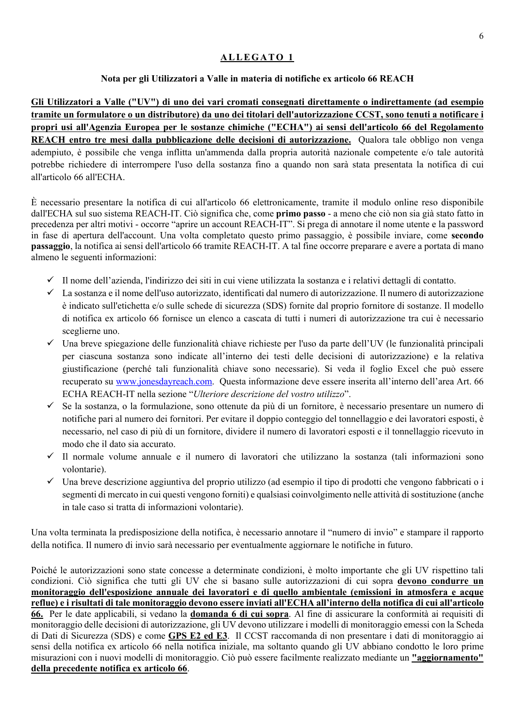## ALLEGATO 1

### Nota per gli Utilizzatori a Valle in materia di notifiche ex articolo 66 REACH

**Gli Utilizzatori a Valle ("UV") di uno dei vari cromati consegnati direttamente o indirettamente (ad esempio tramite un formulatore o un distributore) da uno dei titolari dell'autorizzazione CCST, sono tenuti a notificare i propri usi all'Agenzia Europea per le sostanze chimiche ("ECHA") ai sensi dell'articolo 66 del Regolamento REACH entro tre mesi dalla pubblicazione delle decisioni di autorizzazione.** Qualora tale obbligo non venga adempiuto, è possibile che venga inflitta un'ammenda dalla propria autorità nazionale competente e/o tale autorità potrebbe richiedere di interrompere l'uso della sostanza fino a quando non sarà stata presentata la notifica di cui all'articolo 66 all'ECHA.

È necessario presentare la notifica di cui all'articolo 66 elettronicamente, tramite il modulo online reso disponibile dall'ECHA sul suo sistema REACH-IT. Ciò significa che, come **primo passo** - a meno che ciò non sia già stato fatto in precedenza per altri motivi - occorre "aprire un account REACH-IT". Si prega di annotare il nome utente e la password in fase di apertura dell'account. Una volta completato questo primo passaggio, è possibile inviare, come **secondo passaggio**, la notifica ai sensi dell'articolo 66 tramite REACH-IT. A tal fine occorre preparare e avere a portata di mano almeno le seguenti informazioni:

- ✓ Il nome dell'azienda, l'indirizzo dei siti in cui viene utilizzata la sostanza e i relativi dettagli di contatto.
- ✓ La sostanza e il nome dell'uso autorizzato, identificati dal numero di autorizzazione. Il numero di autorizzazione è indicato sull'etichetta e/o sulle schede di sicurezza (SDS) fornite dal proprio fornitore di sostanze. Il modello di notifica ex articolo 66 fornisce un elenco a cascata di tutti i numeri di autorizzazione tra cui è necessario sceglierne uno.
- ✓ Una breve spiegazione delle funzionalità chiave richieste per l'uso da parte dell'UV (le funzionalità principali per ciascuna sostanza sono indicate all'interno dei testi delle decisioni di autorizzazione) e la relativa giustificazione (perché tali funzionalità chiave sono necessarie). Si veda il foglio Excel che può essere recuperato su www.jonesdayreach.com. Questa informazione deve essere inserita all'interno dell'area Art. 66 ECHA REACH-IT nella sezione "*Ulteriore descrizione del vostro utilizzo*".
- ✓ Se la sostanza, o la formulazione, sono ottenute da più di un fornitore, è necessario presentare un numero di notifiche pari al numero dei fornitori. Per evitare il doppio conteggio del tonnellaggio e dei lavoratori esposti, è necessario, nel caso di più di un fornitore, dividere il numero di lavoratori esposti e il tonnellaggio ricevuto in modo che il dato sia accurato.
- ✓ Il normale volume annuale e il numero di lavoratori che utilizzano la sostanza (tali informazioni sono volontarie).
- ✓ Una breve descrizione aggiuntiva del proprio utilizzo (ad esempio il tipo di prodotti che vengono fabbricati o i segmenti di mercato in cui questi vengono forniti) e qualsiasi coinvolgimento nelle attività di sostituzione (anche in tale caso si tratta di informazioni volontarie).

Una volta terminata la predisposizione della notifica, è necessario annotare il "numero di invio" e stampare il rapporto della notifica. Il numero di invio sarà necessario per eventualmente aggiornare le notifiche in futuro.

Poiché le autorizzazioni sono state concesse a determinate condizioni, è molto importante che gli UV rispettino tali condizioni. Ciò significa che tutti gli UV che si basano sulle autorizzazioni di cui sopra **devono condurre un monitoraggio dell'esposizione annuale dei lavoratori e di quello ambientale (emissioni in atmosfera e acque reflue) e i risultati di tale monitoraggio devono essere inviati all'ECHA all'interno della notifica di cui all'articolo 66.** Per le date applicabili, si vedano la **domanda 6 di cui sopra**. Al fine di assicurare la conformità ai requisiti di monitoraggio delle decisioni di autorizzazione, gli UV devono utilizzare i modelli di monitoraggio emessi con la Scheda di Dati di Sicurezza (SDS) e come **GPS E2 ed E3**. Il CCST raccomanda di non presentare i dati di monitoraggio ai sensi della notifica ex articolo 66 nella notifica iniziale, ma soltanto quando gli UV abbiano condotto le loro prime misurazioni con i nuovi modelli di monitoraggio. Ciò può essere facilmente realizzato mediante un **"aggiornamento" della precedente notifica ex articolo 66**.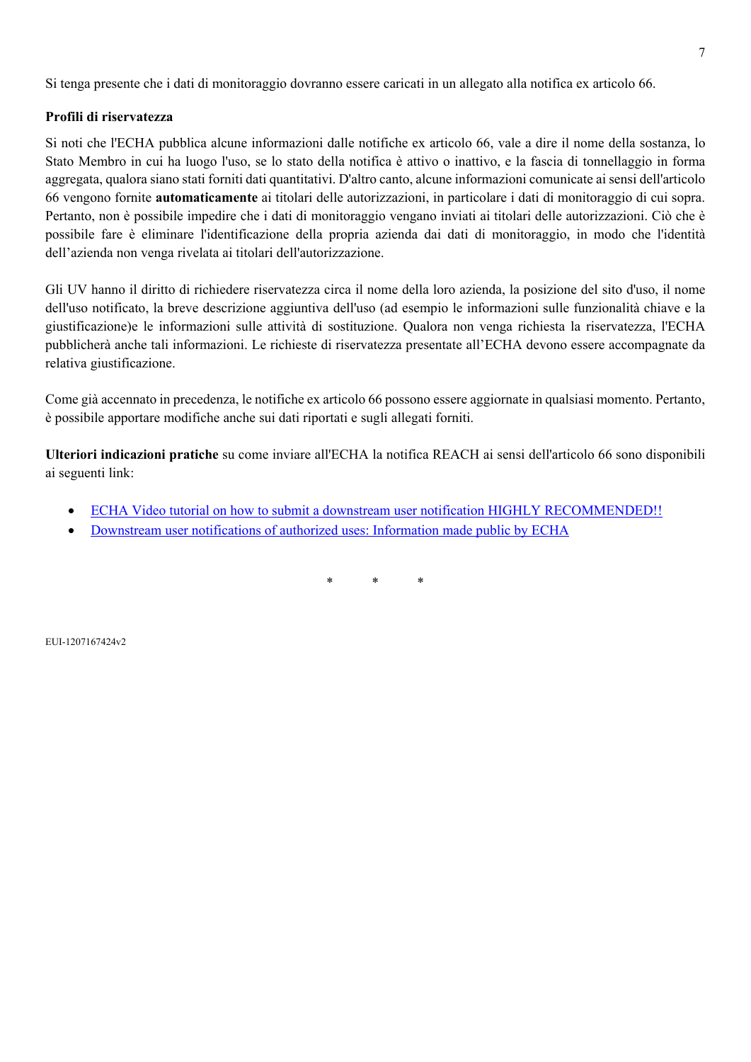Si tenga presente che i dati di monitoraggio dovranno essere caricati in un allegato alla notifica ex articolo 66.

**Profili di riservatezza**

Si noti che l'ECHA pubblica alcune informazioni dalle notifiche ex articolo 66, vale a dire il nome della sostanza, lo Stato Membro in cui ha luogo l'uso, se lo stato della notifica è attivo o inattivo, e la fascia di tonnellaggio in forma aggregata, qualora siano stati forniti dati quantitativi. D'altro canto, alcune informazioni comunicate ai sensi dell'articolo 66 vengono fornite **automaticamente** ai titolari delle autorizzazioni, in particolare i dati di monitoraggio di cui sopra. Pertanto, non è possibile impedire che i dati di monitoraggio vengano inviati ai titolari delle autorizzazioni. Ciò che è possibile fare è eliminare l'identificazione della propria azienda dai dati di monitoraggio, in modo che l'identità dell'azienda non venga rivelata ai titolari dell'autorizzazione.

Gli UV hanno il diritto di richiedere riservatezza circa il nome della loro azienda, la posizione del sito d'uso, il nome dell'uso notificato, la breve descrizione aggiuntiva dell'uso (ad esempio le informazioni sulle funzionalità chiave e la giustificazione)e le informazioni sulle attività di sostituzione. Qualora non venga richiesta la riservatezza, l'ECHA pubblicherà anche tali informazioni. Le richieste di riservatezza presentate all'ECHA devono essere accompagnate da relativa giustificazione.

Come già accennato in precedenza, le notifiche ex articolo 66 possono essere aggiornate in qualsiasi momento. Pertanto, è possibile apportare modifiche anche sui dati riportati e sugli allegati forniti.

**Ulteriori indicazioni pratiche** su come inviare all'ECHA la notifica REACH ai sensi dell'articolo 66 sono disponibili ai seguenti link:

- ECHA Video tutorial on how to submit a downstream user notification HIGHLY RECOMMENDED!!
- Downstream user notifications of authorized uses: Information made public by ECHA

\* \* \*

EUI-1207167424v2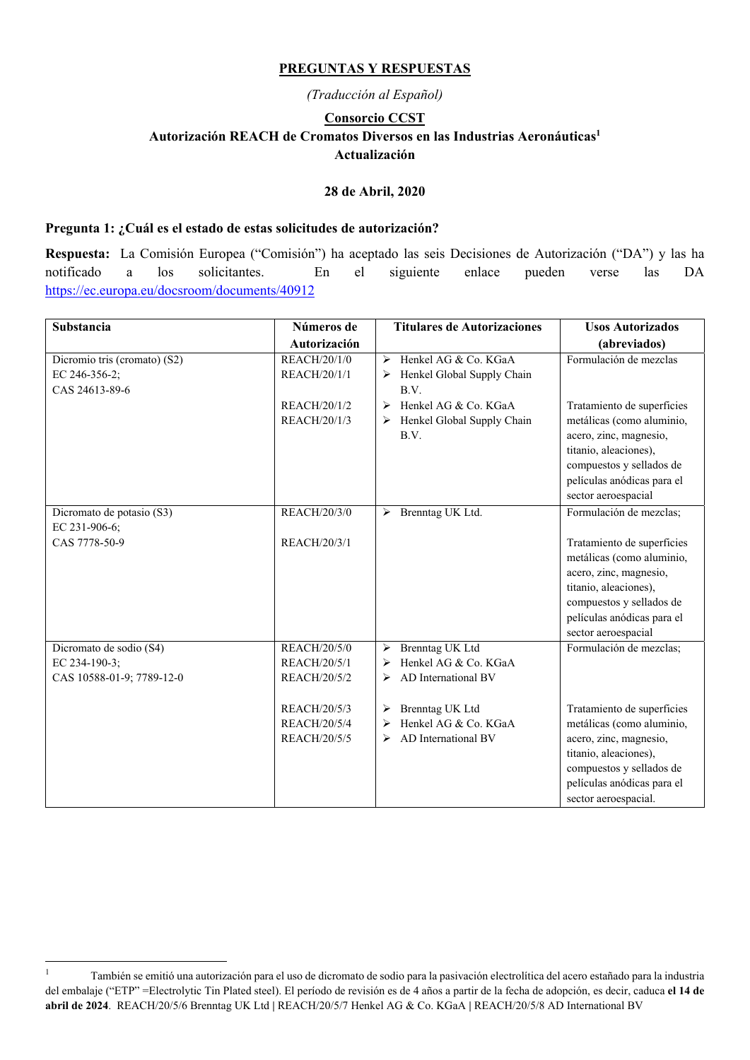**PREGUNTAS Y RESPUESTAS**

*(Traducción al Español)*

**Consorcio CCST**
**Autorización REACH de Cromatos Diversos en las Industrias Aeronáuticas[1]**
**Actualización**

**28 de Abril, 2020**

### Pregunta 1: ¿Cuál es el estado de estas solicitudes de autorización?

**Respuesta:** La Comisión Europea ("Comisión") ha aceptado las seis Decisiones de Autorización ("DA") y las ha notificado a los solicitantes. En el siguiente enlace pueden verse las DA https://ec.europa.eu/docsroom/documents/40912

| Substancia | Números de Autorización | Titulares de Autorizaciones | Usos Autorizados (abreviados) |
|---|---|---|---|
| Dicromio tris (cromato) (S2)<br>EC 246-356-2;<br>CAS 24613-89-6 | REACH/20/1/0<br>REACH/20/1/1 | ➢ Henkel AG & Co. KGaA<br>➢ Henkel Global Supply Chain B.V. | Formulación de mezclas |
| | REACH/20/1/2<br>REACH/20/1/3 | ➢ Henkel AG & Co. KGaA<br>➢ Henkel Global Supply Chain B.V. | Tratamiento de superficies metálicas (como aluminio, acero, zinc, magnesio, titanio, aleaciones), compuestos y sellados de películas anódicas para el sector aeroespacial |
| Dicromato de potasio (S3)<br>EC 231-906-6;<br>CAS 7778-50-9 | REACH/20/3/0 | ➢ Brenntag UK Ltd. | Formulación de mezclas; |
| | REACH/20/3/1 | | Tratamiento de superficies metálicas (como aluminio, acero, zinc, magnesio, titanio, aleaciones), compuestos y sellados de películas anódicas para el sector aeroespacial |
| Dicromato de sodio (S4)<br>EC 234-190-3;<br>CAS 10588-01-9; 7789-12-0 | REACH/20/5/0<br>REACH/20/5/1<br>REACH/20/5/2 | ➢ Brenntag UK Ltd<br>➢ Henkel AG & Co. KGaA<br>➢ AD International BV | Formulación de mezclas; |
| | REACH/20/5/3<br>REACH/20/5/4<br>REACH/20/5/5 | ➢ Brenntag UK Ltd<br>➢ Henkel AG & Co. KGaA<br>➢ AD International BV | Tratamiento de superficies metálicas (como aluminio, acero, zinc, magnesio, titanio, aleaciones), compuestos y sellados de películas anódicas para el sector aeroespacial. |

[1] También se emitió una autorización para el uso de dicromato de sodio para la pasivación electrolítica del acero estañado para la industria del embalaje ("ETP" =Electrolytic Tin Plated steel). El período de revisión es de 4 años a partir de la fecha de adopción, es decir, caduca **el 14 de abril de 2024**. REACH/20/5/6 Brenntag UK Ltd | REACH/20/5/7 Henkel AG & Co. KGaA | REACH/20/5/8 AD International BV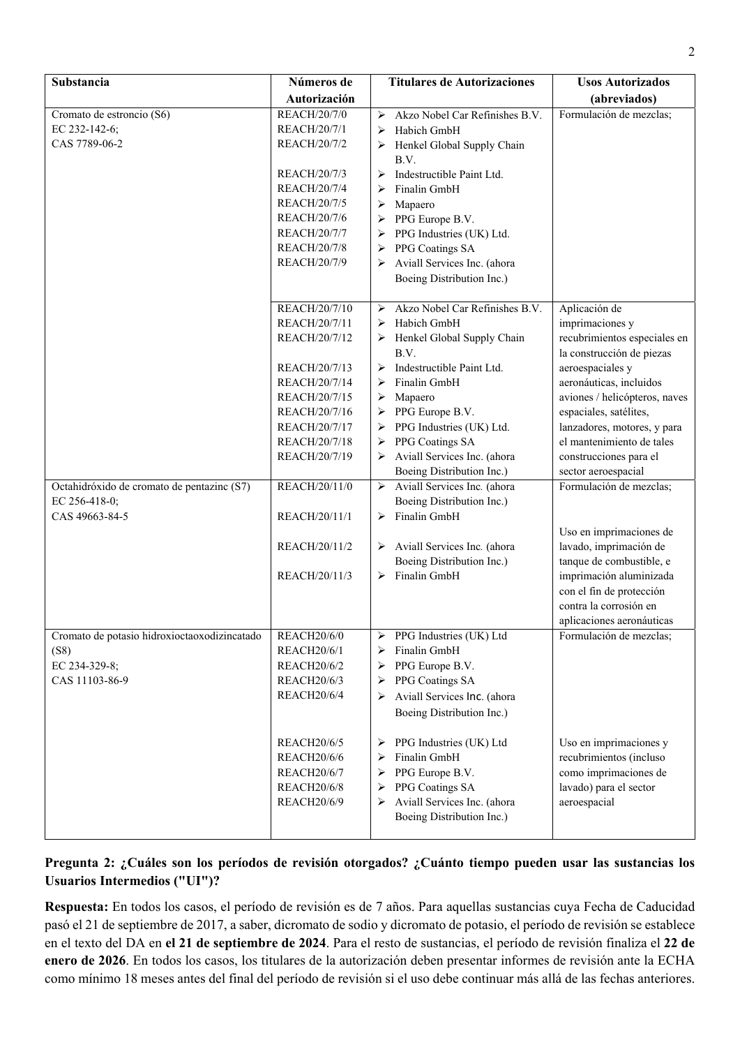| Substancia | Números de Autorización | Titulares de Autorizaciones | Usos Autorizados (abreviados) |
|---|---|---|---|
| Cromato de estroncio (S6)<br>EC 232-142-6;<br>CAS 7789-06-2 | REACH/20/7/0<br>REACH/20/7/1<br>REACH/20/7/2<br><br>REACH/20/7/3<br>REACH/20/7/4<br>REACH/20/7/5<br>REACH/20/7/6<br>REACH/20/7/7<br>REACH/20/7/8<br>REACH/20/7/9 | ➢ Akzo Nobel Car Refinishes B.V.<br>➢ Habich GmbH<br>➢ Henkel Global Supply Chain B.V.<br>➢ Indestructible Paint Ltd.<br>➢ Finalin GmbH<br>➢ Mapaero<br>➢ PPG Europe B.V.<br>➢ PPG Industries (UK) Ltd.<br>➢ PPG Coatings SA<br>➢ Aviall Services Inc. (ahora Boeing Distribution Inc.) | Formulación de mezclas; |
| | REACH/20/7/10<br>REACH/20/7/11<br>REACH/20/7/12<br><br>REACH/20/7/13<br>REACH/20/7/14<br>REACH/20/7/15<br>REACH/20/7/16<br>REACH/20/7/17<br>REACH/20/7/18<br>REACH/20/7/19 | ➢ Akzo Nobel Car Refinishes B.V.<br>➢ Habich GmbH<br>➢ Henkel Global Supply Chain B.V.<br>➢ Indestructible Paint Ltd.<br>➢ Finalin GmbH<br>➢ Mapaero<br>➢ PPG Europe B.V.<br>➢ PPG Industries (UK) Ltd.<br>➢ PPG Coatings SA<br>➢ Aviall Services Inc. (ahora Boeing Distribution Inc.) | Aplicación de imprimaciones y recubrimientos especiales en la construcción de piezas aeroespaciales y aeronáuticas, incluidos aviones / helicópteros, naves espaciales, satélites, lanzadores, motores, y para el mantenimiento de tales construcciones para el sector aeroespacial |
| Octahidróxido de cromato de pentazinc (S7)<br>EC 256-418-0;<br>CAS 49663-84-5 | REACH/20/11/0<br><br>REACH/20/11/1 | ➢ Aviall Services Inc. (ahora Boeing Distribution Inc.)<br>➢ Finalin GmbH | Formulación de mezclas; |
| | REACH/20/11/2<br><br>REACH/20/11/3 | ➢ Aviall Services Inc. (ahora Boeing Distribution Inc.)<br>➢ Finalin GmbH | Uso en imprimaciones de lavado, imprimación de tanque de combustible, e imprimación aluminizada con el fin de protección contra la corrosión en aplicaciones aeronáuticas |
| Cromato de potasio hidroxioctaoxodizincatado (S8)<br>EC 234-329-8;<br>CAS 11103-86-9 | REACH20/6/0<br>REACH20/6/1<br>REACH20/6/2<br>REACH20/6/3<br>REACH20/6/4 | ➢ PPG Industries (UK) Ltd<br>➢ Finalin GmbH<br>➢ PPG Europe B.V.<br>➢ PPG Coatings SA<br>➢ Aviall Services Inc. (ahora Boeing Distribution Inc.) | Formulación de mezclas; |
| | REACH20/6/5<br>REACH20/6/6<br>REACH20/6/7<br>REACH20/6/8<br>REACH20/6/9 | ➢ PPG Industries (UK) Ltd<br>➢ Finalin GmbH<br>➢ PPG Europe B.V.<br>➢ PPG Coatings SA<br>➢ Aviall Services Inc. (ahora Boeing Distribution Inc.) | Uso en imprimaciones y recubrimientos (incluso como imprimaciones de lavado) para el sector aeroespacial |

**Pregunta 2: ¿Cuáles son los períodos de revisión otorgados? ¿Cuánto tiempo pueden usar las sustancias los Usuarios Intermedios ("UI")?**

**Respuesta:** En todos los casos, el período de revisión es de 7 años. Para aquellas sustancias cuya Fecha de Caducidad pasó el 21 de septiembre de 2017, a saber, dicromato de sodio y dicromato de potasio, el período de revisión se establece en el texto del DA en **el 21 de septiembre de 2024**. Para el resto de sustancias, el período de revisión finaliza el **22 de enero de 2026**. En todos los casos, los titulares de la autorización deben presentar informes de revisión ante la ECHA como mínimo 18 meses antes del final del período de revisión si el uso debe continuar más allá de las fechas anteriores.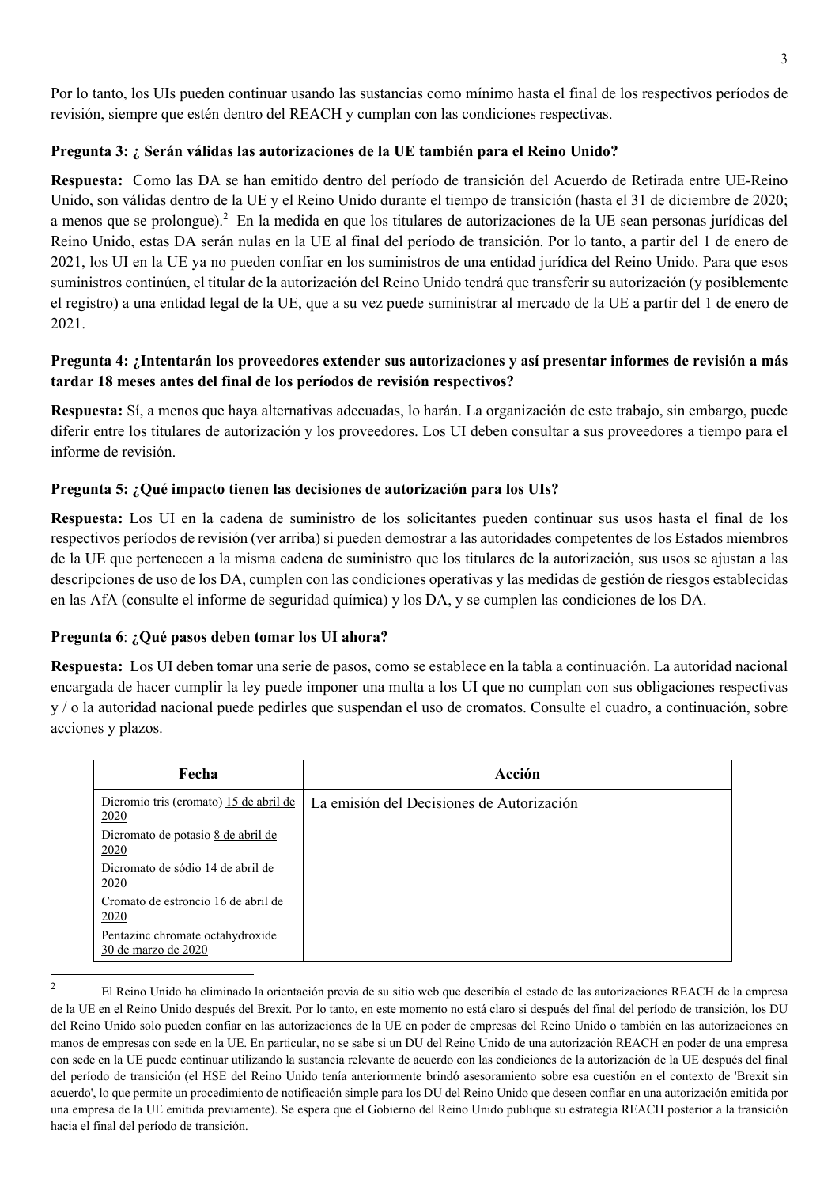Por lo tanto, los UIs pueden continuar usando las sustancias como mínimo hasta el final de los respectivos períodos de revisión, siempre que estén dentro del REACH y cumplan con las condiciones respectivas.

**Pregunta 3: ¿ Serán válidas las autorizaciones de la UE también para el Reino Unido?**

**Respuesta:** Como las DA se han emitido dentro del período de transición del Acuerdo de Retirada entre UE-Reino Unido, son válidas dentro de la UE y el Reino Unido durante el tiempo de transición (hasta el 31 de diciembre de 2020; a menos que se prolongue).[2] En la medida en que los titulares de autorizaciones de la UE sean personas jurídicas del Reino Unido, estas DA serán nulas en la UE al final del período de transición. Por lo tanto, a partir del 1 de enero de 2021, los UI en la UE ya no pueden confiar en los suministros de una entidad jurídica del Reino Unido. Para que esos suministros continúen, el titular de la autorización del Reino Unido tendrá que transferir su autorización (y posiblemente el registro) a una entidad legal de la UE, que a su vez puede suministrar al mercado de la UE a partir del 1 de enero de 2021.

**Pregunta 4: ¿Intentarán los proveedores extender sus autorizaciones y así presentar informes de revisión a más tardar 18 meses antes del final de los períodos de revisión respectivos?**

**Respuesta:** Sí, a menos que haya alternativas adecuadas, lo harán. La organización de este trabajo, sin embargo, puede diferir entre los titulares de autorización y los proveedores. Los UI deben consultar a sus proveedores a tiempo para el informe de revisión.

**Pregunta 5: ¿Qué impacto tienen las decisiones de autorización para los UIs?**

**Respuesta:** Los UI en la cadena de suministro de los solicitantes pueden continuar sus usos hasta el final de los respectivos períodos de revisión (ver arriba) si pueden demostrar a las autoridades competentes de los Estados miembros de la UE que pertenecen a la misma cadena de suministro que los titulares de la autorización, sus usos se ajustan a las descripciones de uso de los DA, cumplen con las condiciones operativas y las medidas de gestión de riesgos establecidas en las AfA (consulte el informe de seguridad química) y los DA, y se cumplen las condiciones de los DA.

**Pregunta 6**: **¿Qué pasos deben tomar los UI ahora?**

**Respuesta:** Los UI deben tomar una serie de pasos, como se establece en la tabla a continuación. La autoridad nacional encargada de hacer cumplir la ley puede imponer una multa a los UI que no cumplan con sus obligaciones respectivas y / o la autoridad nacional puede pedirles que suspendan el uso de cromatos. Consulte el cuadro, a continuación, sobre acciones y plazos.

| Fecha | Acción |
|---|---|
| Dicromio tris (cromato) 15 de abril de 2020<br>Dicromato de potasio 8 de abril de 2020<br>Dicromato de sódio 14 de abril de 2020<br>Cromato de estroncio 16 de abril de 2020<br>Pentazinc chromate octahydroxide 30 de marzo de 2020 | La emisión del Decisiones de Autorización |

[2] El Reino Unido ha eliminado la orientación previa de su sitio web que describía el estado de las autorizaciones REACH de la empresa de la UE en el Reino Unido después del Brexit. Por lo tanto, en este momento no está claro si después del final del período de transición, los DU del Reino Unido solo pueden confiar en las autorizaciones de la UE en poder de empresas del Reino Unido o también en las autorizaciones en manos de empresas con sede en la UE. En particular, no se sabe si un DU del Reino Unido de una autorización REACH en poder de una empresa con sede en la UE puede continuar utilizando la sustancia relevante de acuerdo con las condiciones de la autorización de la UE después del final del período de transición (el HSE del Reino Unido tenía anteriormente brindó asesoramiento sobre esa cuestión en el contexto de 'Brexit sin acuerdo', lo que permite un procedimiento de notificación simple para los DU del Reino Unido que deseen confiar en una autorización emitida por una empresa de la UE emitida previamente). Se espera que el Gobierno del Reino Unido publique su estrategia REACH posterior a la transición hacia el final del período de transición.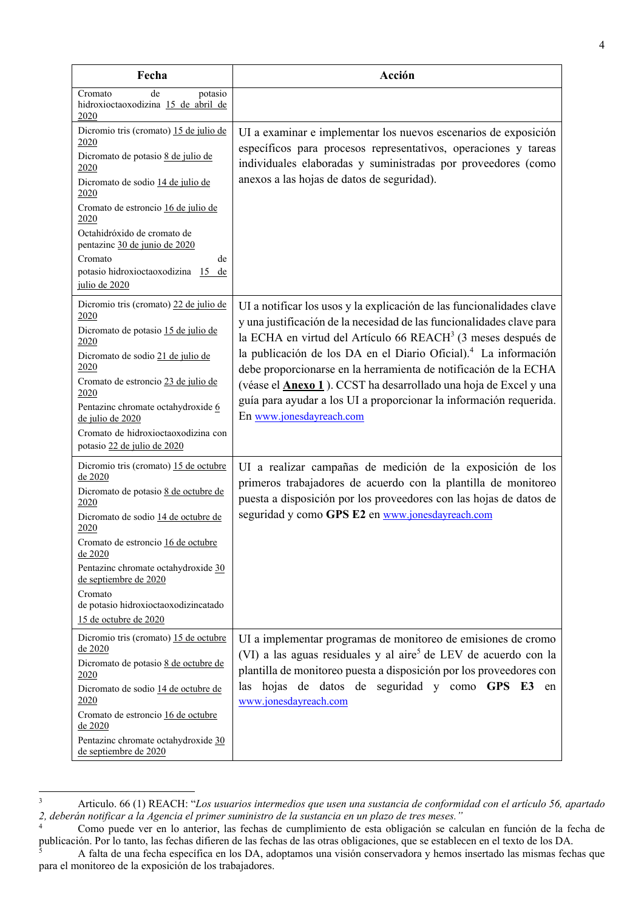| Fecha | Acción |
|---|---|
| Cromato de potasio hidroxioctaoxodizina 15 de abril de 2020 | |
| Dicromio tris (cromato) 15 de julio de 2020<br>Dicromato de potasio 8 de julio de 2020<br>Dicromato de sodio 14 de julio de 2020<br>Cromato de estroncio 16 de julio de 2020<br>Octahidróxido de cromato de pentazinc 30 de junio de 2020<br>Cromato de potasio hidroxioctaoxodizina 15 de julio de 2020 | UI a examinar e implementar los nuevos escenarios de exposición específicos para procesos representativos, operaciones y tareas individuales elaboradas y suministradas por proveedores (como anexos a las hojas de datos de seguridad). |
| Dicromio tris (cromato) 22 de julio de 2020<br>Dicromato de potasio 15 de julio de 2020<br>Dicromato de sodio 21 de julio de 2020<br>Cromato de estroncio 23 de julio de 2020<br>Pentazinc chromate octahydroxide 6 de julio de 2020<br>Cromato de hidroxioctaoxodizina con potasio 22 de julio de 2020 | UI a notificar los usos y la explicación de las funcionalidades clave y una justificación de la necesidad de las funcionalidades clave para la ECHA en virtud del Artículo 66 REACH[3] (3 meses después de la publicación de los DA en el Diario Oficial).[4] La información debe proporcionarse en la herramienta de notificación de la ECHA (véase el **Anexo 1** ). CCST ha desarrollado una hoja de Excel y una guía para ayudar a los UI a proporcionar la información requerida. En www.jonesdayreach.com |
| Dicromio tris (cromato) 15 de octubre de 2020<br>Dicromato de potasio 8 de octubre de 2020<br>Dicromato de sodio 14 de octubre de 2020<br>Cromato de estroncio 16 de octubre de 2020<br>Pentazinc chromate octahydroxide 30 de septiembre de 2020<br>Cromato de potasio hidroxioctaoxodizincatado 15 de octubre de 2020 | UI a realizar campañas de medición de la exposición de los primeros trabajadores de acuerdo con la plantilla de monitoreo puesta a disposición por los proveedores con las hojas de datos de seguridad y como **GPS E2** en www.jonesdayreach.com |
| Dicromio tris (cromato) 15 de octubre de 2020<br>Dicromato de potasio 8 de octubre de 2020<br>Dicromato de sodio 14 de octubre de 2020<br>Cromato de estroncio 16 de octubre de 2020<br>Pentazinc chromate octahydroxide 30 de septiembre de 2020 | UI a implementar programas de monitoreo de emisiones de cromo (VI) a las aguas residuales y al aire[5] de LEV de acuerdo con la plantilla de monitoreo puesta a disposición por los proveedores con las hojas de datos de seguridad y como **GPS E3** en www.jonesdayreach.com |

[3] Articulo. 66 (1) REACH: "*Los usuarios intermedios que usen una sustancia de conformidad con el artículo 56, apartado 2, deberán notificar a la Agencia el primer suministro de la sustancia en un plazo de tres meses.*"

[4] Como puede ver en lo anterior, las fechas de cumplimiento de esta obligación se calculan en función de la fecha de publicación. Por lo tanto, las fechas difieren de las fechas de las otras obligaciones, que se establecen en el texto de los DA.

[5] A falta de una fecha específica en los DA, adoptamos una visión conservadora y hemos insertado las mismas fechas que para el monitoreo de la exposición de los trabajadores.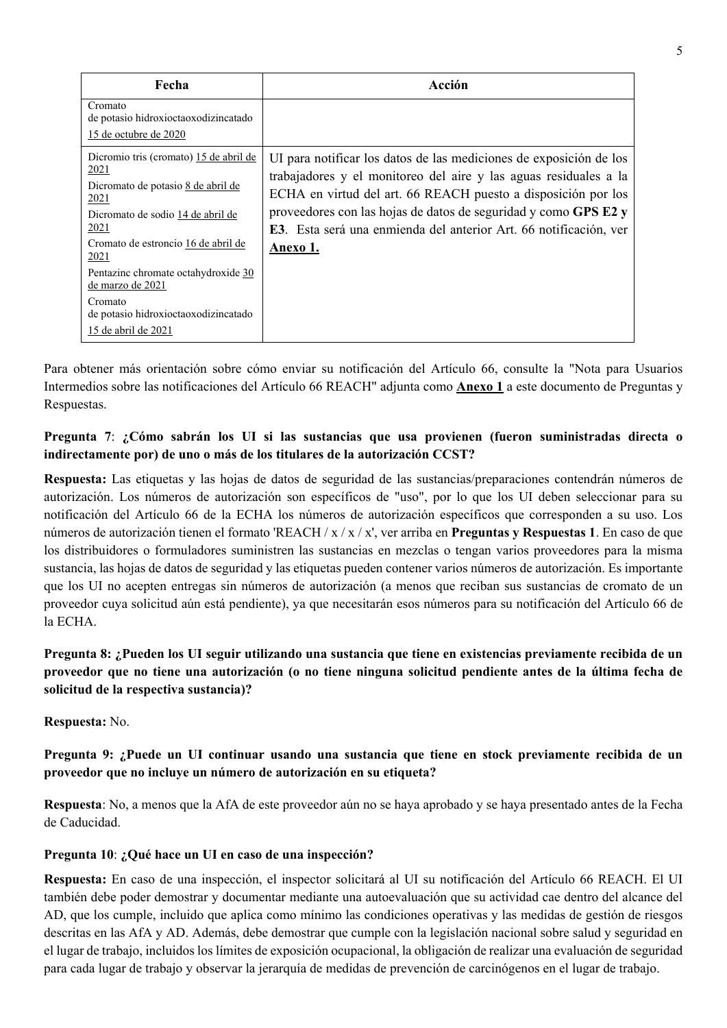| Fecha | Acción |
|---|---|
| Cromato de potasio hidroxioctaoxodizincatado 15 de octubre de 2020 | |
| Dicromio tris (cromato) 15 de abril de 2021<br>Dicromato de potasio 8 de abril de 2021<br>Dicromato de sodio 14 de abril de 2021<br>Cromato de estroncio 16 de abril de 2021<br>Pentazinc chromate octahydroxide 30 de marzo de 2021<br>Cromato de potasio hidroxioctaoxodizincatado 15 de abril de 2021 | UI para notificar los datos de las mediciones de exposición de los trabajadores y el monitoreo del aire y las aguas residuales a la ECHA en virtud del art. 66 REACH puesto a disposición por los proveedores con las hojas de datos de seguridad y como **GPS E2 y E3**. Esta será una enmienda del anterior Art. 66 notificación, ver **Anexo 1.** |

Para obtener más orientación sobre cómo enviar su notificación del Artículo 66, consulte la "Nota para Usuarios Intermedios sobre las notificaciones del Artículo 66 REACH" adjunta como **Anexo 1** a este documento de Preguntas y Respuestas.

**Pregunta 7**: **¿Cómo sabrán los UI si las sustancias que usa provienen (fueron suministradas directa o indirectamente por) de uno o más de los titulares de la autorización CCST?**

**Respuesta:** Las etiquetas y las hojas de datos de seguridad de las sustancias/preparaciones contendrán números de autorización. Los números de autorización son específicos de "uso", por lo que los UI deben seleccionar para su notificación del Artículo 66 de la ECHA los números de autorización específicos que corresponden a su uso. Los números de autorización tienen el formato 'REACH / x / x / x', ver arriba en **Preguntas y Respuestas 1**. En caso de que los distribuidores o formuladores suministren las sustancias en mezclas o tengan varios proveedores para la misma sustancia, las hojas de datos de seguridad y las etiquetas pueden contener varios números de autorización. Es importante que los UI no acepten entregas sin números de autorización (a menos que reciban sus sustancias de cromato de un proveedor cuya solicitud aún está pendiente), ya que necesitarán esos números para su notificación del Artículo 66 de la ECHA.

**Pregunta 8: ¿Pueden los UI seguir utilizando una sustancia que tiene en existencias previamente recibida de un proveedor que no tiene una autorización (o no tiene ninguna solicitud pendiente antes de la última fecha de solicitud de la respectiva sustancia)?**

**Respuesta:** No.

**Pregunta 9: ¿Puede un UI continuar usando una sustancia que tiene en stock previamente recibida de un proveedor que no incluye un número de autorización en su etiqueta?**

**Respuesta**: No, a menos que la AfA de este proveedor aún no se haya aprobado y se haya presentado antes de la Fecha de Caducidad.

**Pregunta 10**: **¿Qué hace un UI en caso de una inspección?**

**Respuesta:** En caso de una inspección, el inspector solicitará al UI su notificación del Artículo 66 REACH. El UI también debe poder demostrar y documentar mediante una autoevaluación que su actividad cae dentro del alcance del AD, que los cumple, incluido que aplica como mínimo las condiciones operativas y las medidas de gestión de riesgos descritas en las AfA y AD. Además, debe demostrar que cumple con la legislación nacional sobre salud y seguridad en el lugar de trabajo, incluidos los límites de exposición ocupacional, la obligación de realizar una evaluación de seguridad para cada lugar de trabajo y observar la jerarquía de medidas de prevención de carcinógenos en el lugar de trabajo.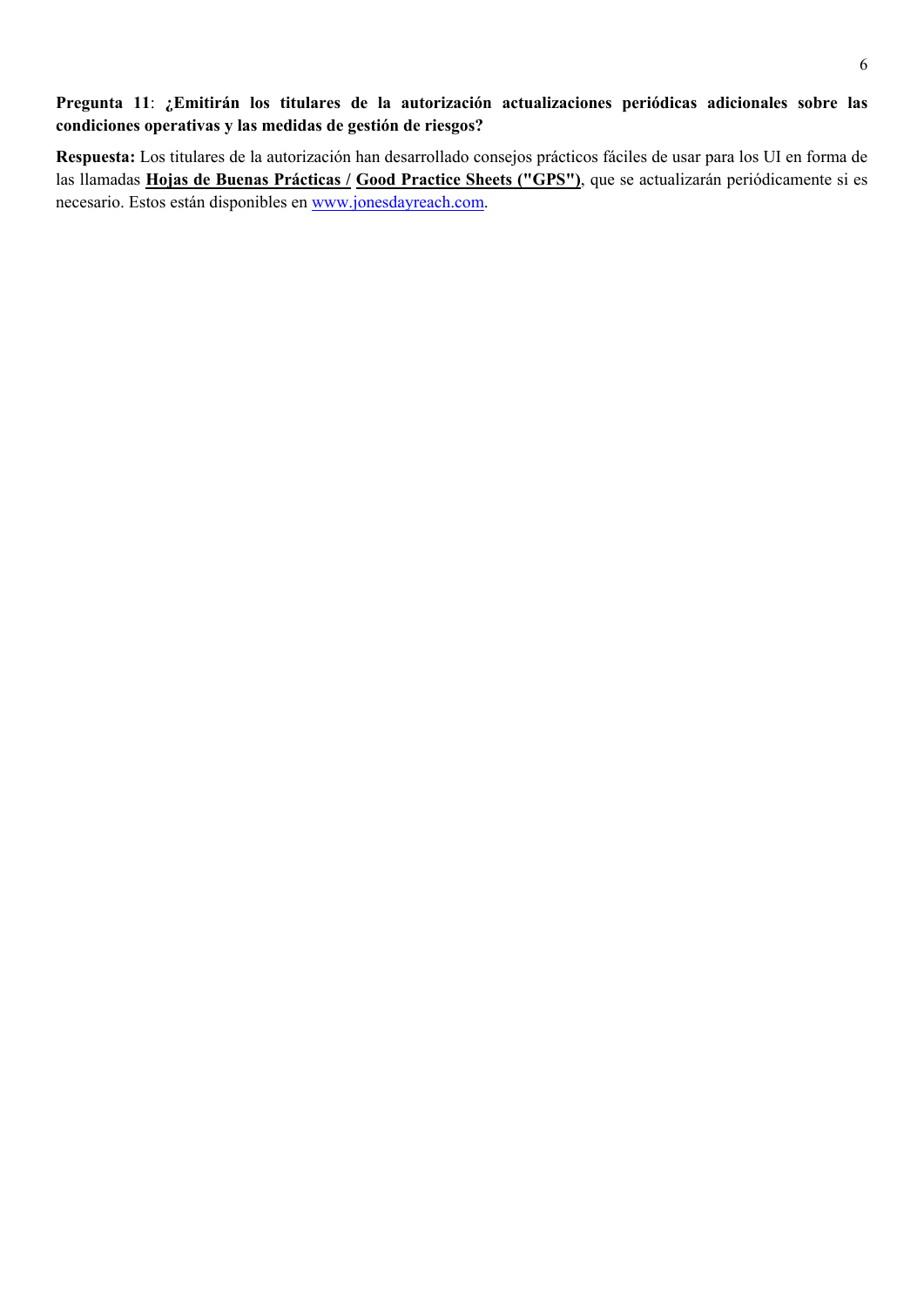**Pregunta 11**: **¿Emitirán los titulares de la autorización actualizaciones periódicas adicionales sobre las condiciones operativas y las medidas de gestión de riesgos?**

**Respuesta:** Los titulares de la autorización han desarrollado consejos prácticos fáciles de usar para los UI en forma de las llamadas **Hojas de Buenas Prácticas / Good Practice Sheets ("GPS")**, que se actualizarán periódicamente si es necesario. Estos están disponibles en www.jonesdayreach.com.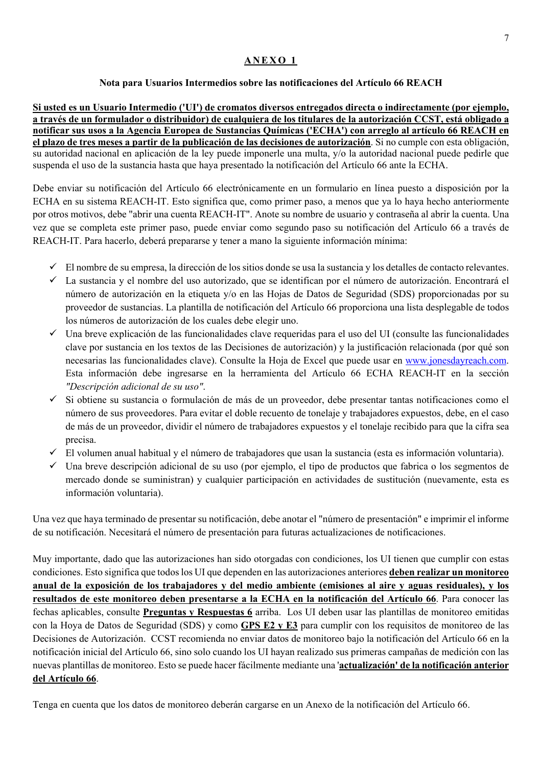## ANEXO 1

### Nota para Usuarios Intermedios sobre las notificaciones del Artículo 66 REACH

**Si usted es un Usuario Intermedio ('UI') de cromatos diversos entregados directa o indirectamente (por ejemplo, a través de un formulador o distribuidor) de cualquiera de los titulares de la autorización CCST, está obligado a notificar sus usos a la Agencia Europea de Sustancias Químicas ('ECHA') con arreglo al artículo 66 REACH en el plazo de tres meses a partir de la publicación de las decisiones de autorización**. Si no cumple con esta obligación, su autoridad nacional en aplicación de la ley puede imponerle una multa, y/o la autoridad nacional puede pedirle que suspenda el uso de la sustancia hasta que haya presentado la notificación del Artículo 66 ante la ECHA.

Debe enviar su notificación del Artículo 66 electrónicamente en un formulario en línea puesto a disposición por la ECHA en su sistema REACH-IT. Esto significa que, como primer paso, a menos que ya lo haya hecho anteriormente por otros motivos, debe "abrir una cuenta REACH-IT". Anote su nombre de usuario y contraseña al abrir la cuenta. Una vez que se completa este primer paso, puede enviar como segundo paso su notificación del Artículo 66 a través de REACH-IT. Para hacerlo, deberá prepararse y tener a mano la siguiente información mínima:

- ✓ El nombre de su empresa, la dirección de los sitios donde se usa la sustancia y los detalles de contacto relevantes.
- ✓ La sustancia y el nombre del uso autorizado, que se identifican por el número de autorización. Encontrará el número de autorización en la etiqueta y/o en las Hojas de Datos de Seguridad (SDS) proporcionadas por su proveedor de sustancias. La plantilla de notificación del Artículo 66 proporciona una lista desplegable de todos los números de autorización de los cuales debe elegir uno.
- ✓ Una breve explicación de las funcionalidades clave requeridas para el uso del UI (consulte las funcionalidades clave por sustancia en los textos de las Decisiones de autorización) y la justificación relacionada (por qué son necesarias las funcionalidades clave). Consulte la Hoja de Excel que puede usar en www.jonesdayreach.com. Esta información debe ingresarse en la herramienta del Artículo 66 ECHA REACH-IT en la sección *"Descripción adicional de su uso"*.
- ✓ Si obtiene su sustancia o formulación de más de un proveedor, debe presentar tantas notificaciones como el número de sus proveedores. Para evitar el doble recuento de tonelaje y trabajadores expuestos, debe, en el caso de más de un proveedor, dividir el número de trabajadores expuestos y el tonelaje recibido para que la cifra sea precisa.
- ✓ El volumen anual habitual y el número de trabajadores que usan la sustancia (esta es información voluntaria).
- ✓ Una breve descripción adicional de su uso (por ejemplo, el tipo de productos que fabrica o los segmentos de mercado donde se suministran) y cualquier participación en actividades de sustitución (nuevamente, esta es información voluntaria).

Una vez que haya terminado de presentar su notificación, debe anotar el "número de presentación" e imprimir el informe de su notificación. Necesitará el número de presentación para futuras actualizaciones de notificaciones.

Muy importante, dado que las autorizaciones han sido otorgadas con condiciones, los UI tienen que cumplir con estas condiciones. Esto significa que todos los UI que dependen en las autorizaciones anteriores **deben realizar un monitoreo anual de la exposición de los trabajadores y del medio ambiente (emisiones al aire y aguas residuales), y los resultados de este monitoreo deben presentarse a la ECHA en la notificación del Artículo 66**. Para conocer las fechas aplicables, consulte **Preguntas y Respuestas 6** arriba. Los UI deben usar las plantillas de monitoreo emitidas con la Hoya de Datos de Seguridad (SDS) y como **GPS E2 y E3** para cumplir con los requisitos de monitoreo de las Decisiones de Autorización. CCST recomienda no enviar datos de monitoreo bajo la notificación del Artículo 66 en la notificación inicial del Artículo 66, sino solo cuando los UI hayan realizado sus primeras campañas de medición con las nuevas plantillas de monitoreo. Esto se puede hacer fácilmente mediante una '**actualización' de la notificación anterior del Artículo 66**.

Tenga en cuenta que los datos de monitoreo deberán cargarse en un Anexo de la notificación del Artículo 66.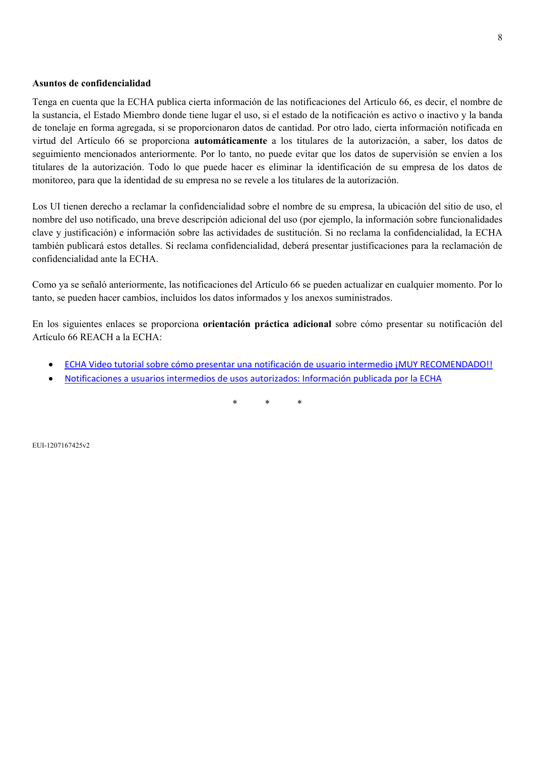**Asuntos de confidencialidad**

Tenga en cuenta que la ECHA publica cierta información de las notificaciones del Artículo 66, es decir, el nombre de la sustancia, el Estado Miembro donde tiene lugar el uso, si el estado de la notificación es activo o inactivo y la banda de tonelaje en forma agregada, si se proporcionaron datos de cantidad. Por otro lado, cierta información notificada en virtud del Artículo 66 se proporciona **automáticamente** a los titulares de la autorización, a saber, los datos de seguimiento mencionados anteriormente. Por lo tanto, no puede evitar que los datos de supervisión se envíen a los titulares de la autorización. Todo lo que puede hacer es eliminar la identificación de su empresa de los datos de monitoreo, para que la identidad de su empresa no se revele a los titulares de la autorización.

Los UI tienen derecho a reclamar la confidencialidad sobre el nombre de su empresa, la ubicación del sitio de uso, el nombre del uso notificado, una breve descripción adicional del uso (por ejemplo, la información sobre funcionalidades clave y justificación) e información sobre las actividades de sustitución. Si no reclama la confidencialidad, la ECHA también publicará estos detalles. Si reclama confidencialidad, deberá presentar justificaciones para la reclamación de confidencialidad ante la ECHA.

Como ya se señaló anteriormente, las notificaciones del Artículo 66 se pueden actualizar en cualquier momento. Por lo tanto, se pueden hacer cambios, incluidos los datos informados y los anexos suministrados.

En los siguientes enlaces se proporciona **orientación práctica adicional** sobre cómo presentar su notificación del Artículo 66 REACH a la ECHA:

- ECHA Video tutorial sobre cómo presentar una notificación de usuario intermedio ¡MUY RECOMENDADO!!
- Notificaciones a usuarios intermedios de usos autorizados: Información publicada por la ECHA

\*   \*   \*

EUI-1207167425v2